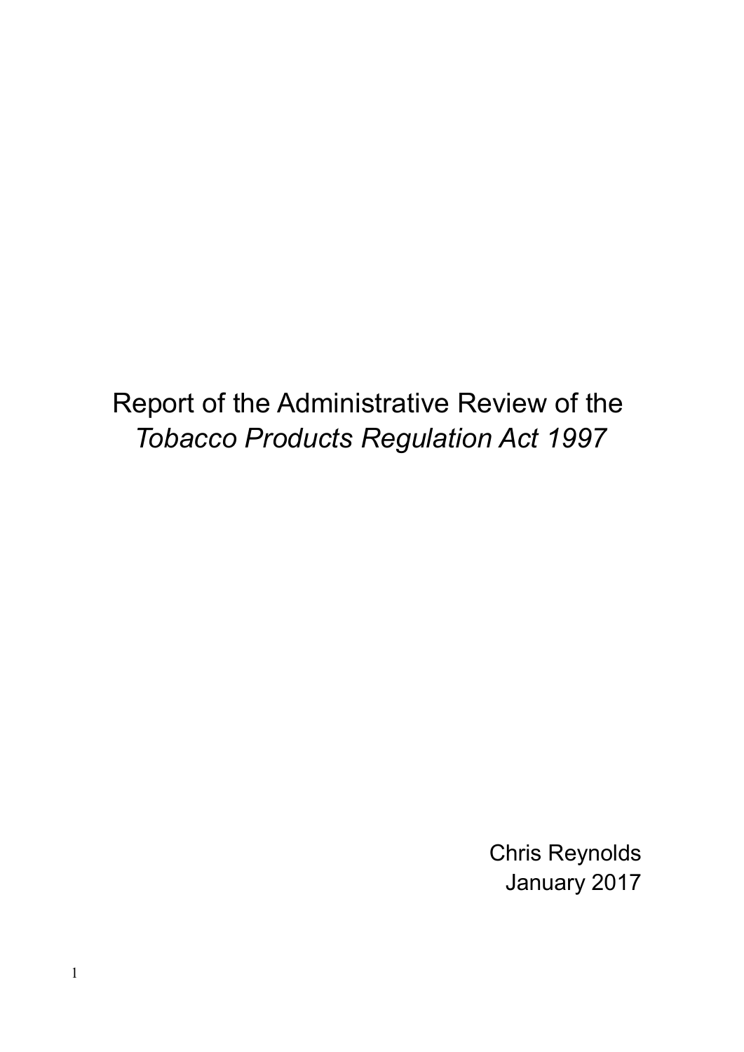# Report of the Administrative Review of the *Tobacco Products Regulation Act 1997*

Chris Reynolds
January 2017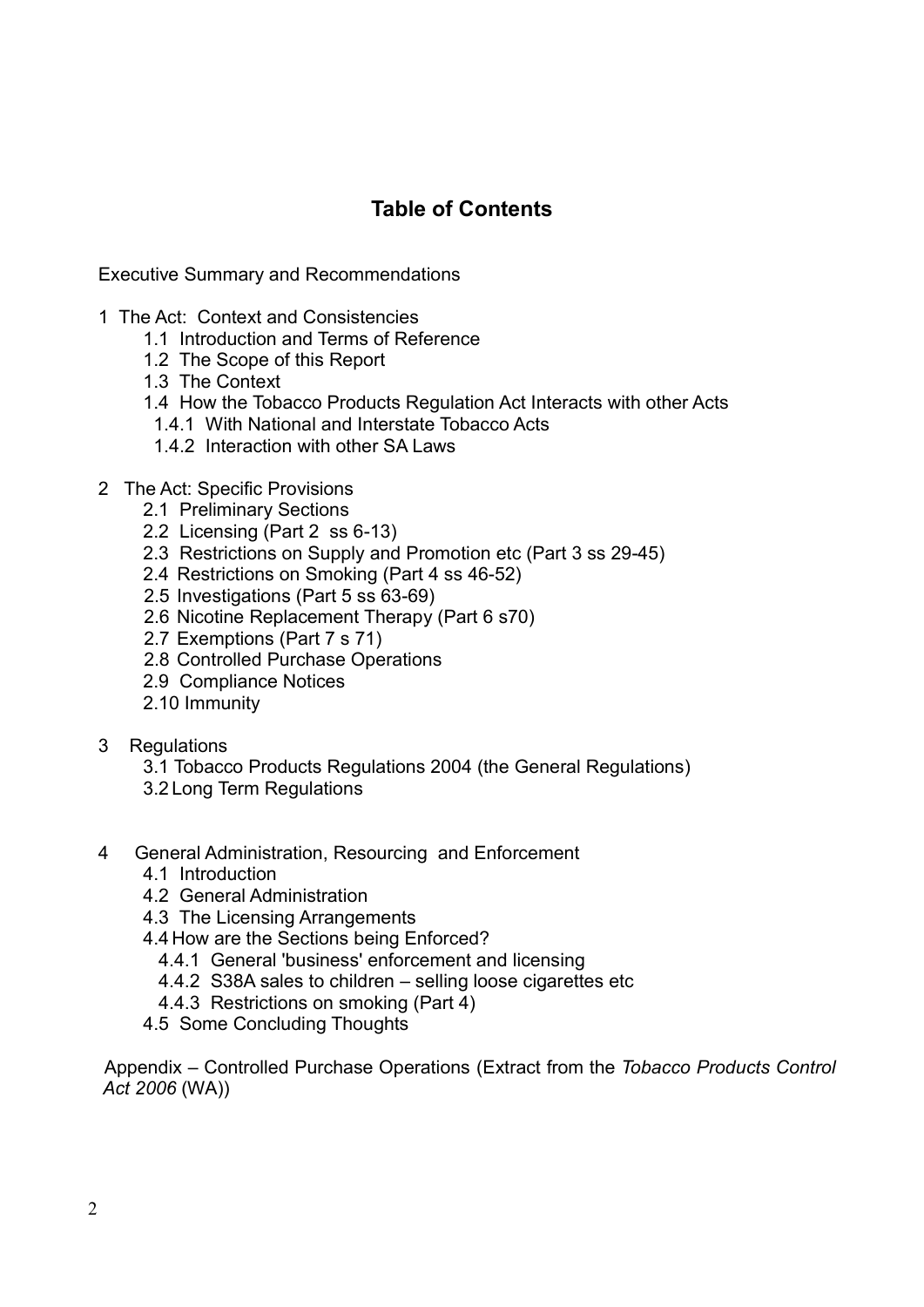## Table of Contents

Executive Summary and Recommendations

1 The Act: Context and Consistencies
   - 1.1 Introduction and Terms of Reference
   - 1.2 The Scope of this Report
   - 1.3 The Context
   - 1.4 How the Tobacco Products Regulation Act Interacts with other Acts
     - 1.4.1 With National and Interstate Tobacco Acts
     - 1.4.2 Interaction with other SA Laws

2 The Act: Specific Provisions
   - 2.1 Preliminary Sections
   - 2.2 Licensing (Part 2 ss 6-13)
   - 2.3 Restrictions on Supply and Promotion etc (Part 3 ss 29-45)
   - 2.4 Restrictions on Smoking (Part 4 ss 46-52)
   - 2.5 Investigations (Part 5 ss 63-69)
   - 2.6 Nicotine Replacement Therapy (Part 6 s70)
   - 2.7 Exemptions (Part 7 s 71)
   - 2.8 Controlled Purchase Operations
   - 2.9 Compliance Notices
   - 2.10 Immunity

3 Regulations
   - 3.1 Tobacco Products Regulations 2004 (the General Regulations)
   - 3.2 Long Term Regulations

4 General Administration, Resourcing and Enforcement
   - 4.1 Introduction
   - 4.2 General Administration
   - 4.3 The Licensing Arrangements
   - 4.4 How are the Sections being Enforced?
     - 4.4.1 General 'business' enforcement and licensing
     - 4.4.2 S38A sales to children – selling loose cigarettes etc
     - 4.4.3 Restrictions on smoking (Part 4)
   - 4.5 Some Concluding Thoughts

Appendix – Controlled Purchase Operations (Extract from the *Tobacco Products Control Act 2006* (WA))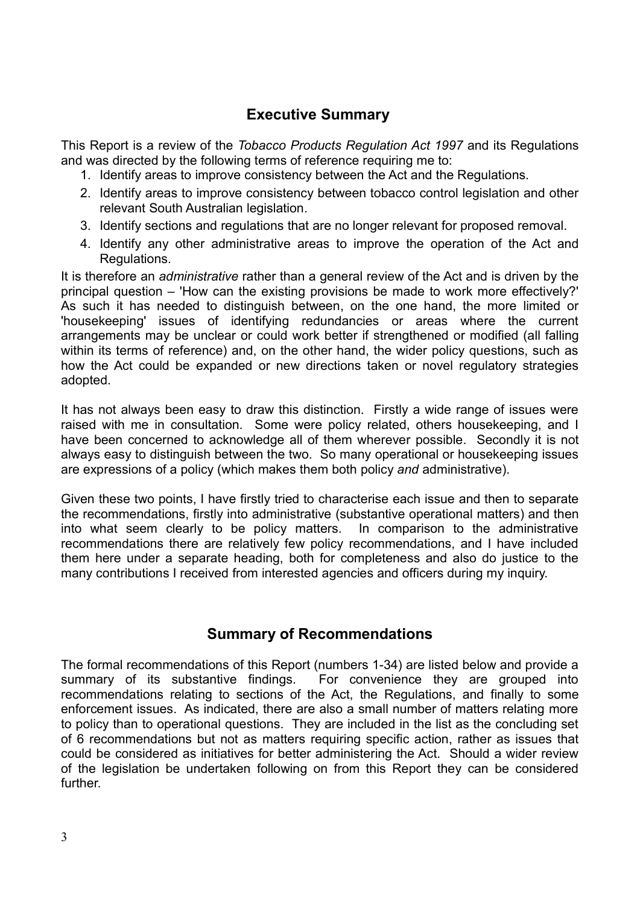## Executive Summary

This Report is a review of the *Tobacco Products Regulation Act 1997* and its Regulations and was directed by the following terms of reference requiring me to:

1. Identify areas to improve consistency between the Act and the Regulations.
2. Identify areas to improve consistency between tobacco control legislation and other relevant South Australian legislation.
3. Identify sections and regulations that are no longer relevant for proposed removal.
4. Identify any other administrative areas to improve the operation of the Act and Regulations.

It is therefore an *administrative* rather than a general review of the Act and is driven by the principal question – 'How can the existing provisions be made to work more effectively?' As such it has needed to distinguish between, on the one hand, the more limited or 'housekeeping' issues of identifying redundancies or areas where the current arrangements may be unclear or could work better if strengthened or modified (all falling within its terms of reference) and, on the other hand, the wider policy questions, such as how the Act could be expanded or new directions taken or novel regulatory strategies adopted.

It has not always been easy to draw this distinction. Firstly a wide range of issues were raised with me in consultation. Some were policy related, others housekeeping, and I have been concerned to acknowledge all of them wherever possible. Secondly it is not always easy to distinguish between the two. So many operational or housekeeping issues are expressions of a policy (which makes them both policy *and* administrative).

Given these two points, I have firstly tried to characterise each issue and then to separate the recommendations, firstly into administrative (substantive operational matters) and then into what seem clearly to be policy matters. In comparison to the administrative recommendations there are relatively few policy recommendations, and I have included them here under a separate heading, both for completeness and also do justice to the many contributions I received from interested agencies and officers during my inquiry.

## Summary of Recommendations

The formal recommendations of this Report (numbers 1-34) are listed below and provide a summary of its substantive findings. For convenience they are grouped into recommendations relating to sections of the Act, the Regulations, and finally to some enforcement issues. As indicated, there are also a small number of matters relating more to policy than to operational questions. They are included in the list as the concluding set of 6 recommendations but not as matters requiring specific action, rather as issues that could be considered as initiatives for better administering the Act. Should a wider review of the legislation be undertaken following on from this Report they can be considered further.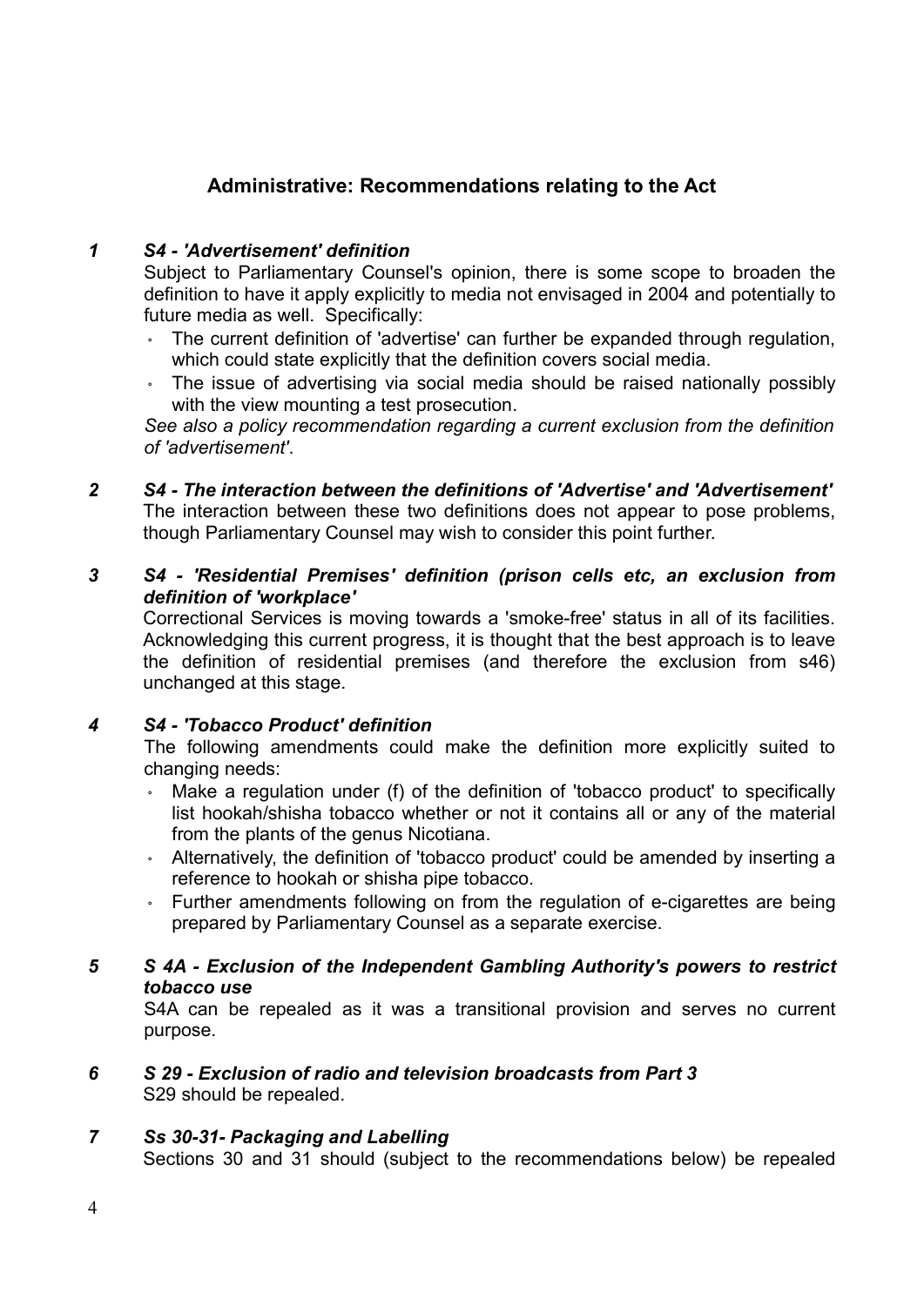## Administrative: Recommendations relating to the Act

***1 S4 - 'Advertisement' definition***

Subject to Parliamentary Counsel's opinion, there is some scope to broaden the definition to have it apply explicitly to media not envisaged in 2004 and potentially to future media as well. Specifically:

- The current definition of 'advertise' can further be expanded through regulation, which could state explicitly that the definition covers social media.
- The issue of advertising via social media should be raised nationally possibly with the view mounting a test prosecution.

*See also a policy recommendation regarding a current exclusion from the definition of 'advertisement'.*

***2 S4 - The interaction between the definitions of 'Advertise' and 'Advertisement'***

The interaction between these two definitions does not appear to pose problems, though Parliamentary Counsel may wish to consider this point further.

***3 S4 - 'Residential Premises' definition (prison cells etc, an exclusion from definition of 'workplace'***

Correctional Services is moving towards a 'smoke-free' status in all of its facilities. Acknowledging this current progress, it is thought that the best approach is to leave the definition of residential premises (and therefore the exclusion from s46) unchanged at this stage.

***4 S4 - 'Tobacco Product' definition***

The following amendments could make the definition more explicitly suited to changing needs:

- Make a regulation under (f) of the definition of 'tobacco product' to specifically list hookah/shisha tobacco whether or not it contains all or any of the material from the plants of the genus Nicotiana.
- Alternatively, the definition of 'tobacco product' could be amended by inserting a reference to hookah or shisha pipe tobacco.
- Further amendments following on from the regulation of e-cigarettes are being prepared by Parliamentary Counsel as a separate exercise.

***5 S 4A - Exclusion of the Independent Gambling Authority's powers to restrict tobacco use***

S4A can be repealed as it was a transitional provision and serves no current purpose.

***6 S 29 - Exclusion of radio and television broadcasts from Part 3***

S29 should be repealed.

***7 Ss 30-31- Packaging and Labelling***

Sections 30 and 31 should (subject to the recommendations below) be repealed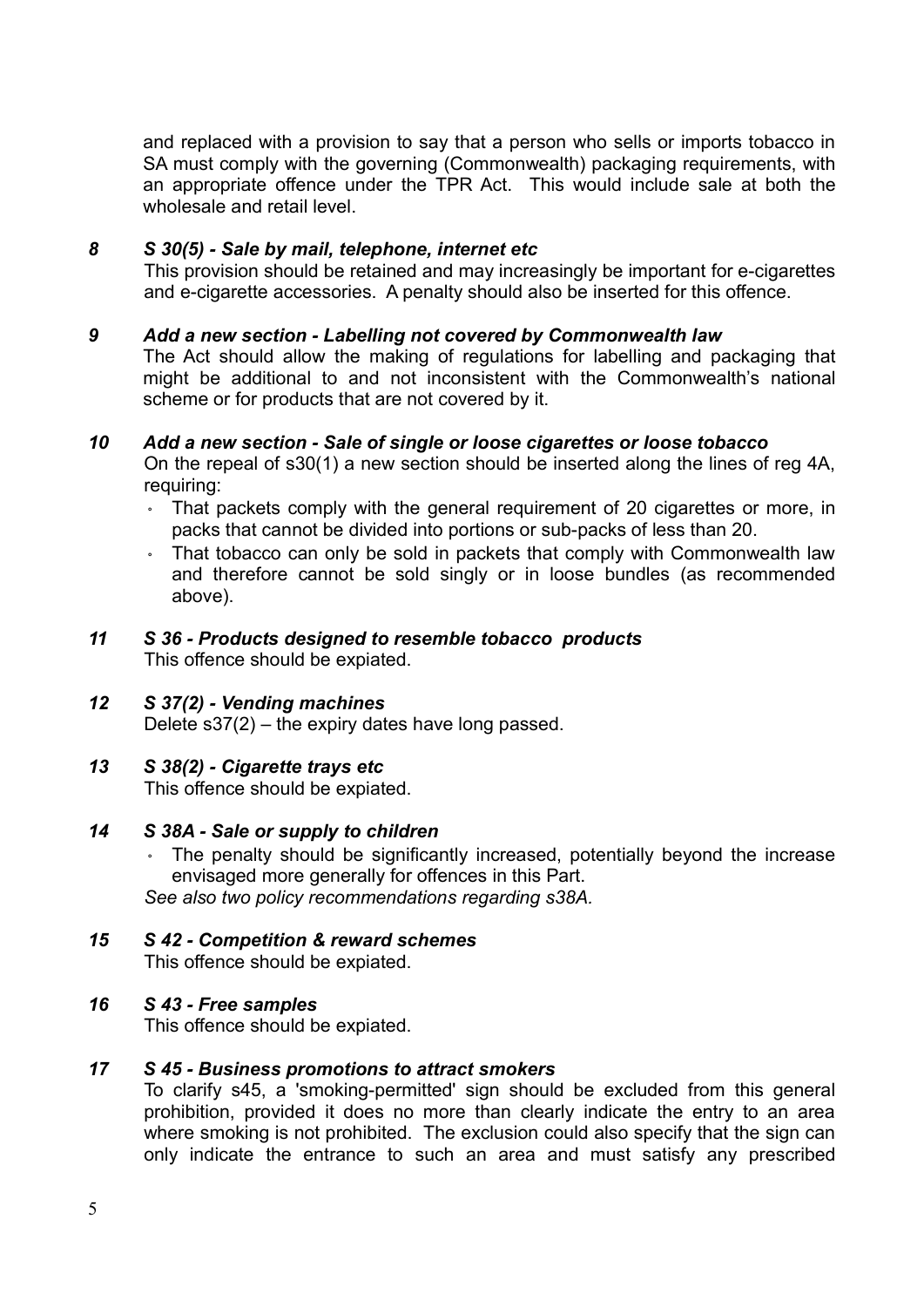and replaced with a provision to say that a person who sells or imports tobacco in SA must comply with the governing (Commonwealth) packaging requirements, with an appropriate offence under the TPR Act. This would include sale at both the wholesale and retail level.

***8 S 30(5) - Sale by mail, telephone, internet etc***

This provision should be retained and may increasingly be important for e-cigarettes and e-cigarette accessories. A penalty should also be inserted for this offence.

***9 Add a new section - Labelling not covered by Commonwealth law***

The Act should allow the making of regulations for labelling and packaging that might be additional to and not inconsistent with the Commonwealth's national scheme or for products that are not covered by it.

***10 Add a new section - Sale of single or loose cigarettes or loose tobacco***

On the repeal of s30(1) a new section should be inserted along the lines of reg 4A, requiring:

- That packets comply with the general requirement of 20 cigarettes or more, in packs that cannot be divided into portions or sub-packs of less than 20.
- That tobacco can only be sold in packets that comply with Commonwealth law and therefore cannot be sold singly or in loose bundles (as recommended above).

***11 S 36 - Products designed to resemble tobacco products***

This offence should be expiated.

***12 S 37(2) - Vending machines***

Delete s37(2) – the expiry dates have long passed.

***13 S 38(2) - Cigarette trays etc***

This offence should be expiated.

***14 S 38A - Sale or supply to children***

- The penalty should be significantly increased, potentially beyond the increase envisaged more generally for offences in this Part.

*See also two policy recommendations regarding s38A.*

***15 S 42 - Competition & reward schemes***

This offence should be expiated.

***16 S 43 - Free samples***

This offence should be expiated.

***17 S 45 - Business promotions to attract smokers***

To clarify s45, a 'smoking-permitted' sign should be excluded from this general prohibition, provided it does no more than clearly indicate the entry to an area where smoking is not prohibited. The exclusion could also specify that the sign can only indicate the entrance to such an area and must satisfy any prescribed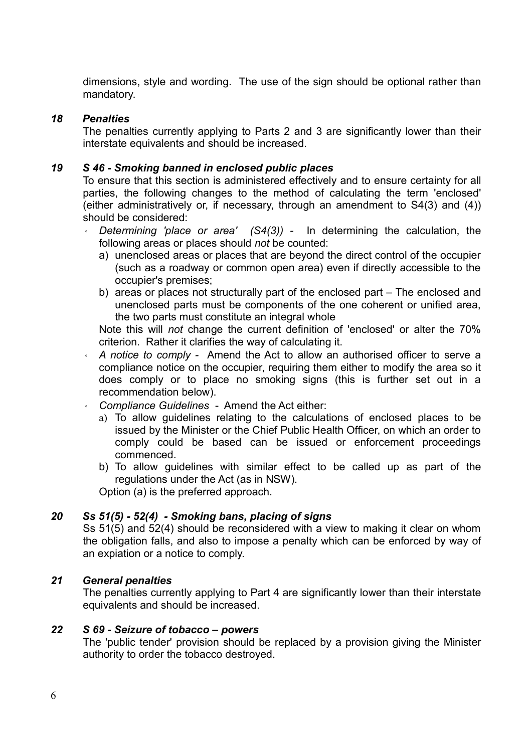dimensions, style and wording. The use of the sign should be optional rather than mandatory.

### *18 Penalties*

The penalties currently applying to Parts 2 and 3 are significantly lower than their interstate equivalents and should be increased.

### *19 S 46 - Smoking banned in enclosed public places*

To ensure that this section is administered effectively and to ensure certainty for all parties, the following changes to the method of calculating the term 'enclosed' (either administratively or, if necessary, through an amendment to S4(3) and (4)) should be considered:

- *Determining 'place or area' (S4(3))* - In determining the calculation, the following areas or places should *not* be counted:
  a) unenclosed areas or places that are beyond the direct control of the occupier (such as a roadway or common open area) even if directly accessible to the occupier's premises;
  b) areas or places not structurally part of the enclosed part – The enclosed and unenclosed parts must be components of the one coherent or unified area, the two parts must constitute an integral whole

  Note this will *not* change the current definition of 'enclosed' or alter the 70% criterion. Rather it clarifies the way of calculating it.
- *A notice to comply* - Amend the Act to allow an authorised officer to serve a compliance notice on the occupier, requiring them either to modify the area so it does comply or to place no smoking signs (this is further set out in a recommendation below).
- *Compliance Guidelines* - Amend the Act either:
  a) To allow guidelines relating to the calculations of enclosed places to be issued by the Minister or the Chief Public Health Officer, on which an order to comply could be based can be issued or enforcement proceedings commenced.
  b) To allow guidelines with similar effect to be called up as part of the regulations under the Act (as in NSW).

  Option (a) is the preferred approach.

### *20 Ss 51(5) - 52(4) - Smoking bans, placing of signs*

Ss 51(5) and 52(4) should be reconsidered with a view to making it clear on whom the obligation falls, and also to impose a penalty which can be enforced by way of an expiation or a notice to comply.

### *21 General penalties*

The penalties currently applying to Part 4 are significantly lower than their interstate equivalents and should be increased.

### *22 S 69 - Seizure of tobacco – powers*

The 'public tender' provision should be replaced by a provision giving the Minister authority to order the tobacco destroyed.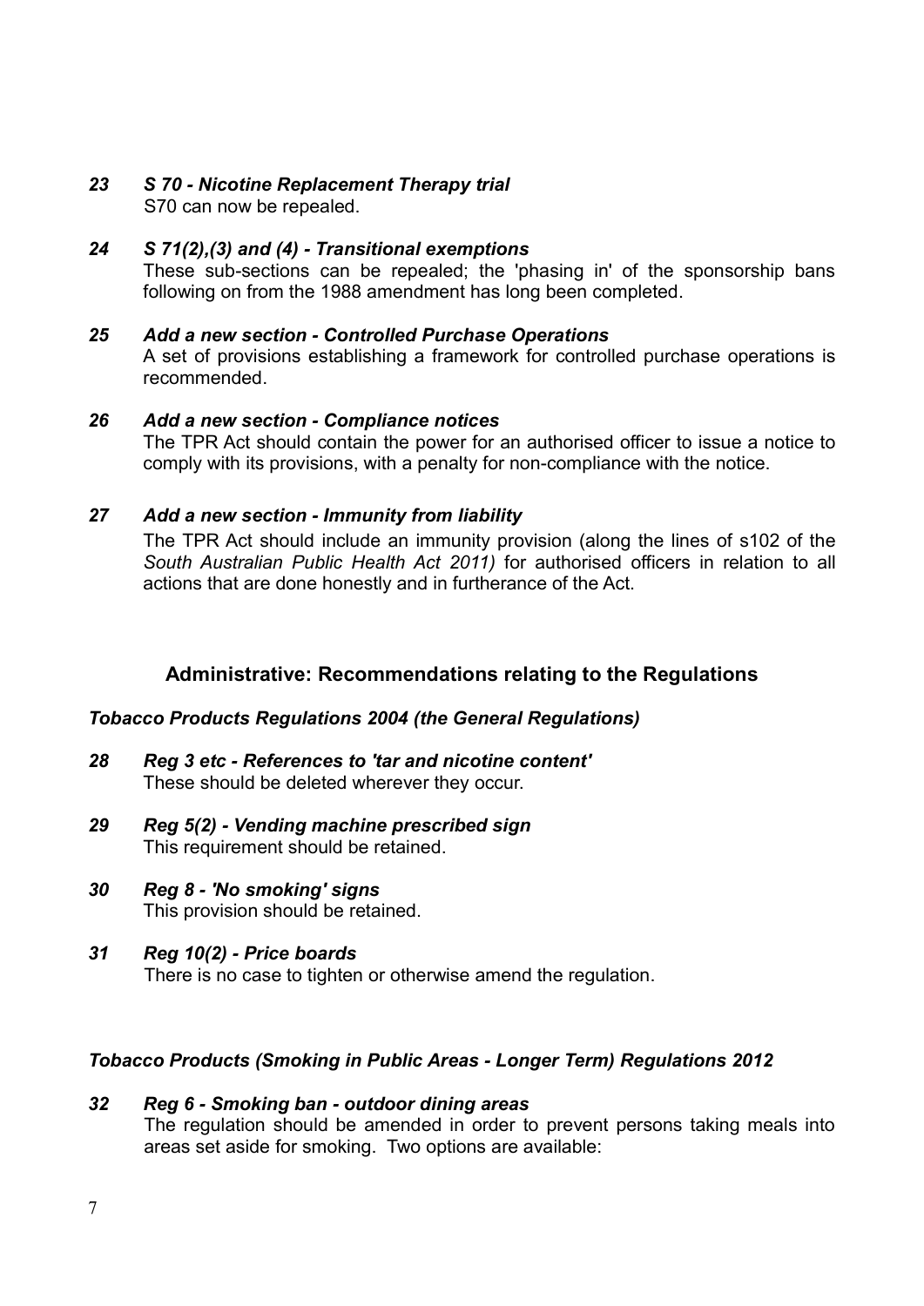***23 S 70 - Nicotine Replacement Therapy trial***

S70 can now be repealed.

***24 S 71(2),(3) and (4) - Transitional exemptions***

These sub-sections can be repealed; the 'phasing in' of the sponsorship bans following on from the 1988 amendment has long been completed.

***25 Add a new section - Controlled Purchase Operations***

A set of provisions establishing a framework for controlled purchase operations is recommended.

***26 Add a new section - Compliance notices***

The TPR Act should contain the power for an authorised officer to issue a notice to comply with its provisions, with a penalty for non-compliance with the notice.

***27 Add a new section - Immunity from liability***

The TPR Act should include an immunity provision (along the lines of s102 of the *South Australian Public Health Act 2011)* for authorised officers in relation to all actions that are done honestly and in furtherance of the Act.

## Administrative: Recommendations relating to the Regulations

***Tobacco Products Regulations 2004 (the General Regulations)***

***28 Reg 3 etc - References to 'tar and nicotine content'***

These should be deleted wherever they occur.

***29 Reg 5(2) - Vending machine prescribed sign***

This requirement should be retained.

***30 Reg 8 - 'No smoking' signs***

This provision should be retained.

***31 Reg 10(2) - Price boards***

There is no case to tighten or otherwise amend the regulation.

***Tobacco Products (Smoking in Public Areas - Longer Term) Regulations 2012***

***32 Reg 6 - Smoking ban - outdoor dining areas***

The regulation should be amended in order to prevent persons taking meals into areas set aside for smoking. Two options are available: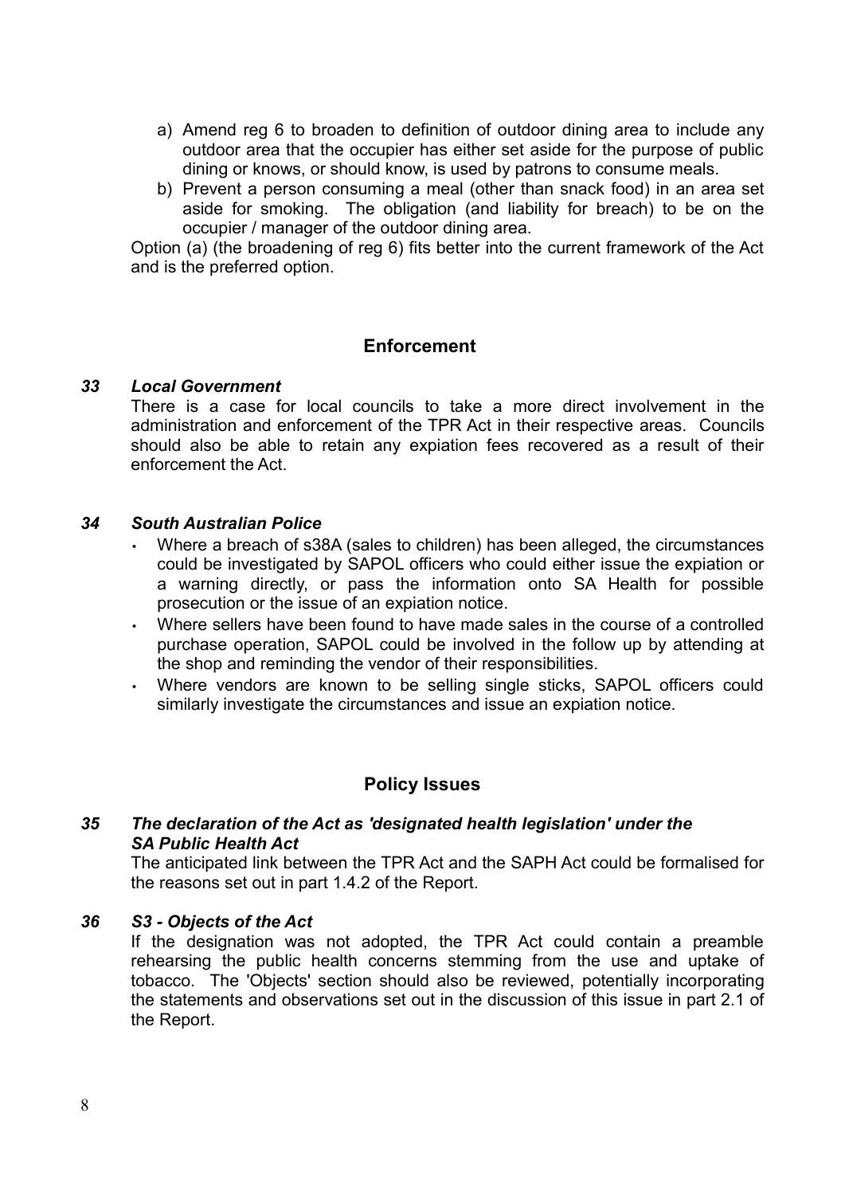a) Amend reg 6 to broaden to definition of outdoor dining area to include any outdoor area that the occupier has either set aside for the purpose of public dining or knows, or should know, is used by patrons to consume meals.
b) Prevent a person consuming a meal (other than snack food) in an area set aside for smoking. The obligation (and liability for breach) to be on the occupier / manager of the outdoor dining area.

Option (a) (the broadening of reg 6) fits better into the current framework of the Act and is the preferred option.

## Enforcement

### *33 Local Government*

There is a case for local councils to take a more direct involvement in the administration and enforcement of the TPR Act in their respective areas. Councils should also be able to retain any expiation fees recovered as a result of their enforcement the Act.

### *34 South Australian Police*

- Where a breach of s38A (sales to children) has been alleged, the circumstances could be investigated by SAPOL officers who could either issue the expiation or a warning directly, or pass the information onto SA Health for possible prosecution or the issue of an expiation notice.
- Where sellers have been found to have made sales in the course of a controlled purchase operation, SAPOL could be involved in the follow up by attending at the shop and reminding the vendor of their responsibilities.
- Where vendors are known to be selling single sticks, SAPOL officers could similarly investigate the circumstances and issue an expiation notice.

## Policy Issues

### *35 The declaration of the Act as 'designated health legislation' under the SA Public Health Act*

The anticipated link between the TPR Act and the SAPH Act could be formalised for the reasons set out in part 1.4.2 of the Report.

### *36 S3 - Objects of the Act*

If the designation was not adopted, the TPR Act could contain a preamble rehearsing the public health concerns stemming from the use and uptake of tobacco. The 'Objects' section should also be reviewed, potentially incorporating the statements and observations set out in the discussion of this issue in part 2.1 of the Report.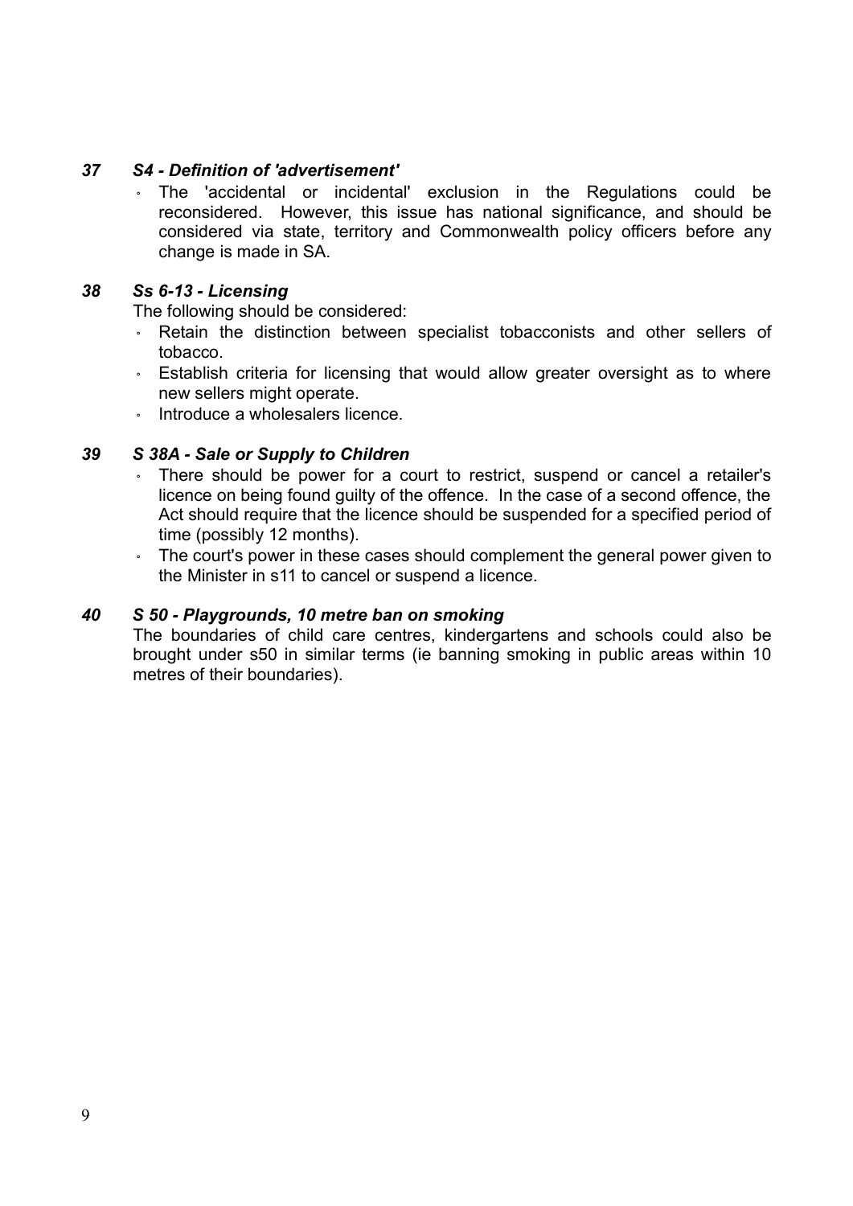### *37 S4 - Definition of 'advertisement'*

- The 'accidental or incidental' exclusion in the Regulations could be reconsidered. However, this issue has national significance, and should be considered via state, territory and Commonwealth policy officers before any change is made in SA.

### *38 Ss 6-13 - Licensing*

The following should be considered:

- Retain the distinction between specialist tobacconists and other sellers of tobacco.
- Establish criteria for licensing that would allow greater oversight as to where new sellers might operate.
- Introduce a wholesalers licence.

### *39 S 38A - Sale or Supply to Children*

- There should be power for a court to restrict, suspend or cancel a retailer's licence on being found guilty of the offence. In the case of a second offence, the Act should require that the licence should be suspended for a specified period of time (possibly 12 months).
- The court's power in these cases should complement the general power given to the Minister in s11 to cancel or suspend a licence.

### *40 S 50 - Playgrounds, 10 metre ban on smoking*

The boundaries of child care centres, kindergartens and schools could also be brought under s50 in similar terms (ie banning smoking in public areas within 10 metres of their boundaries).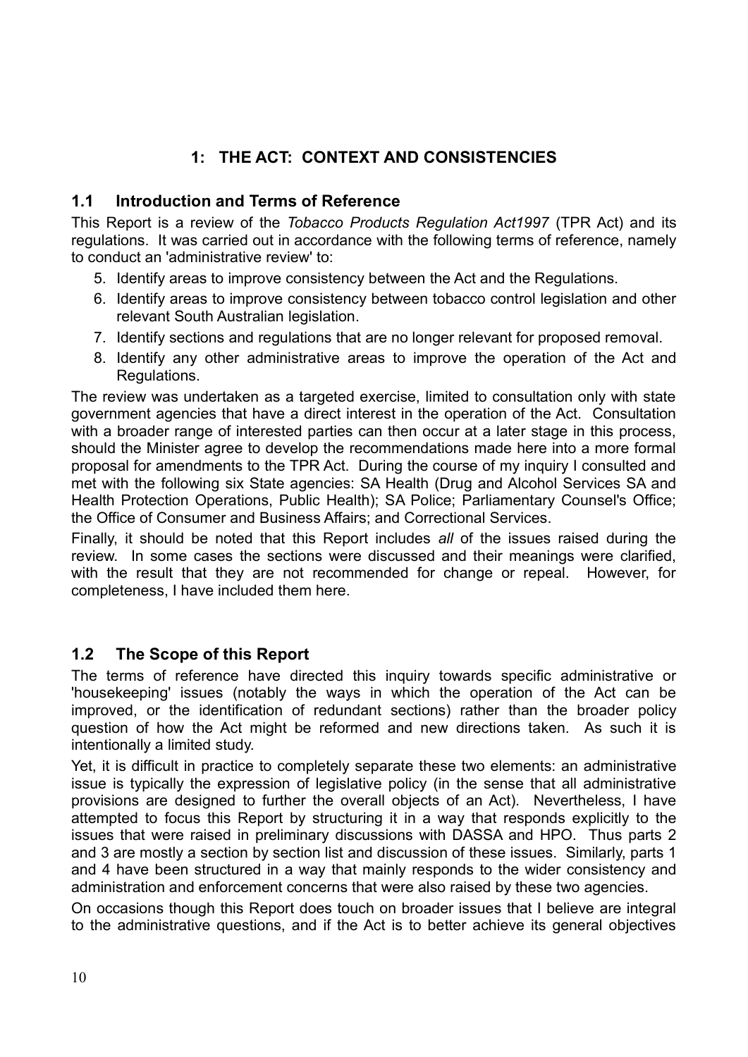# 1: THE ACT: CONTEXT AND CONSISTENCIES

## 1.1 Introduction and Terms of Reference

This Report is a review of the *Tobacco Products Regulation Act1997* (TPR Act) and its regulations. It was carried out in accordance with the following terms of reference, namely to conduct an 'administrative review' to:

5. Identify areas to improve consistency between the Act and the Regulations.
6. Identify areas to improve consistency between tobacco control legislation and other relevant South Australian legislation.
7. Identify sections and regulations that are no longer relevant for proposed removal.
8. Identify any other administrative areas to improve the operation of the Act and Regulations.

The review was undertaken as a targeted exercise, limited to consultation only with state government agencies that have a direct interest in the operation of the Act. Consultation with a broader range of interested parties can then occur at a later stage in this process, should the Minister agree to develop the recommendations made here into a more formal proposal for amendments to the TPR Act. During the course of my inquiry I consulted and met with the following six State agencies: SA Health (Drug and Alcohol Services SA and Health Protection Operations, Public Health); SA Police; Parliamentary Counsel's Office; the Office of Consumer and Business Affairs; and Correctional Services.

Finally, it should be noted that this Report includes *all* of the issues raised during the review. In some cases the sections were discussed and their meanings were clarified, with the result that they are not recommended for change or repeal. However, for completeness, I have included them here.

## 1.2 The Scope of this Report

The terms of reference have directed this inquiry towards specific administrative or 'housekeeping' issues (notably the ways in which the operation of the Act can be improved, or the identification of redundant sections) rather than the broader policy question of how the Act might be reformed and new directions taken. As such it is intentionally a limited study.

Yet, it is difficult in practice to completely separate these two elements: an administrative issue is typically the expression of legislative policy (in the sense that all administrative provisions are designed to further the overall objects of an Act). Nevertheless, I have attempted to focus this Report by structuring it in a way that responds explicitly to the issues that were raised in preliminary discussions with DASSA and HPO. Thus parts 2 and 3 are mostly a section by section list and discussion of these issues. Similarly, parts 1 and 4 have been structured in a way that mainly responds to the wider consistency and administration and enforcement concerns that were also raised by these two agencies.

On occasions though this Report does touch on broader issues that I believe are integral to the administrative questions, and if the Act is to better achieve its general objectives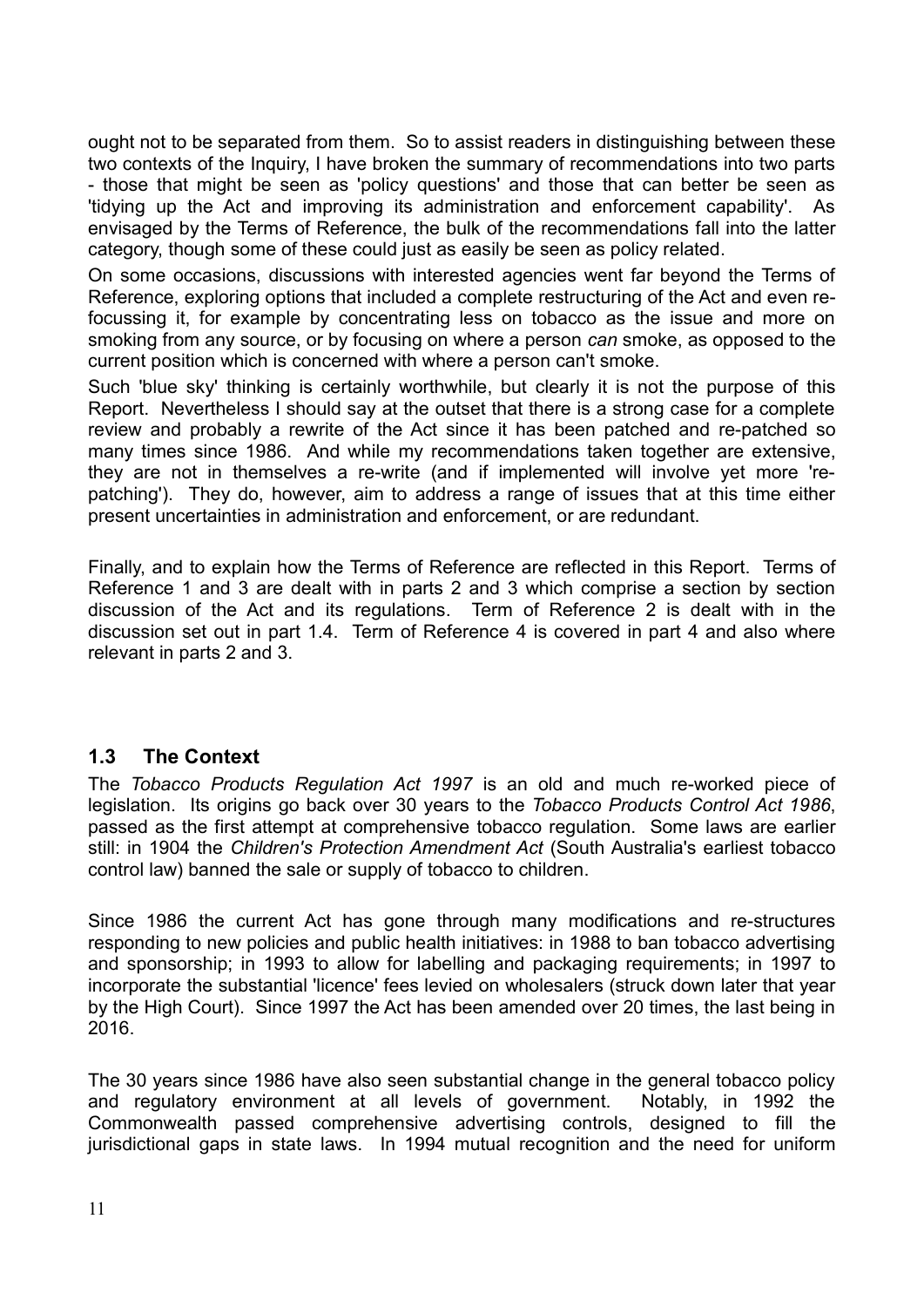ought not to be separated from them. So to assist readers in distinguishing between these two contexts of the Inquiry, I have broken the summary of recommendations into two parts - those that might be seen as 'policy questions' and those that can better be seen as 'tidying up the Act and improving its administration and enforcement capability'. As envisaged by the Terms of Reference, the bulk of the recommendations fall into the latter category, though some of these could just as easily be seen as policy related.

On some occasions, discussions with interested agencies went far beyond the Terms of Reference, exploring options that included a complete restructuring of the Act and even re-focussing it, for example by concentrating less on tobacco as the issue and more on smoking from any source, or by focusing on where a person *can* smoke, as opposed to the current position which is concerned with where a person can't smoke.

Such 'blue sky' thinking is certainly worthwhile, but clearly it is not the purpose of this Report. Nevertheless I should say at the outset that there is a strong case for a complete review and probably a rewrite of the Act since it has been patched and re-patched so many times since 1986. And while my recommendations taken together are extensive, they are not in themselves a re-write (and if implemented will involve yet more 're-patching'). They do, however, aim to address a range of issues that at this time either present uncertainties in administration and enforcement, or are redundant.

Finally, and to explain how the Terms of Reference are reflected in this Report. Terms of Reference 1 and 3 are dealt with in parts 2 and 3 which comprise a section by section discussion of the Act and its regulations. Term of Reference 2 is dealt with in the discussion set out in part 1.4. Term of Reference 4 is covered in part 4 and also where relevant in parts 2 and 3.

### 1.3 The Context

The *Tobacco Products Regulation Act 1997* is an old and much re-worked piece of legislation. Its origins go back over 30 years to the *Tobacco Products Control Act 1986*, passed as the first attempt at comprehensive tobacco regulation. Some laws are earlier still: in 1904 the *Children's Protection Amendment Act* (South Australia's earliest tobacco control law) banned the sale or supply of tobacco to children.

Since 1986 the current Act has gone through many modifications and re-structures responding to new policies and public health initiatives: in 1988 to ban tobacco advertising and sponsorship; in 1993 to allow for labelling and packaging requirements; in 1997 to incorporate the substantial 'licence' fees levied on wholesalers (struck down later that year by the High Court). Since 1997 the Act has been amended over 20 times, the last being in 2016.

The 30 years since 1986 have also seen substantial change in the general tobacco policy and regulatory environment at all levels of government. Notably, in 1992 the Commonwealth passed comprehensive advertising controls, designed to fill the jurisdictional gaps in state laws. In 1994 mutual recognition and the need for uniform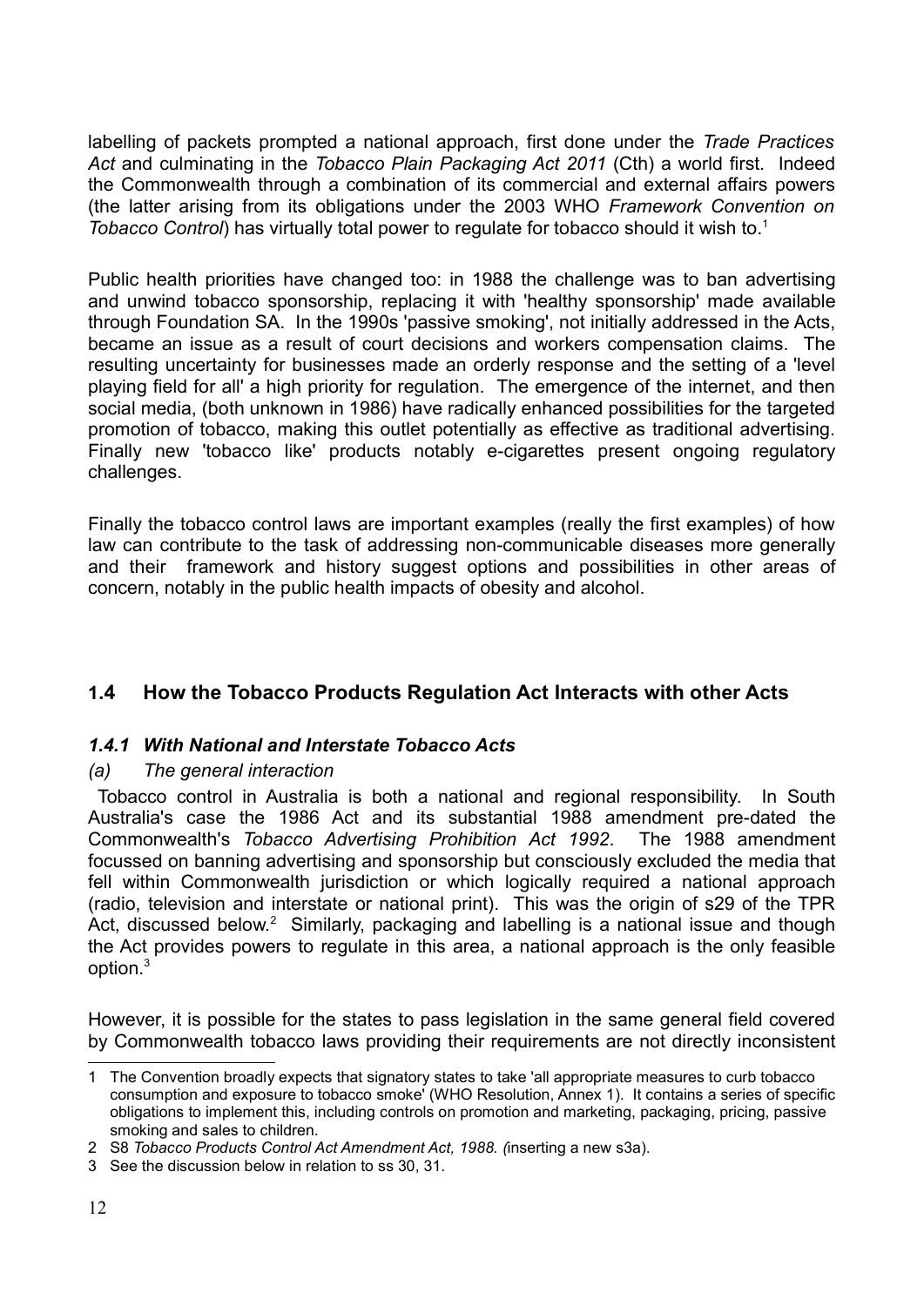labelling of packets prompted a national approach, first done under the *Trade Practices Act* and culminating in the *Tobacco Plain Packaging Act 2011* (Cth) a world first. Indeed the Commonwealth through a combination of its commercial and external affairs powers (the latter arising from its obligations under the 2003 WHO *Framework Convention on Tobacco Control*) has virtually total power to regulate for tobacco should it wish to.[1]

Public health priorities have changed too: in 1988 the challenge was to ban advertising and unwind tobacco sponsorship, replacing it with 'healthy sponsorship' made available through Foundation SA. In the 1990s 'passive smoking', not initially addressed in the Acts, became an issue as a result of court decisions and workers compensation claims. The resulting uncertainty for businesses made an orderly response and the setting of a 'level playing field for all' a high priority for regulation. The emergence of the internet, and then social media, (both unknown in 1986) have radically enhanced possibilities for the targeted promotion of tobacco, making this outlet potentially as effective as traditional advertising. Finally new 'tobacco like' products notably e-cigarettes present ongoing regulatory challenges.

Finally the tobacco control laws are important examples (really the first examples) of how law can contribute to the task of addressing non-communicable diseases more generally and their framework and history suggest options and possibilities in other areas of concern, notably in the public health impacts of obesity and alcohol.

## 1.4 How the Tobacco Products Regulation Act Interacts with other Acts

### *1.4.1 With National and Interstate Tobacco Acts*

*(a) The general interaction*

Tobacco control in Australia is both a national and regional responsibility. In South Australia's case the 1986 Act and its substantial 1988 amendment pre-dated the Commonwealth's *Tobacco Advertising Prohibition Act 1992*. The 1988 amendment focussed on banning advertising and sponsorship but consciously excluded the media that fell within Commonwealth jurisdiction or which logically required a national approach (radio, television and interstate or national print). This was the origin of s29 of the TPR Act, discussed below.[2] Similarly, packaging and labelling is a national issue and though the Act provides powers to regulate in this area, a national approach is the only feasible option.[3]

However, it is possible for the states to pass legislation in the same general field covered by Commonwealth tobacco laws providing their requirements are not directly inconsistent

---

1 The Convention broadly expects that signatory states to take 'all appropriate measures to curb tobacco consumption and exposure to tobacco smoke' (WHO Resolution, Annex 1). It contains a series of specific obligations to implement this, including controls on promotion and marketing, packaging, pricing, passive smoking and sales to children.

2 S8 *Tobacco Products Control Act Amendment Act, 1988. (*inserting a new s3a).

3 See the discussion below in relation to ss 30, 31.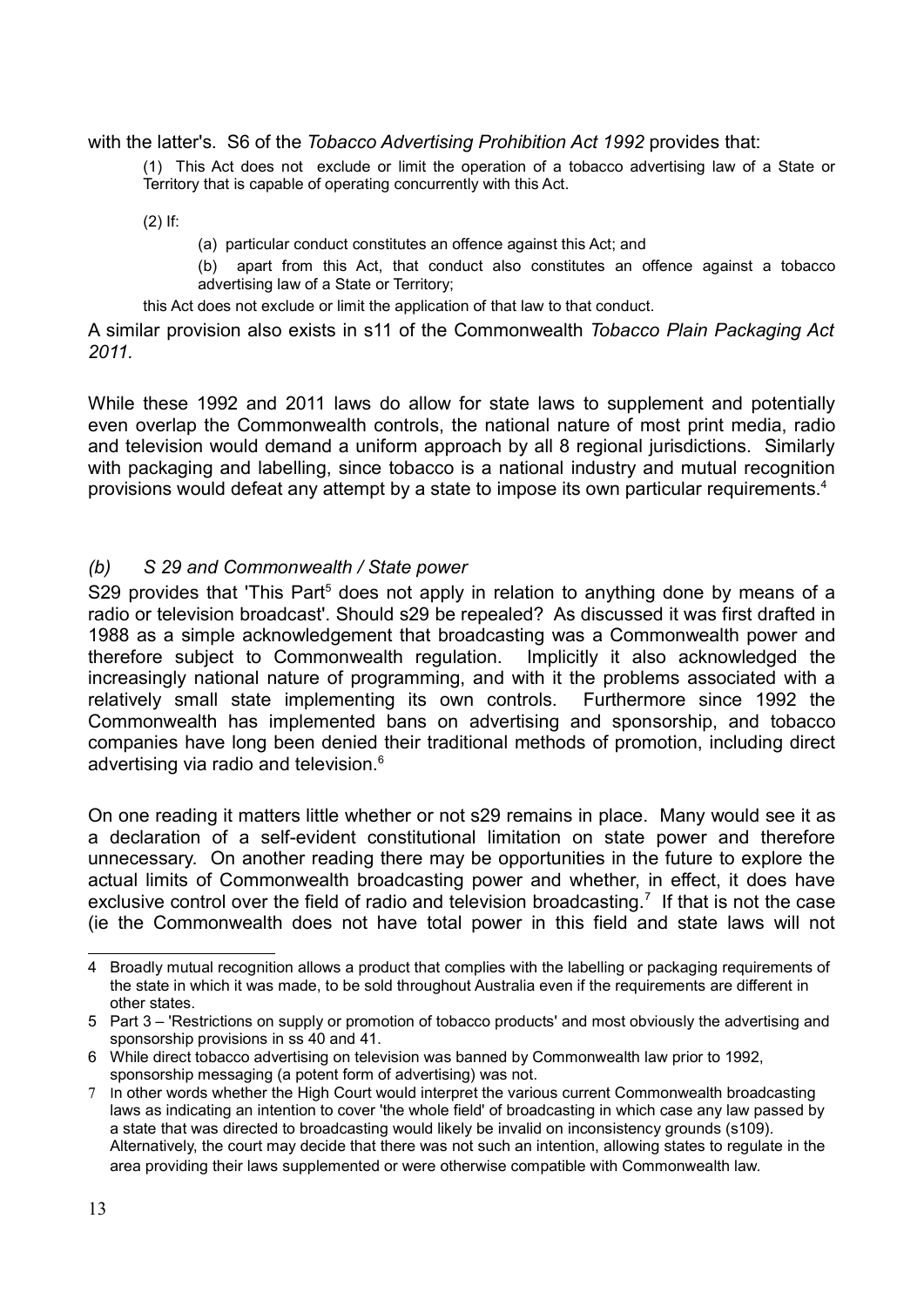with the latter's. S6 of the *Tobacco Advertising Prohibition Act 1992* provides that:

> (1) This Act does not exclude or limit the operation of a tobacco advertising law of a State or Territory that is capable of operating concurrently with this Act.
>
> (2) If:
>
> (a) particular conduct constitutes an offence against this Act; and
>
> (b) apart from this Act, that conduct also constitutes an offence against a tobacco advertising law of a State or Territory;
>
> this Act does not exclude or limit the application of that law to that conduct.

A similar provision also exists in s11 of the Commonwealth *Tobacco Plain Packaging Act 2011.*

While these 1992 and 2011 laws do allow for state laws to supplement and potentially even overlap the Commonwealth controls, the national nature of most print media, radio and television would demand a uniform approach by all 8 regional jurisdictions. Similarly with packaging and labelling, since tobacco is a national industry and mutual recognition provisions would defeat any attempt by a state to impose its own particular requirements.[4]

### *(b) S 29 and Commonwealth / State power*

S29 provides that 'This Part[5] does not apply in relation to anything done by means of a radio or television broadcast'. Should s29 be repealed? As discussed it was first drafted in 1988 as a simple acknowledgement that broadcasting was a Commonwealth power and therefore subject to Commonwealth regulation. Implicitly it also acknowledged the increasingly national nature of programming, and with it the problems associated with a relatively small state implementing its own controls. Furthermore since 1992 the Commonwealth has implemented bans on advertising and sponsorship, and tobacco companies have long been denied their traditional methods of promotion, including direct advertising via radio and television.[6]

On one reading it matters little whether or not s29 remains in place. Many would see it as a declaration of a self-evident constitutional limitation on state power and therefore unnecessary. On another reading there may be opportunities in the future to explore the actual limits of Commonwealth broadcasting power and whether, in effect, it does have exclusive control over the field of radio and television broadcasting.[7] If that is not the case (ie the Commonwealth does not have total power in this field and state laws will not

---

4 Broadly mutual recognition allows a product that complies with the labelling or packaging requirements of the state in which it was made, to be sold throughout Australia even if the requirements are different in other states.

5 Part 3 – 'Restrictions on supply or promotion of tobacco products' and most obviously the advertising and sponsorship provisions in ss 40 and 41.

6 While direct tobacco advertising on television was banned by Commonwealth law prior to 1992, sponsorship messaging (a potent form of advertising) was not.

7 In other words whether the High Court would interpret the various current Commonwealth broadcasting laws as indicating an intention to cover 'the whole field' of broadcasting in which case any law passed by a state that was directed to broadcasting would likely be invalid on inconsistency grounds (s109). Alternatively, the court may decide that there was not such an intention, allowing states to regulate in the area providing their laws supplemented or were otherwise compatible with Commonwealth law.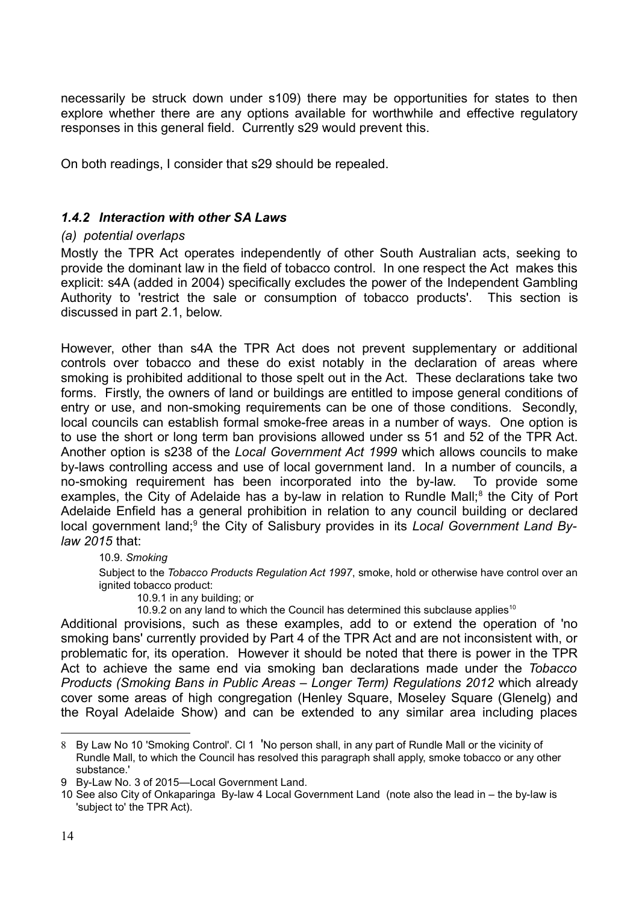necessarily be struck down under s109) there may be opportunities for states to then explore whether there are any options available for worthwhile and effective regulatory responses in this general field. Currently s29 would prevent this.

On both readings, I consider that s29 should be repealed.

### *1.4.2 Interaction with other SA Laws*

*(a) potential overlaps*

Mostly the TPR Act operates independently of other South Australian acts, seeking to provide the dominant law in the field of tobacco control. In one respect the Act makes this explicit: s4A (added in 2004) specifically excludes the power of the Independent Gambling Authority to 'restrict the sale or consumption of tobacco products'. This section is discussed in part 2.1, below.

However, other than s4A the TPR Act does not prevent supplementary or additional controls over tobacco and these do exist notably in the declaration of areas where smoking is prohibited additional to those spelt out in the Act. These declarations take two forms. Firstly, the owners of land or buildings are entitled to impose general conditions of entry or use, and non-smoking requirements can be one of those conditions. Secondly, local councils can establish formal smoke-free areas in a number of ways. One option is to use the short or long term ban provisions allowed under ss 51 and 52 of the TPR Act. Another option is s238 of the *Local Government Act 1999* which allows councils to make by-laws controlling access and use of local government land. In a number of councils, a no-smoking requirement has been incorporated into the by-law. To provide some examples, the City of Adelaide has a by-law in relation to Rundle Mall;[8] the City of Port Adelaide Enfield has a general prohibition in relation to any council building or declared local government land;[9] the City of Salisbury provides in its *Local Government Land By-law 2015* that:

> 10.9. *Smoking*
>
> Subject to the *Tobacco Products Regulation Act 1997*, smoke, hold or otherwise have control over an ignited tobacco product:
>
> 10.9.1 in any building; or
>
> 10.9.2 on any land to which the Council has determined this subclause applies[10]

Additional provisions, such as these examples, add to or extend the operation of 'no smoking bans' currently provided by Part 4 of the TPR Act and are not inconsistent with, or problematic for, its operation. However it should be noted that there is power in the TPR Act to achieve the same end via smoking ban declarations made under the *Tobacco Products (Smoking Bans in Public Areas – Longer Term) Regulations 2012* which already cover some areas of high congregation (Henley Square, Moseley Square (Glenelg) and the Royal Adelaide Show) and can be extended to any similar area including places

---

8 By Law No 10 'Smoking Control'. Cl 1 'No person shall, in any part of Rundle Mall or the vicinity of Rundle Mall, to which the Council has resolved this paragraph shall apply, smoke tobacco or any other substance.'

9 By-Law No. 3 of 2015—Local Government Land.

10 See also City of Onkaparinga By-law 4 Local Government Land (note also the lead in – the by-law is 'subject to' the TPR Act).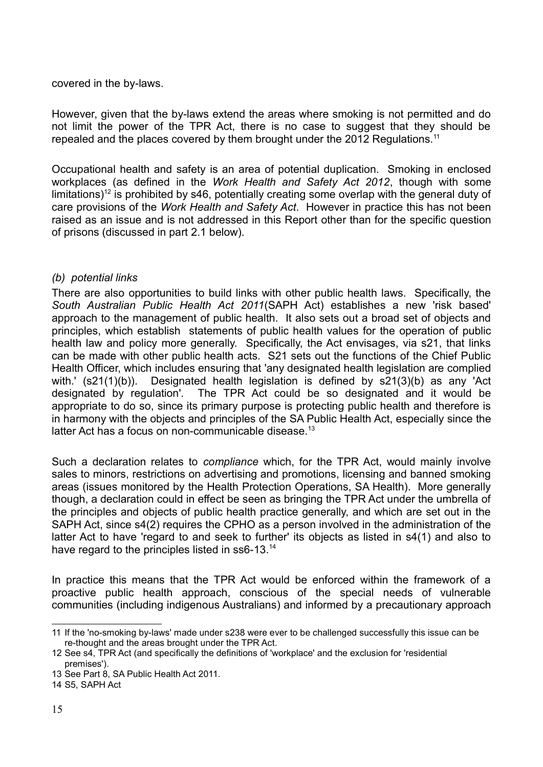covered in the by-laws.

However, given that the by-laws extend the areas where smoking is not permitted and do not limit the power of the TPR Act, there is no case to suggest that they should be repealed and the places covered by them brought under the 2012 Regulations.[11]

Occupational health and safety is an area of potential duplication. Smoking in enclosed workplaces (as defined in the *Work Health and Safety Act 2012*, though with some limitations)[12] is prohibited by s46, potentially creating some overlap with the general duty of care provisions of the *Work Health and Safety Act*. However in practice this has not been raised as an issue and is not addressed in this Report other than for the specific question of prisons (discussed in part 2.1 below).

*(b) potential links*

There are also opportunities to build links with other public health laws. Specifically, the *South Australian Public Health Act 2011*(SAPH Act) establishes a new 'risk based' approach to the management of public health. It also sets out a broad set of objects and principles, which establish statements of public health values for the operation of public health law and policy more generally. Specifically, the Act envisages, via s21, that links can be made with other public health acts. S21 sets out the functions of the Chief Public Health Officer, which includes ensuring that 'any designated health legislation are complied with.' (s21(1)(b)). Designated health legislation is defined by s21(3)(b) as any 'Act designated by regulation'. The TPR Act could be so designated and it would be appropriate to do so, since its primary purpose is protecting public health and therefore is in harmony with the objects and principles of the SA Public Health Act, especially since the latter Act has a focus on non-communicable disease.[13]

Such a declaration relates to *compliance* which, for the TPR Act, would mainly involve sales to minors, restrictions on advertising and promotions, licensing and banned smoking areas (issues monitored by the Health Protection Operations, SA Health). More generally though, a declaration could in effect be seen as bringing the TPR Act under the umbrella of the principles and objects of public health practice generally, and which are set out in the SAPH Act, since s4(2) requires the CPHO as a person involved in the administration of the latter Act to have 'regard to and seek to further' its objects as listed in s4(1) and also to have regard to the principles listed in ss6-13.[14]

In practice this means that the TPR Act would be enforced within the framework of a proactive public health approach, conscious of the special needs of vulnerable communities (including indigenous Australians) and informed by a precautionary approach

---

11 If the 'no-smoking by-laws' made under s238 were ever to be challenged successfully this issue can be re-thought and the areas brought under the TPR Act.

12 See s4, TPR Act (and specifically the definitions of 'workplace' and the exclusion for 'residential premises').

13 See Part 8, SA Public Health Act 2011.

14 S5, SAPH Act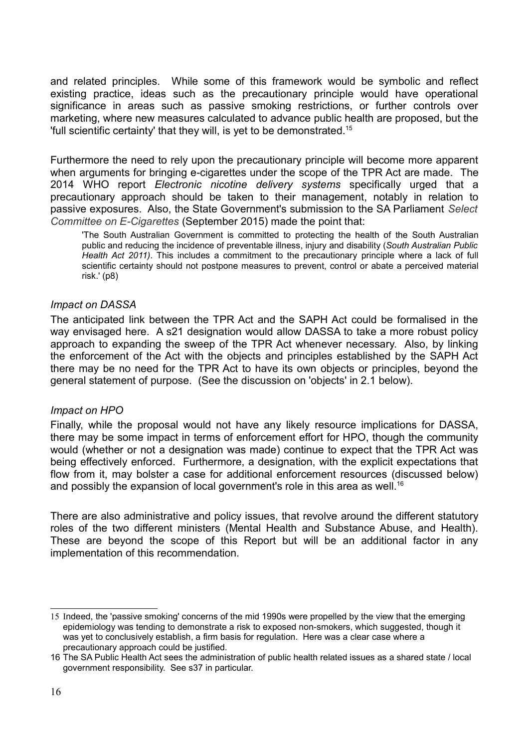and related principles. While some of this framework would be symbolic and reflect existing practice, ideas such as the precautionary principle would have operational significance in areas such as passive smoking restrictions, or further controls over marketing, where new measures calculated to advance public health are proposed, but the 'full scientific certainty' that they will, is yet to be demonstrated.[15]

Furthermore the need to rely upon the precautionary principle will become more apparent when arguments for bringing e-cigarettes under the scope of the TPR Act are made. The 2014 WHO report *Electronic nicotine delivery systems* specifically urged that a precautionary approach should be taken to their management, notably in relation to passive exposures. Also, the State Government's submission to the SA Parliament *Select Committee on E-Cigarettes* (September 2015) made the point that:

> 'The South Australian Government is committed to protecting the health of the South Australian public and reducing the incidence of preventable illness, injury and disability (*South Australian Public Health Act 2011)*. This includes a commitment to the precautionary principle where a lack of full scientific certainty should not postpone measures to prevent, control or abate a perceived material risk.' (p8)

*Impact on DASSA*

The anticipated link between the TPR Act and the SAPH Act could be formalised in the way envisaged here. A s21 designation would allow DASSA to take a more robust policy approach to expanding the sweep of the TPR Act whenever necessary. Also, by linking the enforcement of the Act with the objects and principles established by the SAPH Act there may be no need for the TPR Act to have its own objects or principles, beyond the general statement of purpose. (See the discussion on 'objects' in 2.1 below).

*Impact on HPO*

Finally, while the proposal would not have any likely resource implications for DASSA, there may be some impact in terms of enforcement effort for HPO, though the community would (whether or not a designation was made) continue to expect that the TPR Act was being effectively enforced. Furthermore, a designation, with the explicit expectations that flow from it, may bolster a case for additional enforcement resources (discussed below) and possibly the expansion of local government's role in this area as well.[16]

There are also administrative and policy issues, that revolve around the different statutory roles of the two different ministers (Mental Health and Substance Abuse, and Health). These are beyond the scope of this Report but will be an additional factor in any implementation of this recommendation.

---

15 Indeed, the 'passive smoking' concerns of the mid 1990s were propelled by the view that the emerging epidemiology was tending to demonstrate a risk to exposed non-smokers, which suggested, though it was yet to conclusively establish, a firm basis for regulation. Here was a clear case where a precautionary approach could be justified.

16 The SA Public Health Act sees the administration of public health related issues as a shared state / local government responsibility. See s37 in particular.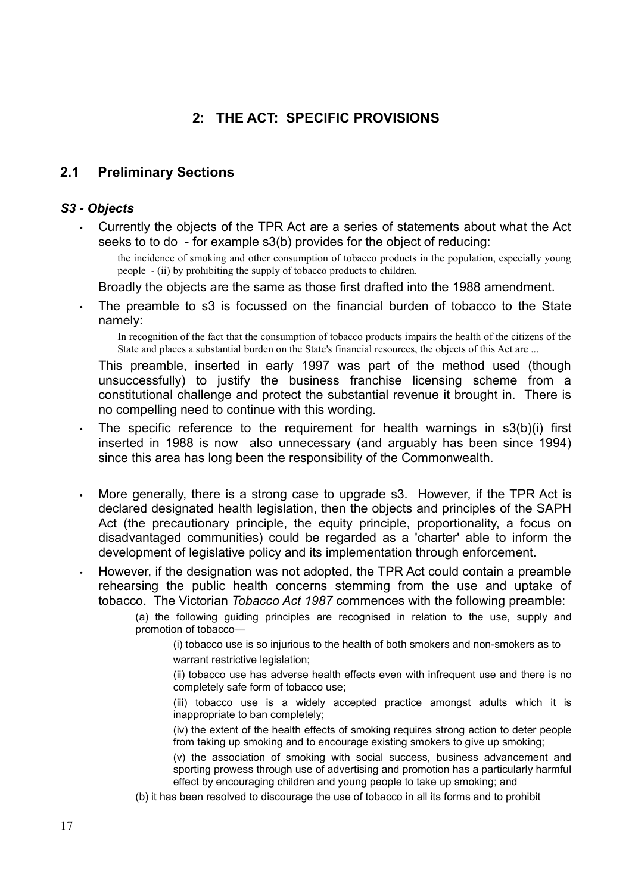## 2: THE ACT: SPECIFIC PROVISIONS

### 2.1 Preliminary Sections

#### *S3 - Objects*

- Currently the objects of the TPR Act are a series of statements about what the Act seeks to to do - for example s3(b) provides for the object of reducing:

  > the incidence of smoking and other consumption of tobacco products in the population, especially young people - (ii) by prohibiting the supply of tobacco products to children.

  Broadly the objects are the same as those first drafted into the 1988 amendment.

- The preamble to s3 is focussed on the financial burden of tobacco to the State namely:

  > In recognition of the fact that the consumption of tobacco products impairs the health of the citizens of the State and places a substantial burden on the State's financial resources, the objects of this Act are ...

  This preamble, inserted in early 1997 was part of the method used (though unsuccessfully) to justify the business franchise licensing scheme from a constitutional challenge and protect the substantial revenue it brought in. There is no compelling need to continue with this wording.

- The specific reference to the requirement for health warnings in s3(b)(i) first inserted in 1988 is now also unnecessary (and arguably has been since 1994) since this area has long been the responsibility of the Commonwealth.

- More generally, there is a strong case to upgrade s3. However, if the TPR Act is declared designated health legislation, then the objects and principles of the SAPH Act (the precautionary principle, the equity principle, proportionality, a focus on disadvantaged communities) could be regarded as a 'charter' able to inform the development of legislative policy and its implementation through enforcement.

- However, if the designation was not adopted, the TPR Act could contain a preamble rehearsing the public health concerns stemming from the use and uptake of tobacco. The Victorian *Tobacco Act 1987* commences with the following preamble:

  > (a) the following guiding principles are recognised in relation to the use, supply and promotion of tobacco—
  >
  > (i) tobacco use is so injurious to the health of both smokers and non-smokers as to warrant restrictive legislation;
  >
  > (ii) tobacco use has adverse health effects even with infrequent use and there is no completely safe form of tobacco use;
  >
  > (iii) tobacco use is a widely accepted practice amongst adults which it is inappropriate to ban completely;
  >
  > (iv) the extent of the health effects of smoking requires strong action to deter people from taking up smoking and to encourage existing smokers to give up smoking;
  >
  > (v) the association of smoking with social success, business advancement and sporting prowess through use of advertising and promotion has a particularly harmful effect by encouraging children and young people to take up smoking; and
  >
  > (b) it has been resolved to discourage the use of tobacco in all its forms and to prohibit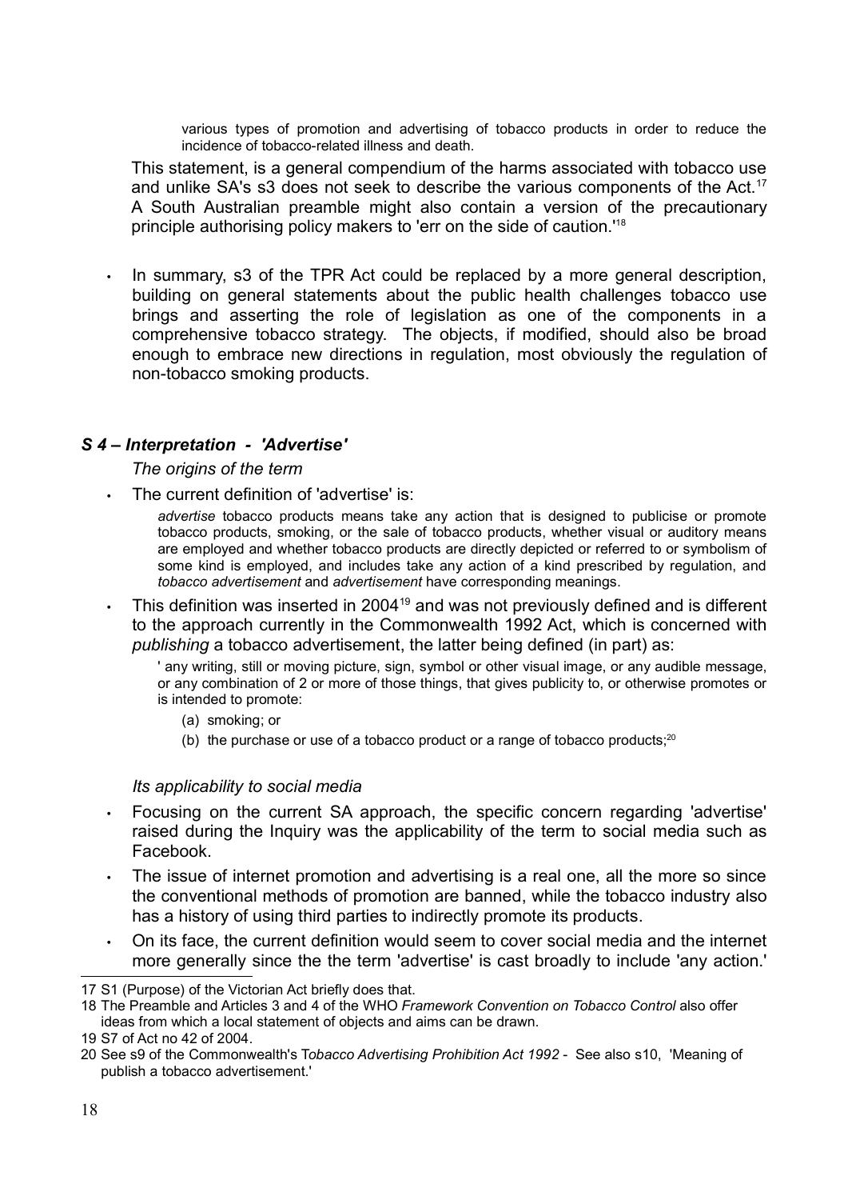> various types of promotion and advertising of tobacco products in order to reduce the incidence of tobacco-related illness and death.

This statement, is a general compendium of the harms associated with tobacco use and unlike SA's s3 does not seek to describe the various components of the Act.[17] A South Australian preamble might also contain a version of the precautionary principle authorising policy makers to 'err on the side of caution.'[18]

- In summary, s3 of the TPR Act could be replaced by a more general description, building on general statements about the public health challenges tobacco use brings and asserting the role of legislation as one of the components in a comprehensive tobacco strategy. The objects, if modified, should also be broad enough to embrace new directions in regulation, most obviously the regulation of non-tobacco smoking products.

### *S 4 – Interpretation - 'Advertise'*

*The origins of the term*

- The current definition of 'advertise' is:

> *advertise* tobacco products means take any action that is designed to publicise or promote tobacco products, smoking, or the sale of tobacco products, whether visual or auditory means are employed and whether tobacco products are directly depicted or referred to or symbolism of some kind is employed, and includes take any action of a kind prescribed by regulation, and *tobacco advertisement* and *advertisement* have corresponding meanings.

- This definition was inserted in 2004[19] and was not previously defined and is different to the approach currently in the Commonwealth 1992 Act, which is concerned with *publishing* a tobacco advertisement, the latter being defined (in part) as:

> ' any writing, still or moving picture, sign, symbol or other visual image, or any audible message, or any combination of 2 or more of those things, that gives publicity to, or otherwise promotes or is intended to promote:
>
> (a) smoking; or
>
> (b) the purchase or use of a tobacco product or a range of tobacco products;[20]

*Its applicability to social media*

- Focusing on the current SA approach, the specific concern regarding 'advertise' raised during the Inquiry was the applicability of the term to social media such as Facebook.
- The issue of internet promotion and advertising is a real one, all the more so since the conventional methods of promotion are banned, while the tobacco industry also has a history of using third parties to indirectly promote its products.
- On its face, the current definition would seem to cover social media and the internet more generally since the the term 'advertise' is cast broadly to include 'any action.'

---

17 S1 (Purpose) of the Victorian Act briefly does that.

18 The Preamble and Articles 3 and 4 of the WHO *Framework Convention on Tobacco Control* also offer ideas from which a local statement of objects and aims can be drawn.

19 S7 of Act no 42 of 2004.

20 See s9 of the Commonwealth's T*obacco Advertising Prohibition Act 1992* - See also s10, 'Meaning of publish a tobacco advertisement.'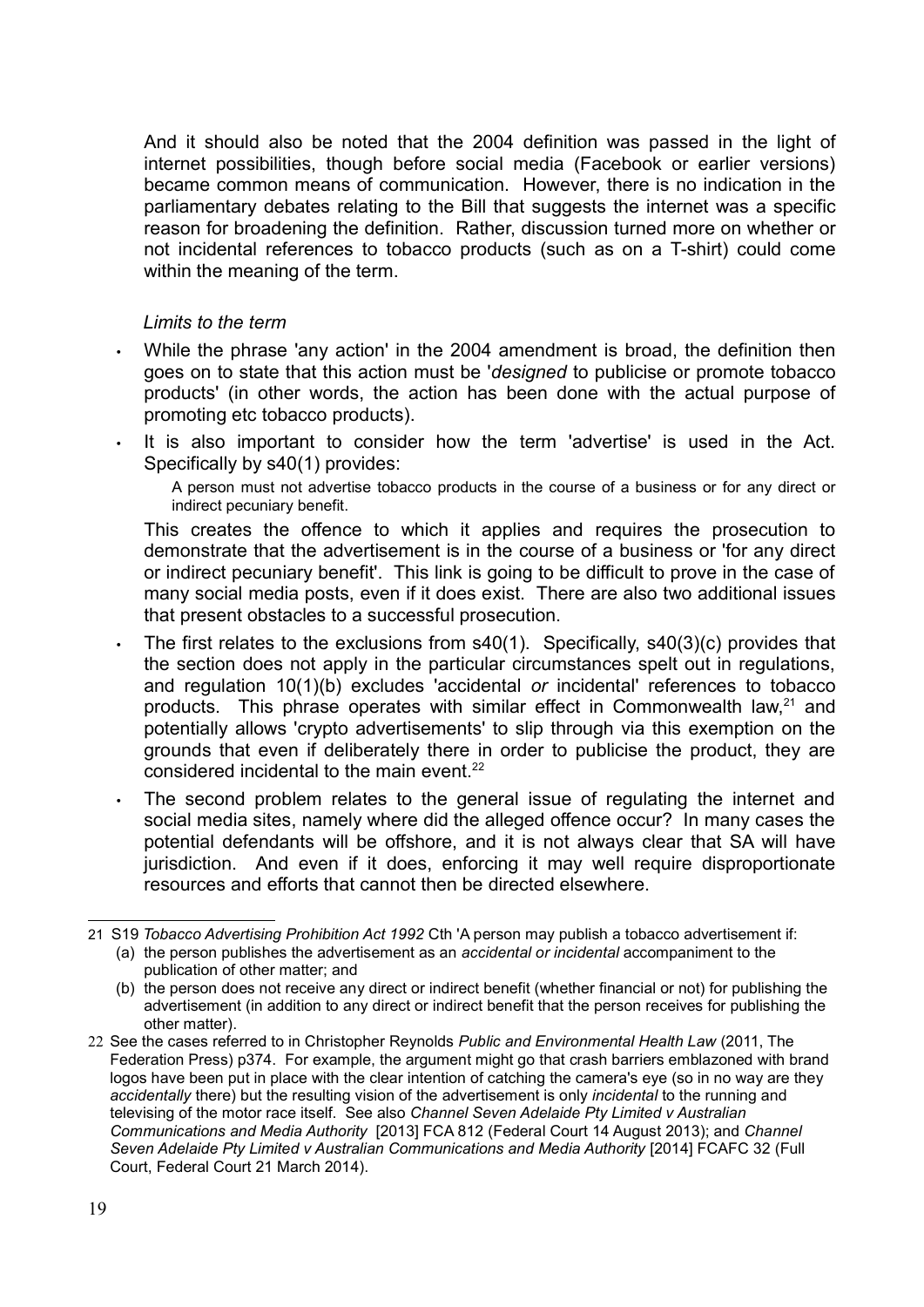And it should also be noted that the 2004 definition was passed in the light of internet possibilities, though before social media (Facebook or earlier versions) became common means of communication. However, there is no indication in the parliamentary debates relating to the Bill that suggests the internet was a specific reason for broadening the definition. Rather, discussion turned more on whether or not incidental references to tobacco products (such as on a T-shirt) could come within the meaning of the term.

*Limits to the term*

- While the phrase 'any action' in the 2004 amendment is broad, the definition then goes on to state that this action must be '*designed* to publicise or promote tobacco products' (in other words, the action has been done with the actual purpose of promoting etc tobacco products).
- It is also important to consider how the term 'advertise' is used in the Act. Specifically by s40(1) provides:

  > A person must not advertise tobacco products in the course of a business or for any direct or indirect pecuniary benefit.

  This creates the offence to which it applies and requires the prosecution to demonstrate that the advertisement is in the course of a business or 'for any direct or indirect pecuniary benefit'. This link is going to be difficult to prove in the case of many social media posts, even if it does exist. There are also two additional issues that present obstacles to a successful prosecution.
- The first relates to the exclusions from s40(1). Specifically, s40(3)(c) provides that the section does not apply in the particular circumstances spelt out in regulations, and regulation 10(1)(b) excludes 'accidental *or* incidental' references to tobacco products. This phrase operates with similar effect in Commonwealth law,[21] and potentially allows 'crypto advertisements' to slip through via this exemption on the grounds that even if deliberately there in order to publicise the product, they are considered incidental to the main event.[22]
- The second problem relates to the general issue of regulating the internet and social media sites, namely where did the alleged offence occur? In many cases the potential defendants will be offshore, and it is not always clear that SA will have jurisdiction. And even if it does, enforcing it may well require disproportionate resources and efforts that cannot then be directed elsewhere.

---

21 S19 *Tobacco Advertising Prohibition Act 1992* Cth 'A person may publish a tobacco advertisement if:
(a) the person publishes the advertisement as an *accidental or incidental* accompaniment to the publication of other matter; and
(b) the person does not receive any direct or indirect benefit (whether financial or not) for publishing the advertisement (in addition to any direct or indirect benefit that the person receives for publishing the other matter).

22 See the cases referred to in Christopher Reynolds *Public and Environmental Health Law* (2011, The Federation Press) p374. For example, the argument might go that crash barriers emblazoned with brand logos have been put in place with the clear intention of catching the camera's eye (so in no way are they *accidentally* there) but the resulting vision of the advertisement is only *incidental* to the running and televising of the motor race itself. See also *Channel Seven Adelaide Pty Limited v Australian Communications and Media Authority* [2013] FCA 812 (Federal Court 14 August 2013); and *Channel Seven Adelaide Pty Limited v Australian Communications and Media Authority* [2014] FCAFC 32 (Full Court, Federal Court 21 March 2014).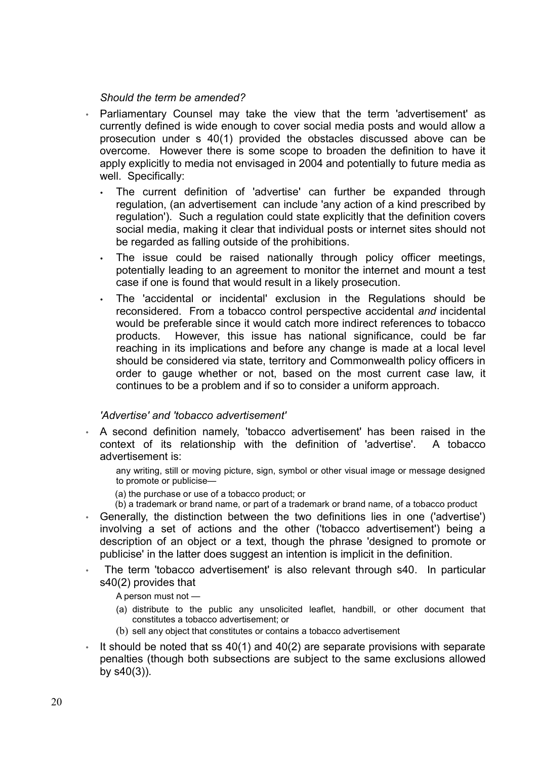*Should the term be amended?*

- Parliamentary Counsel may take the view that the term 'advertisement' as currently defined is wide enough to cover social media posts and would allow a prosecution under s 40(1) provided the obstacles discussed above can be overcome. However there is some scope to broaden the definition to have it apply explicitly to media not envisaged in 2004 and potentially to future media as well. Specifically:
  - The current definition of 'advertise' can further be expanded through regulation, (an advertisement can include 'any action of a kind prescribed by regulation'). Such a regulation could state explicitly that the definition covers social media, making it clear that individual posts or internet sites should not be regarded as falling outside of the prohibitions.
  - The issue could be raised nationally through policy officer meetings, potentially leading to an agreement to monitor the internet and mount a test case if one is found that would result in a likely prosecution.
  - The 'accidental or incidental' exclusion in the Regulations should be reconsidered. From a tobacco control perspective accidental *and* incidental would be preferable since it would catch more indirect references to tobacco products. However, this issue has national significance, could be far reaching in its implications and before any change is made at a local level should be considered via state, territory and Commonwealth policy officers in order to gauge whether or not, based on the most current case law, it continues to be a problem and if so to consider a uniform approach.

*'Advertise' and 'tobacco advertisement'*

- A second definition namely, 'tobacco advertisement' has been raised in the context of its relationship with the definition of 'advertise'. A tobacco advertisement is:

  > any writing, still or moving picture, sign, symbol or other visual image or message designed to promote or publicise—
  >
  > (a) the purchase or use of a tobacco product; or
  >
  > (b) a trademark or brand name, or part of a trademark or brand name, of a tobacco product

- Generally, the distinction between the two definitions lies in one ('advertise') involving a set of actions and the other ('tobacco advertisement') being a description of an object or a text, though the phrase 'designed to promote or publicise' in the latter does suggest an intention is implicit in the definition.
- The term 'tobacco advertisement' is also relevant through s40. In particular s40(2) provides that

  > A person must not —
  >
  > (a) distribute to the public any unsolicited leaflet, handbill, or other document that constitutes a tobacco advertisement; or
  >
  > (b) sell any object that constitutes or contains a tobacco advertisement

- It should be noted that ss 40(1) and 40(2) are separate provisions with separate penalties (though both subsections are subject to the same exclusions allowed by s40(3)).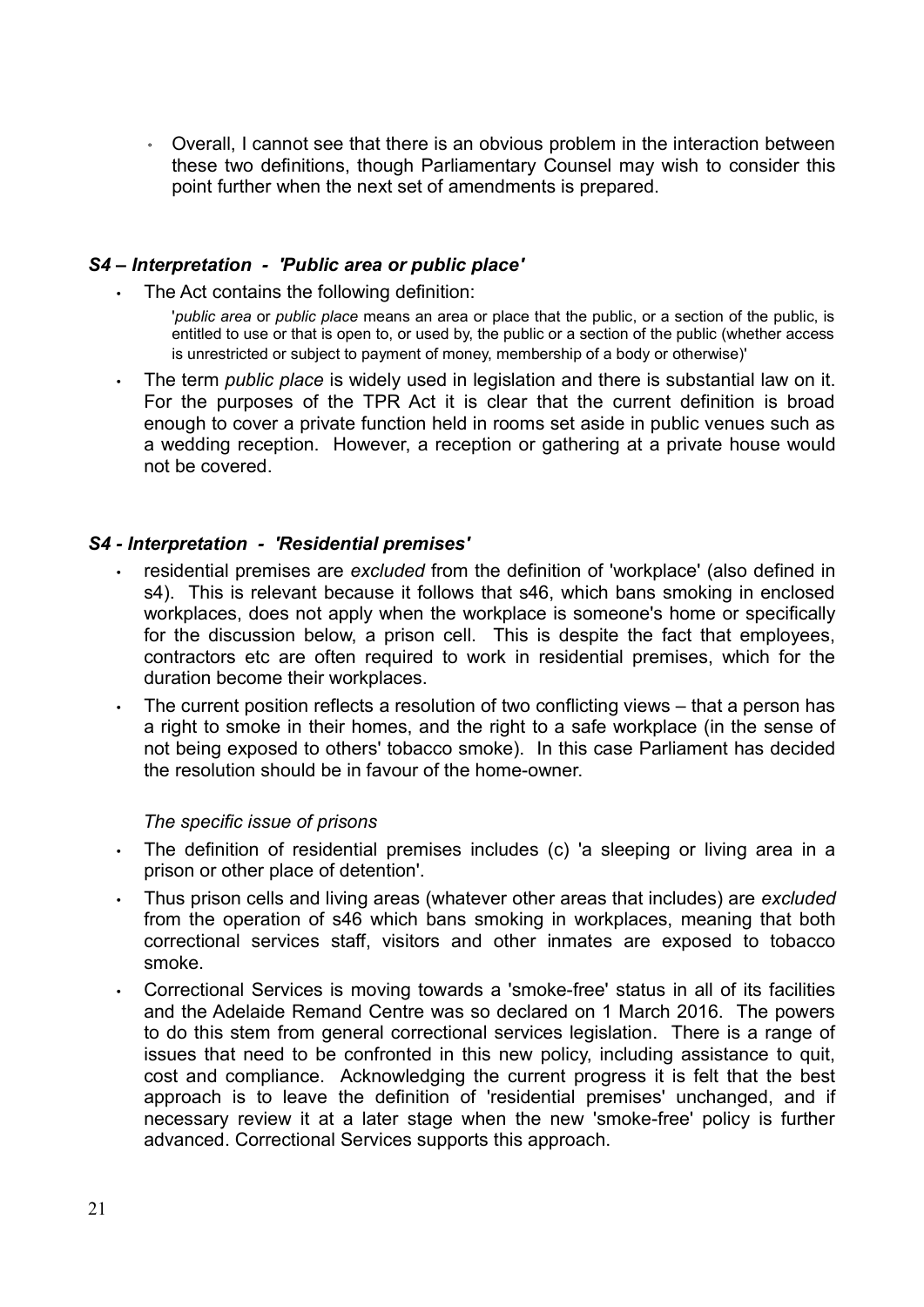- Overall, I cannot see that there is an obvious problem in the interaction between these two definitions, though Parliamentary Counsel may wish to consider this point further when the next set of amendments is prepared.

### *S4 – Interpretation - 'Public area or public place'*

- The Act contains the following definition:

  '*public area* or *public place* means an area or place that the public, or a section of the public, is entitled to use or that is open to, or used by, the public or a section of the public (whether access is unrestricted or subject to payment of money, membership of a body or otherwise)'

- The term *public place* is widely used in legislation and there is substantial law on it. For the purposes of the TPR Act it is clear that the current definition is broad enough to cover a private function held in rooms set aside in public venues such as a wedding reception. However, a reception or gathering at a private house would not be covered.

### *S4 - Interpretation - 'Residential premises'*

- residential premises are *excluded* from the definition of 'workplace' (also defined in s4). This is relevant because it follows that s46, which bans smoking in enclosed workplaces, does not apply when the workplace is someone's home or specifically for the discussion below, a prison cell. This is despite the fact that employees, contractors etc are often required to work in residential premises, which for the duration become their workplaces.
- The current position reflects a resolution of two conflicting views – that a person has a right to smoke in their homes, and the right to a safe workplace (in the sense of not being exposed to others' tobacco smoke). In this case Parliament has decided the resolution should be in favour of the home-owner.

*The specific issue of prisons*

- The definition of residential premises includes (c) 'a sleeping or living area in a prison or other place of detention'.
- Thus prison cells and living areas (whatever other areas that includes) are *excluded* from the operation of s46 which bans smoking in workplaces, meaning that both correctional services staff, visitors and other inmates are exposed to tobacco smoke.
- Correctional Services is moving towards a 'smoke-free' status in all of its facilities and the Adelaide Remand Centre was so declared on 1 March 2016. The powers to do this stem from general correctional services legislation. There is a range of issues that need to be confronted in this new policy, including assistance to quit, cost and compliance. Acknowledging the current progress it is felt that the best approach is to leave the definition of 'residential premises' unchanged, and if necessary review it at a later stage when the new 'smoke-free' policy is further advanced. Correctional Services supports this approach.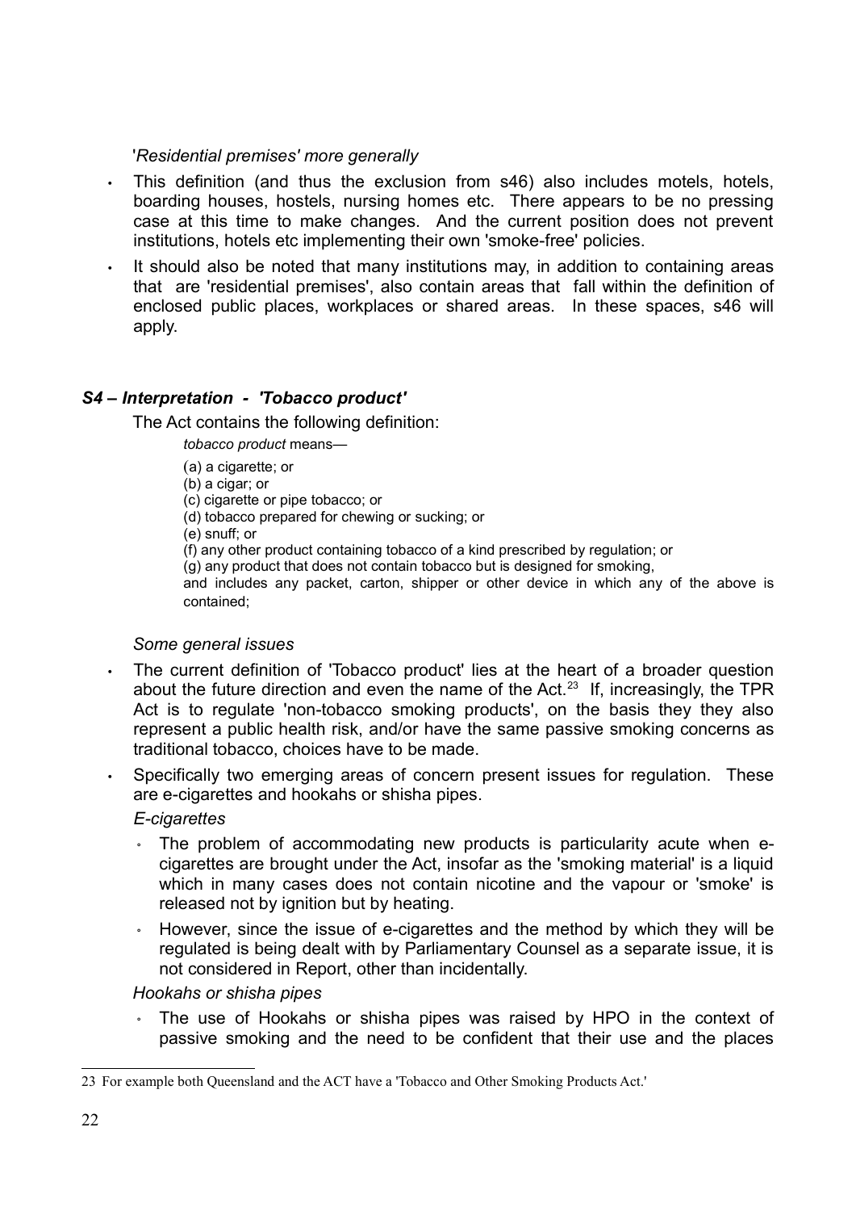*'Residential premises' more generally*

- This definition (and thus the exclusion from s46) also includes motels, hotels, boarding houses, hostels, nursing homes etc. There appears to be no pressing case at this time to make changes. And the current position does not prevent institutions, hotels etc implementing their own 'smoke-free' policies.
- It should also be noted that many institutions may, in addition to containing areas that are 'residential premises', also contain areas that fall within the definition of enclosed public places, workplaces or shared areas. In these spaces, s46 will apply.

### *S4 – Interpretation - 'Tobacco product'*

The Act contains the following definition:

> *tobacco product* means—
>
> (a) a cigarette; or
> (b) a cigar; or
> (c) cigarette or pipe tobacco; or
> (d) tobacco prepared for chewing or sucking; or
> (e) snuff; or
> (f) any other product containing tobacco of a kind prescribed by regulation; or
> (g) any product that does not contain tobacco but is designed for smoking,
>
> and includes any packet, carton, shipper or other device in which any of the above is contained;

*Some general issues*

- The current definition of 'Tobacco product' lies at the heart of a broader question about the future direction and even the name of the Act.[23] If, increasingly, the TPR Act is to regulate 'non-tobacco smoking products', on the basis they they also represent a public health risk, and/or have the same passive smoking concerns as traditional tobacco, choices have to be made.
- Specifically two emerging areas of concern present issues for regulation. These are e-cigarettes and hookahs or shisha pipes.

  *E-cigarettes*

  - The problem of accommodating new products is particularity acute when e-cigarettes are brought under the Act, insofar as the 'smoking material' is a liquid which in many cases does not contain nicotine and the vapour or 'smoke' is released not by ignition but by heating.
  - However, since the issue of e-cigarettes and the method by which they will be regulated is being dealt with by Parliamentary Counsel as a separate issue, it is not considered in Report, other than incidentally.

  *Hookahs or shisha pipes*

  - The use of Hookahs or shisha pipes was raised by HPO in the context of passive smoking and the need to be confident that their use and the places

---

23 For example both Queensland and the ACT have a 'Tobacco and Other Smoking Products Act.'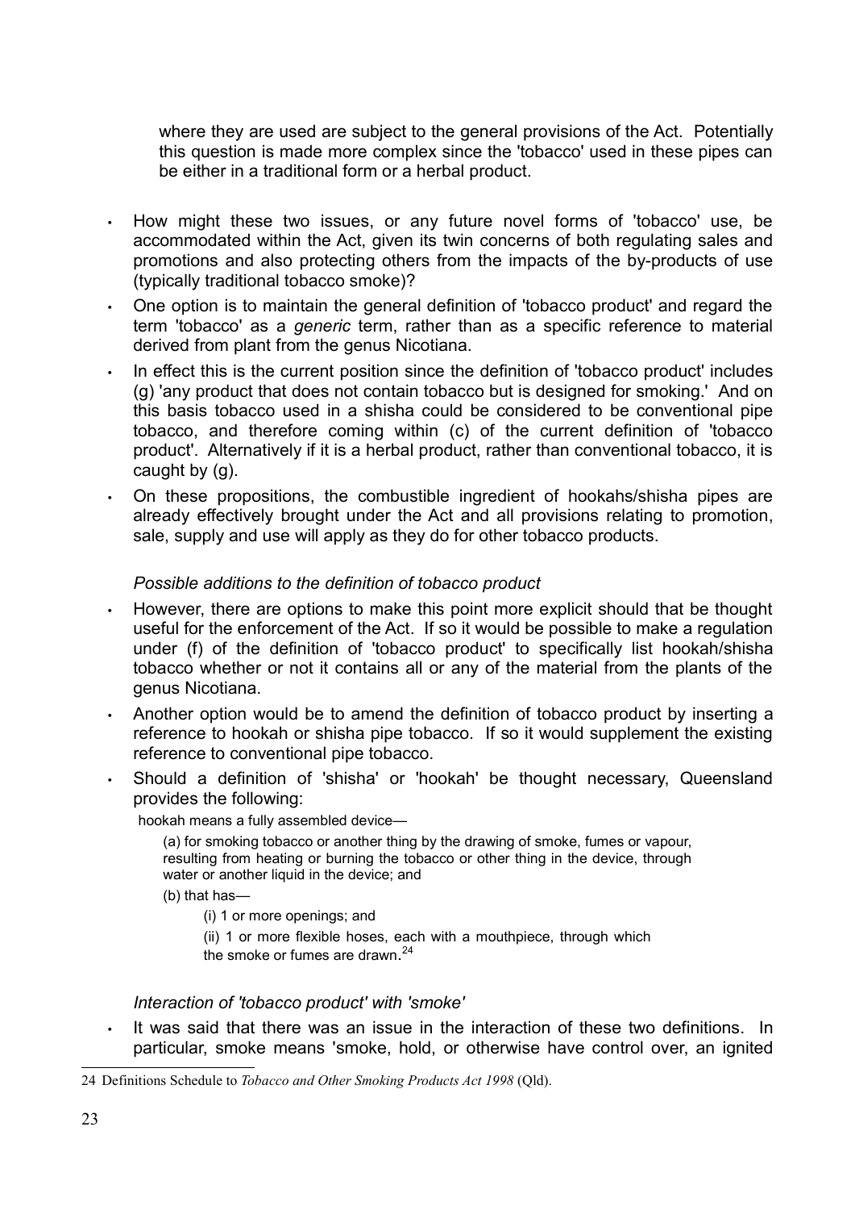where they are used are subject to the general provisions of the Act. Potentially this question is made more complex since the 'tobacco' used in these pipes can be either in a traditional form or a herbal product.

- How might these two issues, or any future novel forms of 'tobacco' use, be accommodated within the Act, given its twin concerns of both regulating sales and promotions and also protecting others from the impacts of the by-products of use (typically traditional tobacco smoke)?
- One option is to maintain the general definition of 'tobacco product' and regard the term 'tobacco' as a *generic* term, rather than as a specific reference to material derived from plant from the genus Nicotiana.
- In effect this is the current position since the definition of 'tobacco product' includes (g) 'any product that does not contain tobacco but is designed for smoking.' And on this basis tobacco used in a shisha could be considered to be conventional pipe tobacco, and therefore coming within (c) of the current definition of 'tobacco product'. Alternatively if it is a herbal product, rather than conventional tobacco, it is caught by (g).
- On these propositions, the combustible ingredient of hookahs/shisha pipes are already effectively brought under the Act and all provisions relating to promotion, sale, supply and use will apply as they do for other tobacco products.

*Possible additions to the definition of tobacco product*

- However, there are options to make this point more explicit should that be thought useful for the enforcement of the Act. If so it would be possible to make a regulation under (f) of the definition of 'tobacco product' to specifically list hookah/shisha tobacco whether or not it contains all or any of the material from the plants of the genus Nicotiana.
- Another option would be to amend the definition of tobacco product by inserting a reference to hookah or shisha pipe tobacco. If so it would supplement the existing reference to conventional pipe tobacco.
- Should a definition of 'shisha' or 'hookah' be thought necessary, Queensland provides the following:

> hookah means a fully assembled device—
>
> (a) for smoking tobacco or another thing by the drawing of smoke, fumes or vapour, resulting from heating or burning the tobacco or other thing in the device, through water or another liquid in the device; and
>
> (b) that has—
>
> (i) 1 or more openings; and
>
> (ii) 1 or more flexible hoses, each with a mouthpiece, through which the smoke or fumes are drawn.[24]

*Interaction of 'tobacco product' with 'smoke'*

- It was said that there was an issue in the interaction of these two definitions. In particular, smoke means 'smoke, hold, or otherwise have control over, an ignited

---

24 Definitions Schedule to *Tobacco and Other Smoking Products Act 1998* (Qld).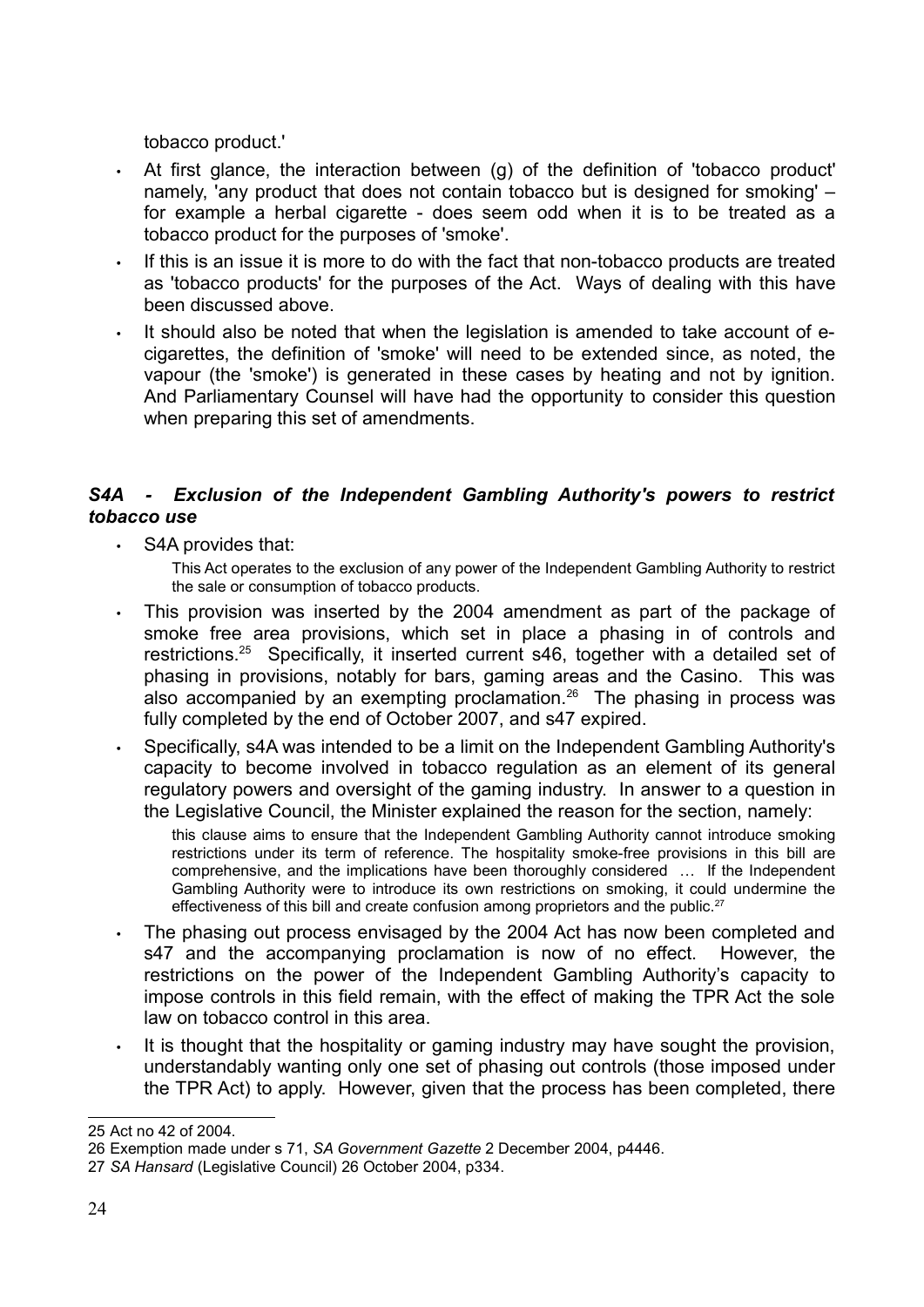tobacco product.'

- At first glance, the interaction between (g) of the definition of 'tobacco product' namely, 'any product that does not contain tobacco but is designed for smoking' – for example a herbal cigarette - does seem odd when it is to be treated as a tobacco product for the purposes of 'smoke'.
- If this is an issue it is more to do with the fact that non-tobacco products are treated as 'tobacco products' for the purposes of the Act. Ways of dealing with this have been discussed above.
- It should also be noted that when the legislation is amended to take account of e-cigarettes, the definition of 'smoke' will need to be extended since, as noted, the vapour (the 'smoke') is generated in these cases by heating and not by ignition. And Parliamentary Counsel will have had the opportunity to consider this question when preparing this set of amendments.

### *S4A - Exclusion of the Independent Gambling Authority's powers to restrict tobacco use*

- S4A provides that:

  > This Act operates to the exclusion of any power of the Independent Gambling Authority to restrict the sale or consumption of tobacco products.

- This provision was inserted by the 2004 amendment as part of the package of smoke free area provisions, which set in place a phasing in of controls and restrictions.[25] Specifically, it inserted current s46, together with a detailed set of phasing in provisions, notably for bars, gaming areas and the Casino. This was also accompanied by an exempting proclamation.[26] The phasing in process was fully completed by the end of October 2007, and s47 expired.
- Specifically, s4A was intended to be a limit on the Independent Gambling Authority's capacity to become involved in tobacco regulation as an element of its general regulatory powers and oversight of the gaming industry. In answer to a question in the Legislative Council, the Minister explained the reason for the section, namely:

  > this clause aims to ensure that the Independent Gambling Authority cannot introduce smoking restrictions under its term of reference. The hospitality smoke-free provisions in this bill are comprehensive, and the implications have been thoroughly considered … If the Independent Gambling Authority were to introduce its own restrictions on smoking, it could undermine the effectiveness of this bill and create confusion among proprietors and the public.[27]

- The phasing out process envisaged by the 2004 Act has now been completed and s47 and the accompanying proclamation is now of no effect. However, the restrictions on the power of the Independent Gambling Authority's capacity to impose controls in this field remain, with the effect of making the TPR Act the sole law on tobacco control in this area.
- It is thought that the hospitality or gaming industry may have sought the provision, understandably wanting only one set of phasing out controls (those imposed under the TPR Act) to apply. However, given that the process has been completed, there

---

25 Act no 42 of 2004.

26 Exemption made under s 71, *SA Government Gazette* 2 December 2004, p4446.

27 *SA Hansard* (Legislative Council) 26 October 2004, p334.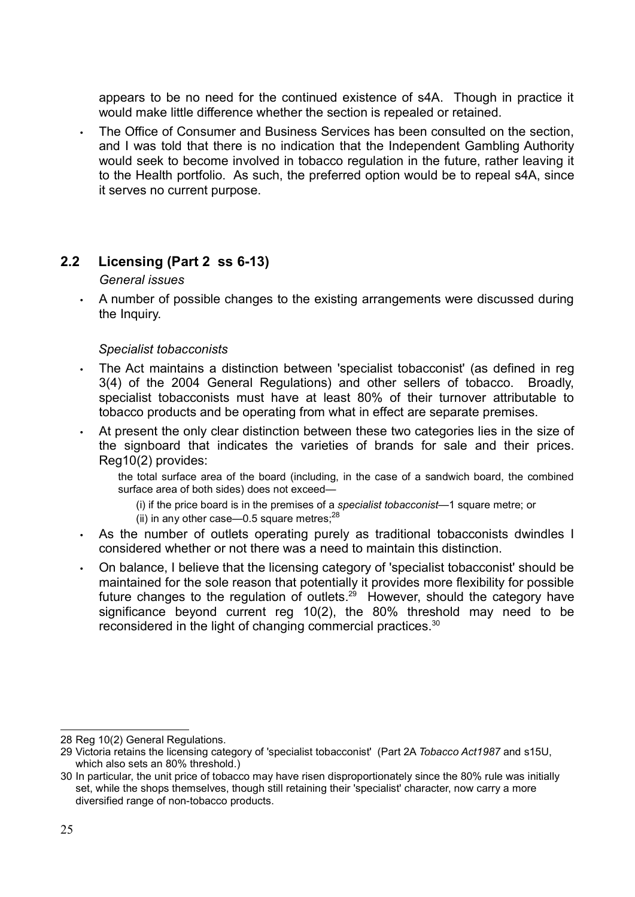appears to be no need for the continued existence of s4A. Though in practice it would make little difference whether the section is repealed or retained.

- The Office of Consumer and Business Services has been consulted on the section, and I was told that there is no indication that the Independent Gambling Authority would seek to become involved in tobacco regulation in the future, rather leaving it to the Health portfolio. As such, the preferred option would be to repeal s4A, since it serves no current purpose.

## 2.2 Licensing (Part 2 ss 6-13)

*General issues*

- A number of possible changes to the existing arrangements were discussed during the Inquiry.

*Specialist tobacconists*

- The Act maintains a distinction between 'specialist tobacconist' (as defined in reg 3(4) of the 2004 General Regulations) and other sellers of tobacco. Broadly, specialist tobacconists must have at least 80% of their turnover attributable to tobacco products and be operating from what in effect are separate premises.
- At present the only clear distinction between these two categories lies in the size of the signboard that indicates the varieties of brands for sale and their prices. Reg10(2) provides:

  > the total surface area of the board (including, in the case of a sandwich board, the combined surface area of both sides) does not exceed—
  >
  > (i) if the price board is in the premises of a *specialist tobacconist*—1 square metre; or
  >
  > (ii) in any other case—0.5 square metres;[28]

- As the number of outlets operating purely as traditional tobacconists dwindles I considered whether or not there was a need to maintain this distinction.
- On balance, I believe that the licensing category of 'specialist tobacconist' should be maintained for the sole reason that potentially it provides more flexibility for possible future changes to the regulation of outlets.[29] However, should the category have significance beyond current reg 10(2), the 80% threshold may need to be reconsidered in the light of changing commercial practices.[30]

---

28 Reg 10(2) General Regulations.

29 Victoria retains the licensing category of 'specialist tobacconist' (Part 2A *Tobacco Act1987* and s15U, which also sets an 80% threshold.)

30 In particular, the unit price of tobacco may have risen disproportionately since the 80% rule was initially set, while the shops themselves, though still retaining their 'specialist' character, now carry a more diversified range of non-tobacco products.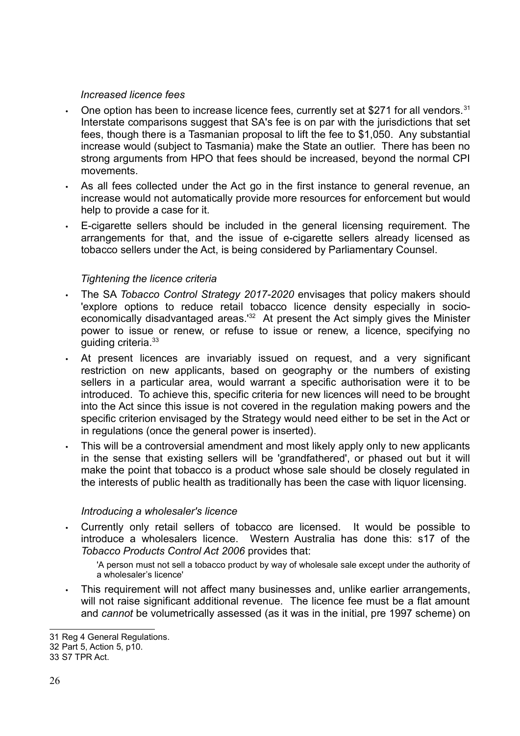*Increased licence fees*

- One option has been to increase licence fees, currently set at $271 for all vendors.[31] Interstate comparisons suggest that SA's fee is on par with the jurisdictions that set fees, though there is a Tasmanian proposal to lift the fee to $1,050. Any substantial increase would (subject to Tasmania) make the State an outlier. There has been no strong arguments from HPO that fees should be increased, beyond the normal CPI movements.
- As all fees collected under the Act go in the first instance to general revenue, an increase would not automatically provide more resources for enforcement but would help to provide a case for it.
- E-cigarette sellers should be included in the general licensing requirement. The arrangements for that, and the issue of e-cigarette sellers already licensed as tobacco sellers under the Act, is being considered by Parliamentary Counsel.

*Tightening the licence criteria*

- The SA *Tobacco Control Strategy 2017-2020* envisages that policy makers should 'explore options to reduce retail tobacco licence density especially in socio-economically disadvantaged areas.'[32] At present the Act simply gives the Minister power to issue or renew, or refuse to issue or renew, a licence, specifying no guiding criteria.[33]
- At present licences are invariably issued on request, and a very significant restriction on new applicants, based on geography or the numbers of existing sellers in a particular area, would warrant a specific authorisation were it to be introduced. To achieve this, specific criteria for new licences will need to be brought into the Act since this issue is not covered in the regulation making powers and the specific criterion envisaged by the Strategy would need either to be set in the Act or in regulations (once the general power is inserted).
- This will be a controversial amendment and most likely apply only to new applicants in the sense that existing sellers will be 'grandfathered', or phased out but it will make the point that tobacco is a product whose sale should be closely regulated in the interests of public health as traditionally has been the case with liquor licensing.

*Introducing a wholesaler's licence*

- Currently only retail sellers of tobacco are licensed. It would be possible to introduce a wholesalers licence. Western Australia has done this: s17 of the *Tobacco Products Control Act 2006* provides that:

  > 'A person must not sell a tobacco product by way of wholesale sale except under the authority of a wholesaler's licence'

- This requirement will not affect many businesses and, unlike earlier arrangements, will not raise significant additional revenue. The licence fee must be a flat amount and *cannot* be volumetrically assessed (as it was in the initial, pre 1997 scheme) on

---

31 Reg 4 General Regulations.

32 Part 5, Action 5, p10.

33 S7 TPR Act.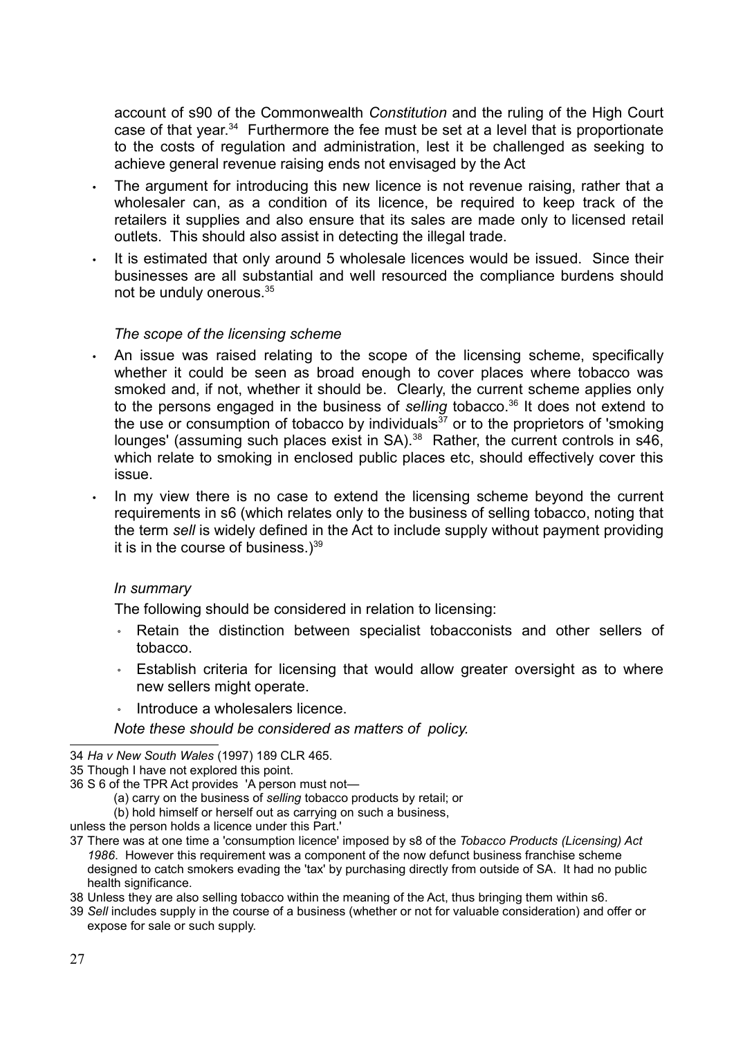account of s90 of the Commonwealth *Constitution* and the ruling of the High Court case of that year.[34] Furthermore the fee must be set at a level that is proportionate to the costs of regulation and administration, lest it be challenged as seeking to achieve general revenue raising ends not envisaged by the Act

- The argument for introducing this new licence is not revenue raising, rather that a wholesaler can, as a condition of its licence, be required to keep track of the retailers it supplies and also ensure that its sales are made only to licensed retail outlets. This should also assist in detecting the illegal trade.
- It is estimated that only around 5 wholesale licences would be issued. Since their businesses are all substantial and well resourced the compliance burdens should not be unduly onerous.[35]

*The scope of the licensing scheme*

- An issue was raised relating to the scope of the licensing scheme, specifically whether it could be seen as broad enough to cover places where tobacco was smoked and, if not, whether it should be. Clearly, the current scheme applies only to the persons engaged in the business of *selling* tobacco.[36] It does not extend to the use or consumption of tobacco by individuals[37] or to the proprietors of 'smoking lounges' (assuming such places exist in SA).[38] Rather, the current controls in s46, which relate to smoking in enclosed public places etc, should effectively cover this issue.
- In my view there is no case to extend the licensing scheme beyond the current requirements in s6 (which relates only to the business of selling tobacco, noting that the term *sell* is widely defined in the Act to include supply without payment providing it is in the course of business.)[39]

*In summary*

The following should be considered in relation to licensing:

- Retain the distinction between specialist tobacconists and other sellers of tobacco.
- Establish criteria for licensing that would allow greater oversight as to where new sellers might operate.
- Introduce a wholesalers licence.

*Note these should be considered as matters of policy.*

---

34 *Ha v New South Wales* (1997) 189 CLR 465.

35 Though I have not explored this point.

36 S 6 of the TPR Act provides 'A person must not—

(a) carry on the business of *selling* tobacco products by retail; or

(b) hold himself or herself out as carrying on such a business,

unless the person holds a licence under this Part.'

37 There was at one time a 'consumption licence' imposed by s8 of the *Tobacco Products (Licensing) Act 1986*. However this requirement was a component of the now defunct business franchise scheme designed to catch smokers evading the 'tax' by purchasing directly from outside of SA. It had no public health significance.

38 Unless they are also selling tobacco within the meaning of the Act, thus bringing them within s6.

39 *Sell* includes supply in the course of a business (whether or not for valuable consideration) and offer or expose for sale or such supply.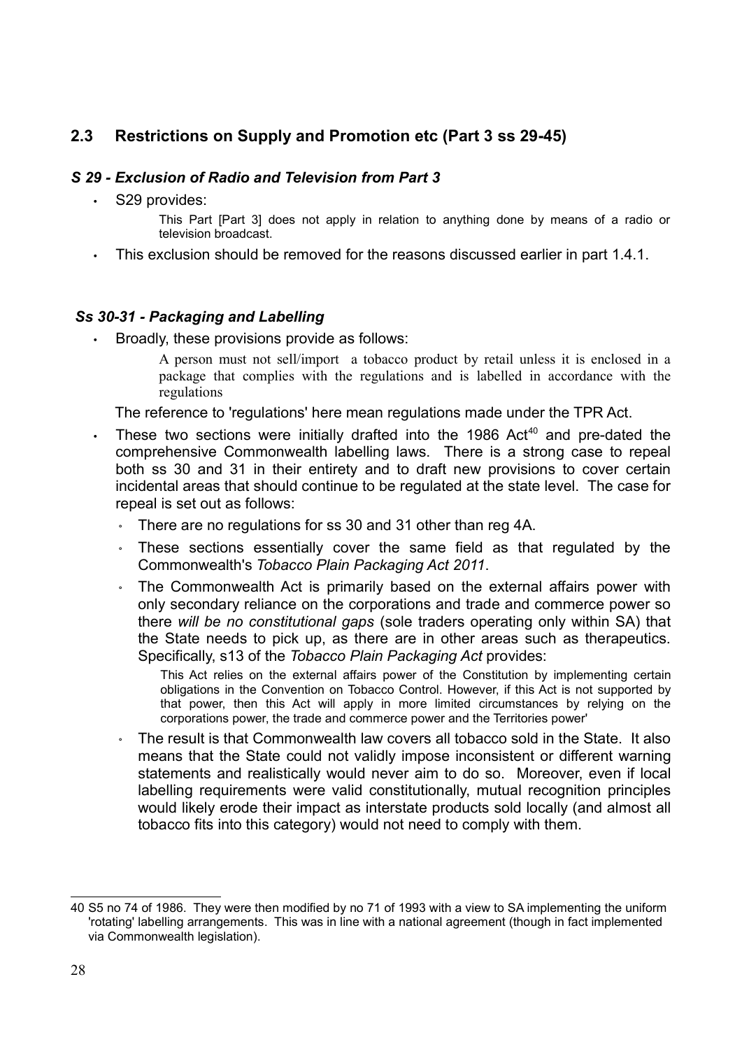## 2.3 Restrictions on Supply and Promotion etc (Part 3 ss 29-45)

### *S 29 - Exclusion of Radio and Television from Part 3*

- S29 provides:

  > This Part [Part 3] does not apply in relation to anything done by means of a radio or television broadcast.

- This exclusion should be removed for the reasons discussed earlier in part 1.4.1.

### *Ss 30-31 - Packaging and Labelling*

- Broadly, these provisions provide as follows:

  > A person must not sell/import a tobacco product by retail unless it is enclosed in a package that complies with the regulations and is labelled in accordance with the regulations

  The reference to 'regulations' here mean regulations made under the TPR Act.

- These two sections were initially drafted into the 1986 Act[40] and pre-dated the comprehensive Commonwealth labelling laws. There is a strong case to repeal both ss 30 and 31 in their entirety and to draft new provisions to cover certain incidental areas that should continue to be regulated at the state level. The case for repeal is set out as follows:
  - There are no regulations for ss 30 and 31 other than reg 4A.
  - These sections essentially cover the same field as that regulated by the Commonwealth's *Tobacco Plain Packaging Act 2011*.
  - The Commonwealth Act is primarily based on the external affairs power with only secondary reliance on the corporations and trade and commerce power so there *will be no constitutional gaps* (sole traders operating only within SA) that the State needs to pick up, as there are in other areas such as therapeutics. Specifically, s13 of the *Tobacco Plain Packaging Act* provides:

    > This Act relies on the external affairs power of the Constitution by implementing certain obligations in the Convention on Tobacco Control. However, if this Act is not supported by that power, then this Act will apply in more limited circumstances by relying on the corporations power, the trade and commerce power and the Territories power'

  - The result is that Commonwealth law covers all tobacco sold in the State. It also means that the State could not validly impose inconsistent or different warning statements and realistically would never aim to do so. Moreover, even if local labelling requirements were valid constitutionally, mutual recognition principles would likely erode their impact as interstate products sold locally (and almost all tobacco fits into this category) would not need to comply with them.

---

[40] S5 no 74 of 1986. They were then modified by no 71 of 1993 with a view to SA implementing the uniform 'rotating' labelling arrangements. This was in line with a national agreement (though in fact implemented via Commonwealth legislation).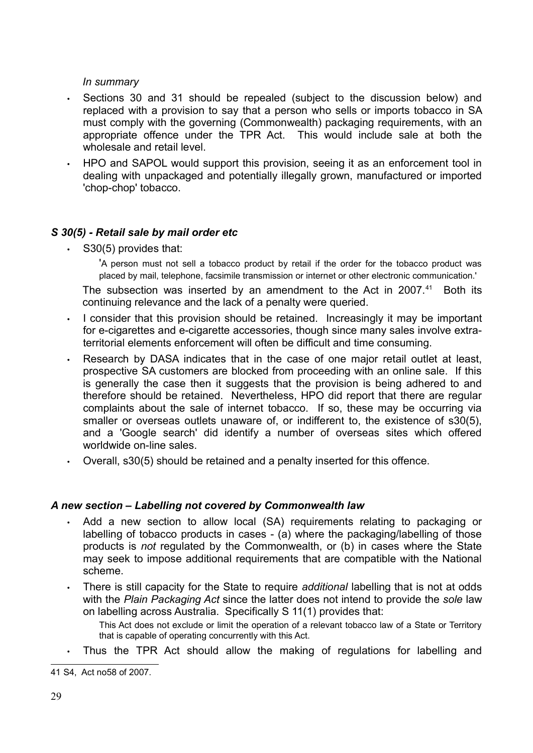*In summary*

- Sections 30 and 31 should be repealed (subject to the discussion below) and replaced with a provision to say that a person who sells or imports tobacco in SA must comply with the governing (Commonwealth) packaging requirements, with an appropriate offence under the TPR Act. This would include sale at both the wholesale and retail level.
- HPO and SAPOL would support this provision, seeing it as an enforcement tool in dealing with unpackaged and potentially illegally grown, manufactured or imported 'chop-chop' tobacco.

### *S 30(5) - Retail sale by mail order etc*

- S30(5) provides that:

  'A person must not sell a tobacco product by retail if the order for the tobacco product was placed by mail, telephone, facsimile transmission or internet or other electronic communication.'

  The subsection was inserted by an amendment to the Act in 2007.[41] Both its continuing relevance and the lack of a penalty were queried.
- I consider that this provision should be retained. Increasingly it may be important for e-cigarettes and e-cigarette accessories, though since many sales involve extra-territorial elements enforcement will often be difficult and time consuming.
- Research by DASA indicates that in the case of one major retail outlet at least, prospective SA customers are blocked from proceeding with an online sale. If this is generally the case then it suggests that the provision is being adhered to and therefore should be retained. Nevertheless, HPO did report that there are regular complaints about the sale of internet tobacco. If so, these may be occurring via smaller or overseas outlets unaware of, or indifferent to, the existence of s30(5), and a 'Google search' did identify a number of overseas sites which offered worldwide on-line sales.
- Overall, s30(5) should be retained and a penalty inserted for this offence.

### *A new section – Labelling not covered by Commonwealth law*

- Add a new section to allow local (SA) requirements relating to packaging or labelling of tobacco products in cases - (a) where the packaging/labelling of those products is *not* regulated by the Commonwealth, or (b) in cases where the State may seek to impose additional requirements that are compatible with the National scheme.
- There is still capacity for the State to require *additional* labelling that is not at odds with the *Plain Packaging Act* since the latter does not intend to provide the *sole* law on labelling across Australia. Specifically S 11(1) provides that:

  This Act does not exclude or limit the operation of a relevant tobacco law of a State or Territory that is capable of operating concurrently with this Act.
- Thus the TPR Act should allow the making of regulations for labelling and

---

41 S4, Act no58 of 2007.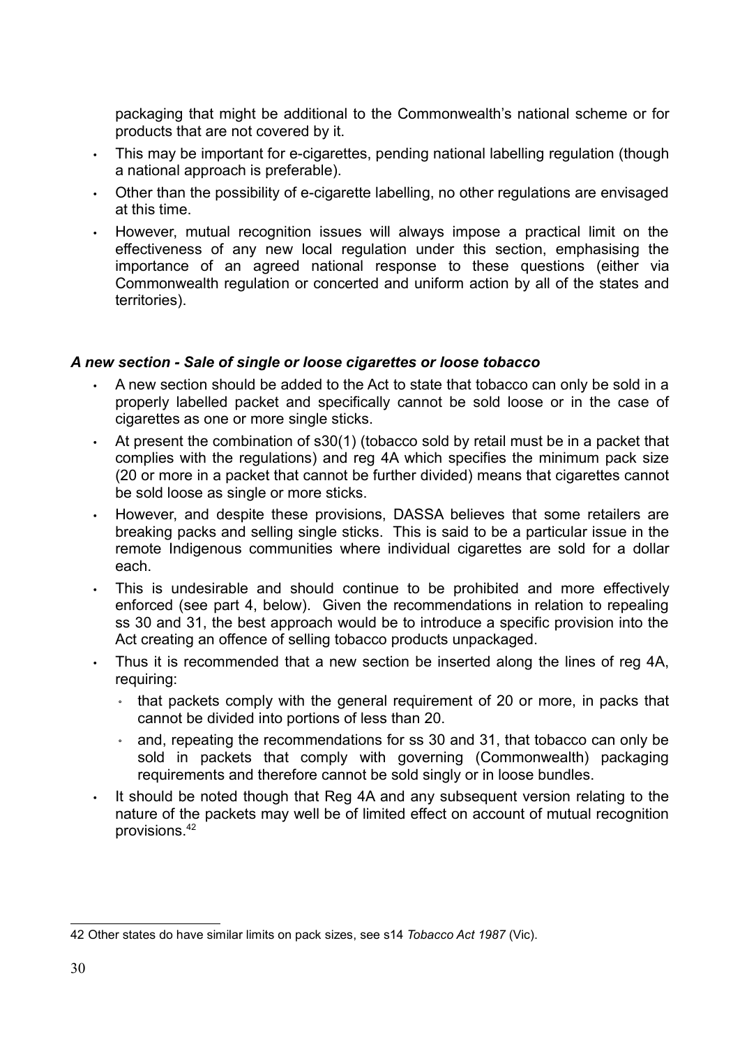packaging that might be additional to the Commonwealth's national scheme or for products that are not covered by it.

- This may be important for e-cigarettes, pending national labelling regulation (though a national approach is preferable).
- Other than the possibility of e-cigarette labelling, no other regulations are envisaged at this time.
- However, mutual recognition issues will always impose a practical limit on the effectiveness of any new local regulation under this section, emphasising the importance of an agreed national response to these questions (either via Commonwealth regulation or concerted and uniform action by all of the states and territories).

#### *A new section - Sale of single or loose cigarettes or loose tobacco*

- A new section should be added to the Act to state that tobacco can only be sold in a properly labelled packet and specifically cannot be sold loose or in the case of cigarettes as one or more single sticks.
- At present the combination of s30(1) (tobacco sold by retail must be in a packet that complies with the regulations) and reg 4A which specifies the minimum pack size (20 or more in a packet that cannot be further divided) means that cigarettes cannot be sold loose as single or more sticks.
- However, and despite these provisions, DASSA believes that some retailers are breaking packs and selling single sticks. This is said to be a particular issue in the remote Indigenous communities where individual cigarettes are sold for a dollar each.
- This is undesirable and should continue to be prohibited and more effectively enforced (see part 4, below). Given the recommendations in relation to repealing ss 30 and 31, the best approach would be to introduce a specific provision into the Act creating an offence of selling tobacco products unpackaged.
- Thus it is recommended that a new section be inserted along the lines of reg 4A, requiring:
  - that packets comply with the general requirement of 20 or more, in packs that cannot be divided into portions of less than 20.
  - and, repeating the recommendations for ss 30 and 31, that tobacco can only be sold in packets that comply with governing (Commonwealth) packaging requirements and therefore cannot be sold singly or in loose bundles.
- It should be noted though that Reg 4A and any subsequent version relating to the nature of the packets may well be of limited effect on account of mutual recognition provisions.[42]

---

42 Other states do have similar limits on pack sizes, see s14 *Tobacco Act 1987* (Vic).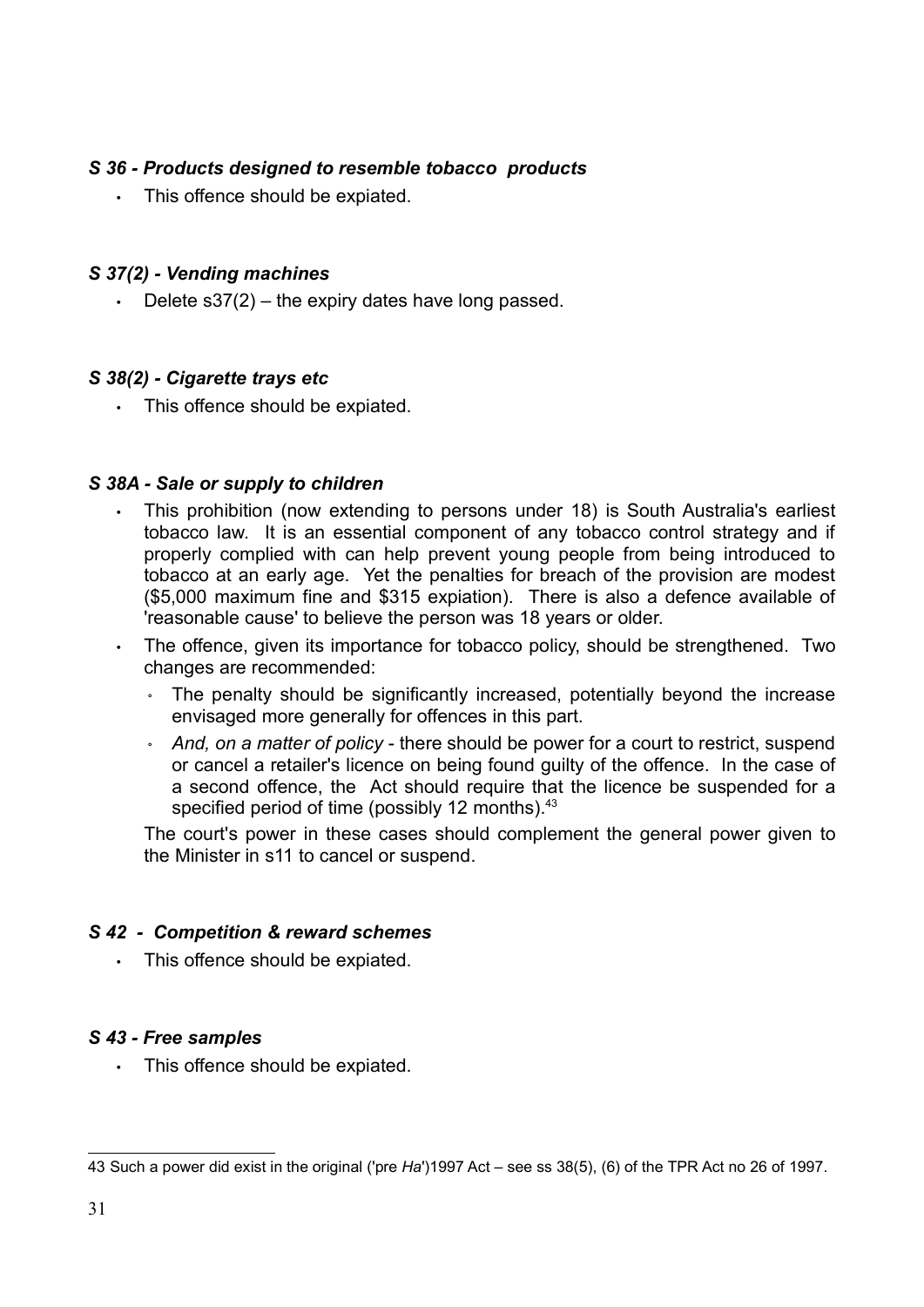### *S 36 - Products designed to resemble tobacco products*

- This offence should be expiated.

### *S 37(2) - Vending machines*

- Delete s37(2) – the expiry dates have long passed.

### *S 38(2) - Cigarette trays etc*

- This offence should be expiated.

### *S 38A - Sale or supply to children*

- This prohibition (now extending to persons under 18) is South Australia's earliest tobacco law. It is an essential component of any tobacco control strategy and if properly complied with can help prevent young people from being introduced to tobacco at an early age. Yet the penalties for breach of the provision are modest ($5,000 maximum fine and $315 expiation). There is also a defence available of 'reasonable cause' to believe the person was 18 years or older.
- The offence, given its importance for tobacco policy, should be strengthened. Two changes are recommended:
  - The penalty should be significantly increased, potentially beyond the increase envisaged more generally for offences in this part.
  - *And, on a matter of policy* - there should be power for a court to restrict, suspend or cancel a retailer's licence on being found guilty of the offence. In the case of a second offence, the Act should require that the licence be suspended for a specified period of time (possibly 12 months).[43]

  The court's power in these cases should complement the general power given to the Minister in s11 to cancel or suspend.

### *S 42 - Competition & reward schemes*

- This offence should be expiated.

### *S 43 - Free samples*

- This offence should be expiated.

---

43 Such a power did exist in the original ('pre *Ha*')1997 Act – see ss 38(5), (6) of the TPR Act no 26 of 1997.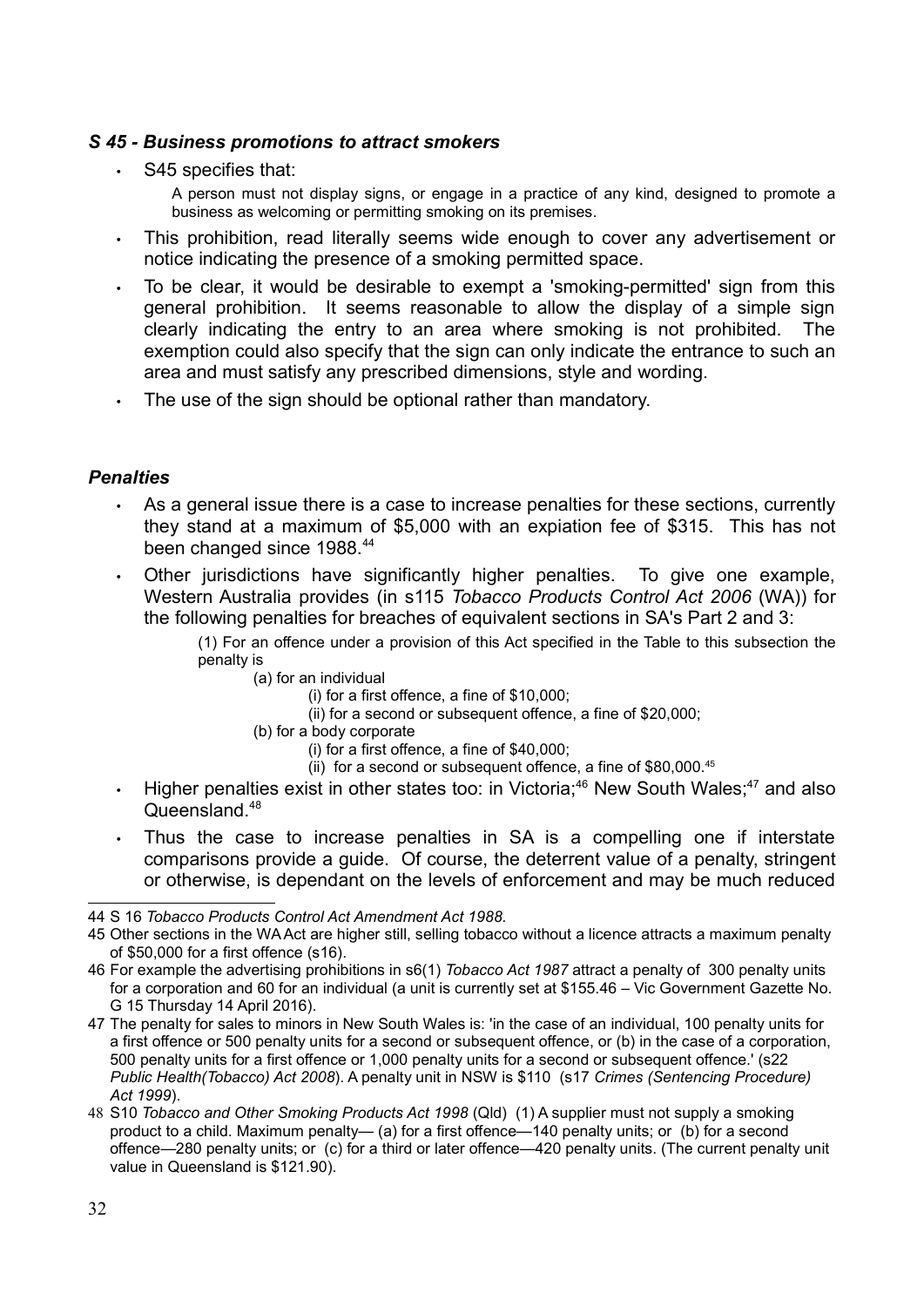### *S 45 - Business promotions to attract smokers*

- S45 specifies that:

  > A person must not display signs, or engage in a practice of any kind, designed to promote a business as welcoming or permitting smoking on its premises.

- This prohibition, read literally seems wide enough to cover any advertisement or notice indicating the presence of a smoking permitted space.
- To be clear, it would be desirable to exempt a 'smoking-permitted' sign from this general prohibition. It seems reasonable to allow the display of a simple sign clearly indicating the entry to an area where smoking is not prohibited. The exemption could also specify that the sign can only indicate the entrance to such an area and must satisfy any prescribed dimensions, style and wording.
- The use of the sign should be optional rather than mandatory.

### *Penalties*

- As a general issue there is a case to increase penalties for these sections, currently they stand at a maximum of $5,000 with an expiation fee of $315. This has not been changed since 1988.[44]
- Other jurisdictions have significantly higher penalties. To give one example, Western Australia provides (in s115 *Tobacco Products Control Act 2006* (WA)) for the following penalties for breaches of equivalent sections in SA's Part 2 and 3:

  > (1) For an offence under a provision of this Act specified in the Table to this subsection the penalty is
  >
  > (a) for an individual
  >
  > (i) for a first offence, a fine of $10,000;
  >
  > (ii) for a second or subsequent offence, a fine of $20,000;
  >
  > (b) for a body corporate
  >
  > (i) for a first offence, a fine of $40,000;
  >
  > (ii) for a second or subsequent offence, a fine of $80,000.[45]

- Higher penalties exist in other states too: in Victoria;[46] New South Wales;[47] and also Queensland.[48]
- Thus the case to increase penalties in SA is a compelling one if interstate comparisons provide a guide. Of course, the deterrent value of a penalty, stringent or otherwise, is dependant on the levels of enforcement and may be much reduced

---

44 S 16 *Tobacco Products Control Act Amendment Act 1988.*

45 Other sections in the WA Act are higher still, selling tobacco without a licence attracts a maximum penalty of $50,000 for a first offence (s16).

46 For example the advertising prohibitions in s6(1) *Tobacco Act 1987* attract a penalty of 300 penalty units for a corporation and 60 for an individual (a unit is currently set at $155.46 – Vic Government Gazette No. G 15 Thursday 14 April 2016).

47 The penalty for sales to minors in New South Wales is: 'in the case of an individual, 100 penalty units for a first offence or 500 penalty units for a second or subsequent offence, or (b) in the case of a corporation, 500 penalty units for a first offence or 1,000 penalty units for a second or subsequent offence.' (s22 *Public Health(Tobacco) Act 2008*). A penalty unit in NSW is $110 (s17 *Crimes (Sentencing Procedure) Act 1999*).

48 S10 *Tobacco and Other Smoking Products Act 1998* (Qld) (1) A supplier must not supply a smoking product to a child. Maximum penalty— (a) for a first offence—140 penalty units; or (b) for a second offence—280 penalty units; or (c) for a third or later offence—420 penalty units. (The current penalty unit value in Queensland is $121.90).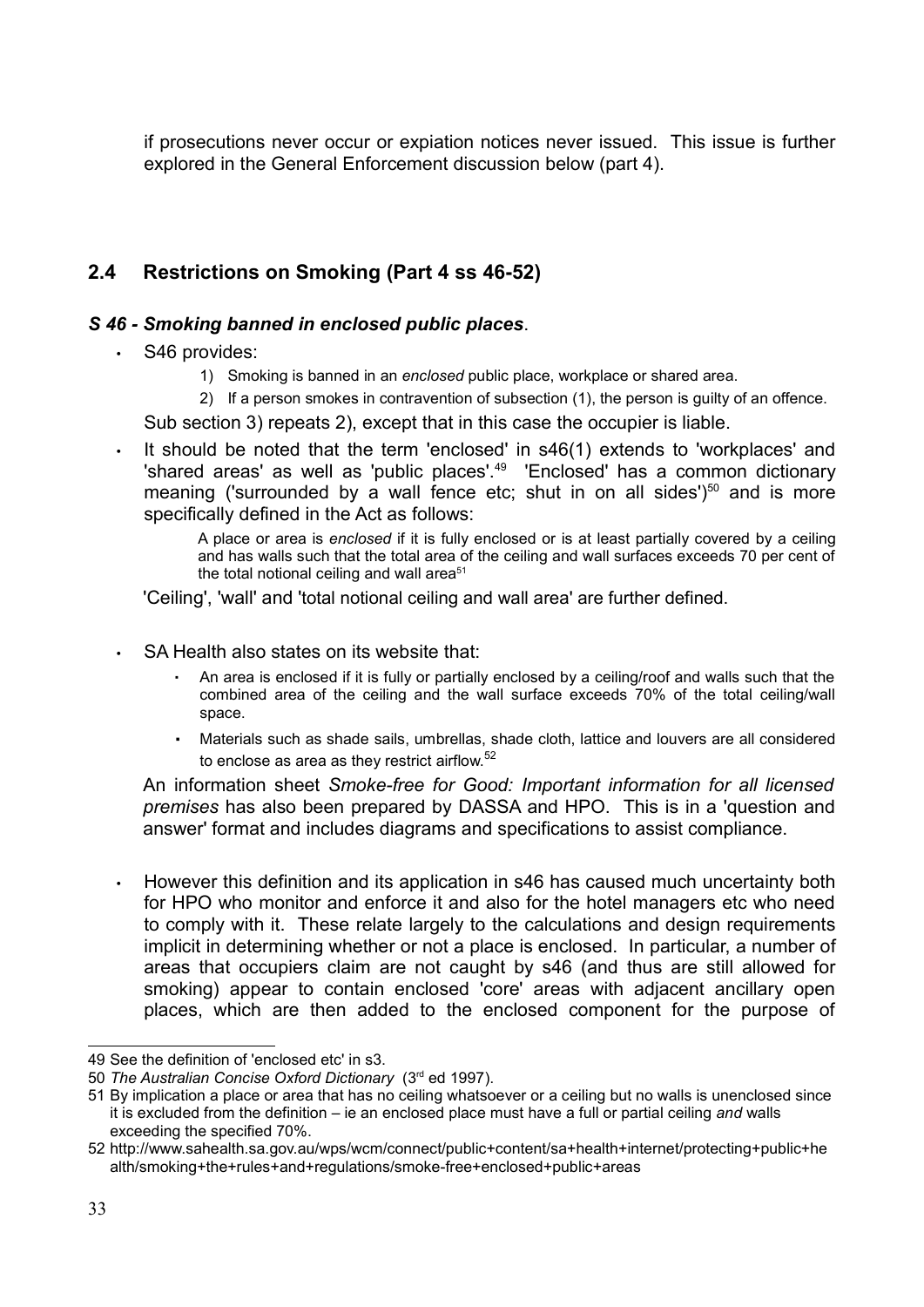if prosecutions never occur or expiation notices never issued. This issue is further explored in the General Enforcement discussion below (part 4).

## 2.4 Restrictions on Smoking (Part 4 ss 46-52)

### *S 46 - Smoking banned in enclosed public places.*

- S46 provides:
    1) Smoking is banned in an *enclosed* public place, workplace or shared area.
    2) If a person smokes in contravention of subsection (1), the person is guilty of an offence.

  Sub section 3) repeats 2), except that in this case the occupier is liable.

- It should be noted that the term 'enclosed' in s46(1) extends to 'workplaces' and 'shared areas' as well as 'public places'.[49] 'Enclosed' has a common dictionary meaning ('surrounded by a wall fence etc; shut in on all sides')[50] and is more specifically defined in the Act as follows:

  > A place or area is *enclosed* if it is fully enclosed or is at least partially covered by a ceiling and has walls such that the total area of the ceiling and wall surfaces exceeds 70 per cent of the total notional ceiling and wall area[51]

  'Ceiling', 'wall' and 'total notional ceiling and wall area' are further defined.

- SA Health also states on its website that:
    - An area is enclosed if it is fully or partially enclosed by a ceiling/roof and walls such that the combined area of the ceiling and the wall surface exceeds 70% of the total ceiling/wall space.
    - Materials such as shade sails, umbrellas, shade cloth, lattice and louvers are all considered to enclose as area as they restrict airflow.[52]

  An information sheet *Smoke-free for Good: Important information for all licensed premises* has also been prepared by DASSA and HPO. This is in a 'question and answer' format and includes diagrams and specifications to assist compliance.

- However this definition and its application in s46 has caused much uncertainty both for HPO who monitor and enforce it and also for the hotel managers etc who need to comply with it. These relate largely to the calculations and design requirements implicit in determining whether or not a place is enclosed. In particular, a number of areas that occupiers claim are not caught by s46 (and thus are still allowed for smoking) appear to contain enclosed 'core' areas with adjacent ancillary open places, which are then added to the enclosed component for the purpose of

---

49 See the definition of 'enclosed etc' in s3.

50 *The Australian Concise Oxford Dictionary* (3rd ed 1997).

51 By implication a place or area that has no ceiling whatsoever or a ceiling but no walls is unenclosed since it is excluded from the definition – ie an enclosed place must have a full or partial ceiling *and* walls exceeding the specified 70%.

52 http://www.sahealth.sa.gov.au/wps/wcm/connect/public+content/sa+health+internet/protecting+public+health/smoking+the+rules+and+regulations/smoke-free+enclosed+public+areas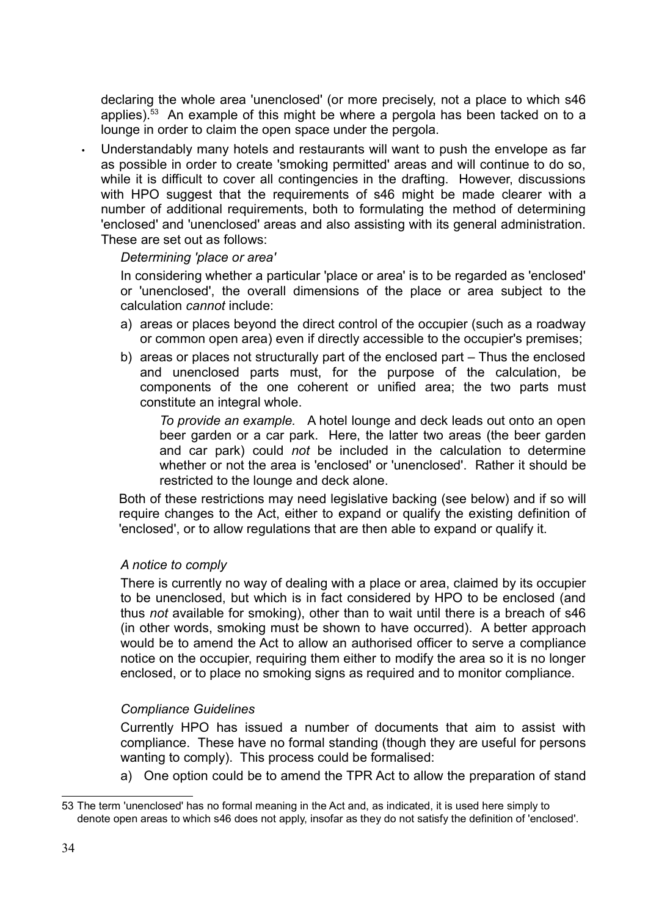declaring the whole area 'unenclosed' (or more precisely, not a place to which s46 applies).[53] An example of this might be where a pergola has been tacked on to a lounge in order to claim the open space under the pergola.

- Understandably many hotels and restaurants will want to push the envelope as far as possible in order to create 'smoking permitted' areas and will continue to do so, while it is difficult to cover all contingencies in the drafting. However, discussions with HPO suggest that the requirements of s46 might be made clearer with a number of additional requirements, both to formulating the method of determining 'enclosed' and 'unenclosed' areas and also assisting with its general administration. These are set out as follows:

  *Determining 'place or area'*

  In considering whether a particular 'place or area' is to be regarded as 'enclosed' or 'unenclosed', the overall dimensions of the place or area subject to the calculation *cannot* include:

  a) areas or places beyond the direct control of the occupier (such as a roadway or common open area) even if directly accessible to the occupier's premises;

  b) areas or places not structurally part of the enclosed part – Thus the enclosed and unenclosed parts must, for the purpose of the calculation, be components of the one coherent or unified area; the two parts must constitute an integral whole.

     *To provide an example.* A hotel lounge and deck leads out onto an open beer garden or a car park. Here, the latter two areas (the beer garden and car park) could *not* be included in the calculation to determine whether or not the area is 'enclosed' or 'unenclosed'. Rather it should be restricted to the lounge and deck alone.

  Both of these restrictions may need legislative backing (see below) and if so will require changes to the Act, either to expand or qualify the existing definition of 'enclosed', or to allow regulations that are then able to expand or qualify it.

  *A notice to comply*

  There is currently no way of dealing with a place or area, claimed by its occupier to be unenclosed, but which is in fact considered by HPO to be enclosed (and thus *not* available for smoking), other than to wait until there is a breach of s46 (in other words, smoking must be shown to have occurred). A better approach would be to amend the Act to allow an authorised officer to serve a compliance notice on the occupier, requiring them either to modify the area so it is no longer enclosed, or to place no smoking signs as required and to monitor compliance.

  *Compliance Guidelines*

  Currently HPO has issued a number of documents that aim to assist with compliance. These have no formal standing (though they are useful for persons wanting to comply). This process could be formalised:

  a) One option could be to amend the TPR Act to allow the preparation of stand

---

53 The term 'unenclosed' has no formal meaning in the Act and, as indicated, it is used here simply to denote open areas to which s46 does not apply, insofar as they do not satisfy the definition of 'enclosed'.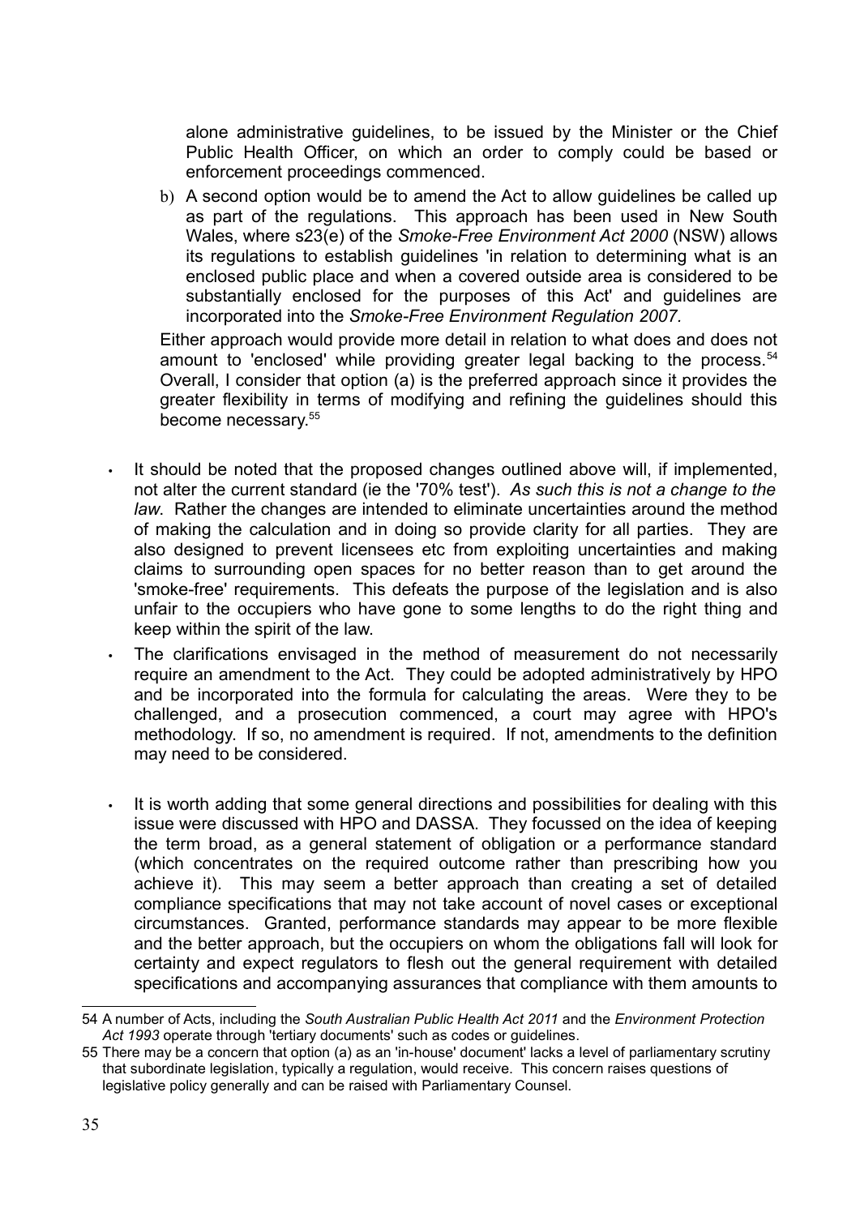alone administrative guidelines, to be issued by the Minister or the Chief Public Health Officer, on which an order to comply could be based or enforcement proceedings commenced.

b) A second option would be to amend the Act to allow guidelines be called up as part of the regulations. This approach has been used in New South Wales, where s23(e) of the *Smoke-Free Environment Act 2000* (NSW) allows its regulations to establish guidelines 'in relation to determining what is an enclosed public place and when a covered outside area is considered to be substantially enclosed for the purposes of this Act' and guidelines are incorporated into the *Smoke-Free Environment Regulation 2007*.

Either approach would provide more detail in relation to what does and does not amount to 'enclosed' while providing greater legal backing to the process.[54] Overall, I consider that option (a) is the preferred approach since it provides the greater flexibility in terms of modifying and refining the guidelines should this become necessary.[55]

- It should be noted that the proposed changes outlined above will, if implemented, not alter the current standard (ie the '70% test'). *As such this is not a change to the law*. Rather the changes are intended to eliminate uncertainties around the method of making the calculation and in doing so provide clarity for all parties. They are also designed to prevent licensees etc from exploiting uncertainties and making claims to surrounding open spaces for no better reason than to get around the 'smoke-free' requirements. This defeats the purpose of the legislation and is also unfair to the occupiers who have gone to some lengths to do the right thing and keep within the spirit of the law.
- The clarifications envisaged in the method of measurement do not necessarily require an amendment to the Act. They could be adopted administratively by HPO and be incorporated into the formula for calculating the areas. Were they to be challenged, and a prosecution commenced, a court may agree with HPO's methodology. If so, no amendment is required. If not, amendments to the definition may need to be considered.
- It is worth adding that some general directions and possibilities for dealing with this issue were discussed with HPO and DASSA. They focussed on the idea of keeping the term broad, as a general statement of obligation or a performance standard (which concentrates on the required outcome rather than prescribing how you achieve it). This may seem a better approach than creating a set of detailed compliance specifications that may not take account of novel cases or exceptional circumstances. Granted, performance standards may appear to be more flexible and the better approach, but the occupiers on whom the obligations fall will look for certainty and expect regulators to flesh out the general requirement with detailed specifications and accompanying assurances that compliance with them amounts to

---

54 A number of Acts, including the *South Australian Public Health Act 2011* and the *Environment Protection Act 1993* operate through 'tertiary documents' such as codes or guidelines.

55 There may be a concern that option (a) as an 'in-house' document' lacks a level of parliamentary scrutiny that subordinate legislation, typically a regulation, would receive. This concern raises questions of legislative policy generally and can be raised with Parliamentary Counsel.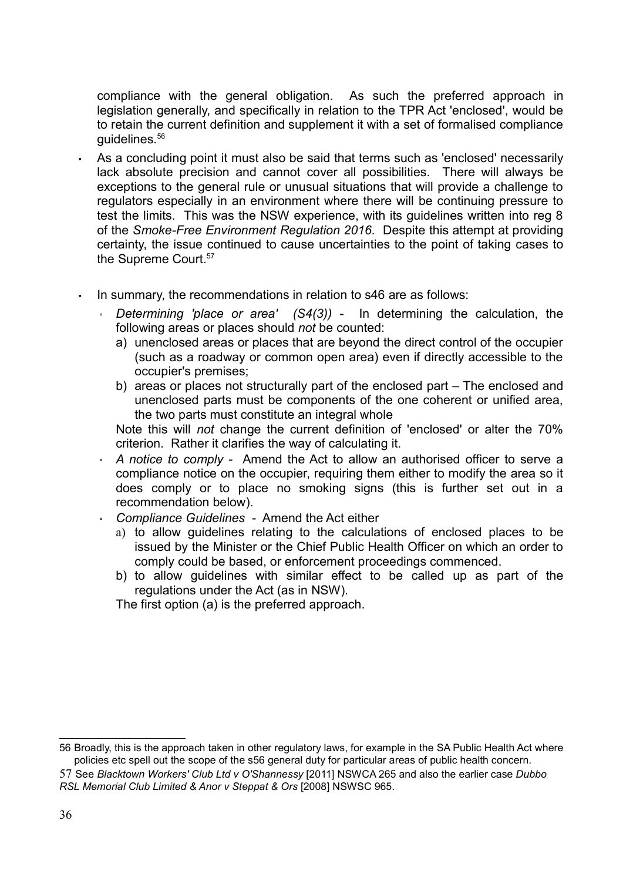compliance with the general obligation. As such the preferred approach in legislation generally, and specifically in relation to the TPR Act 'enclosed', would be to retain the current definition and supplement it with a set of formalised compliance guidelines.[56]

- As a concluding point it must also be said that terms such as 'enclosed' necessarily lack absolute precision and cannot cover all possibilities. There will always be exceptions to the general rule or unusual situations that will provide a challenge to regulators especially in an environment where there will be continuing pressure to test the limits. This was the NSW experience, with its guidelines written into reg 8 of the *Smoke-Free Environment Regulation 2016.* Despite this attempt at providing certainty, the issue continued to cause uncertainties to the point of taking cases to the Supreme Court.[57]

- In summary, the recommendations in relation to s46 are as follows:
  - *Determining 'place or area' (S4(3))* - In determining the calculation, the following areas or places should *not* be counted:
    a) unenclosed areas or places that are beyond the direct control of the occupier (such as a roadway or common open area) even if directly accessible to the occupier's premises;
    b) areas or places not structurally part of the enclosed part – The enclosed and unenclosed parts must be components of the one coherent or unified area, the two parts must constitute an integral whole

    Note this will *not* change the current definition of 'enclosed' or alter the 70% criterion. Rather it clarifies the way of calculating it.
  - *A notice to comply* - Amend the Act to allow an authorised officer to serve a compliance notice on the occupier, requiring them either to modify the area so it does comply or to place no smoking signs (this is further set out in a recommendation below).
  - *Compliance Guidelines* - Amend the Act either
    a) to allow guidelines relating to the calculations of enclosed places to be issued by the Minister or the Chief Public Health Officer on which an order to comply could be based, or enforcement proceedings commenced.
    b) to allow guidelines with similar effect to be called up as part of the regulations under the Act (as in NSW).

    The first option (a) is the preferred approach.

---

[56] Broadly, this is the approach taken in other regulatory laws, for example in the SA Public Health Act where policies etc spell out the scope of the s56 general duty for particular areas of public health concern.

[57] See *Blacktown Workers' Club Ltd v O'Shannessy* [2011] NSWCA 265 and also the earlier case *Dubbo RSL Memorial Club Limited & Anor v Steppat & Ors* [2008] NSWSC 965.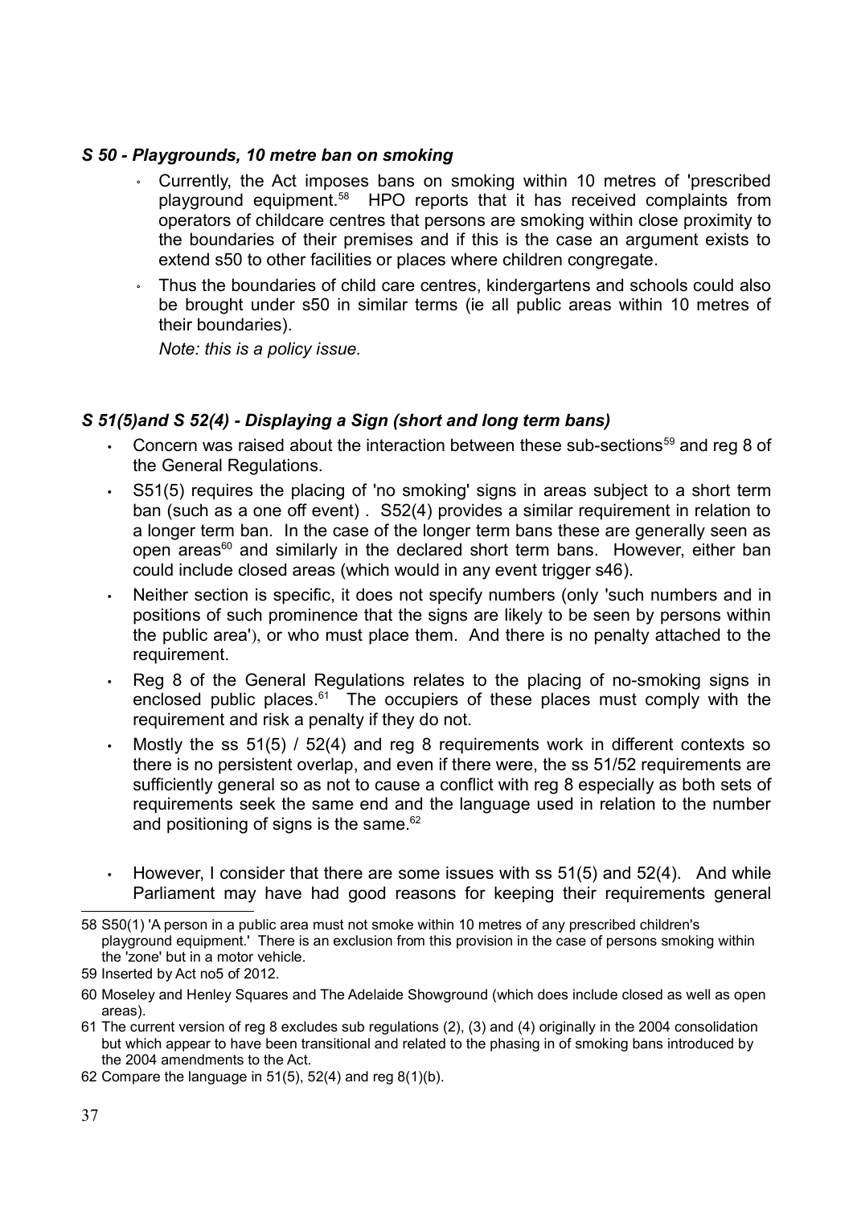### *S 50 - Playgrounds, 10 metre ban on smoking*

- Currently, the Act imposes bans on smoking within 10 metres of 'prescribed playground equipment.[58] HPO reports that it has received complaints from operators of childcare centres that persons are smoking within close proximity to the boundaries of their premises and if this is the case an argument exists to extend s50 to other facilities or places where children congregate.
- Thus the boundaries of child care centres, kindergartens and schools could also be brought under s50 in similar terms (ie all public areas within 10 metres of their boundaries).

  *Note: this is a policy issue.*

### *S 51(5)and S 52(4) - Displaying a Sign (short and long term bans)*

- Concern was raised about the interaction between these sub-sections[59] and reg 8 of the General Regulations.
- S51(5) requires the placing of 'no smoking' signs in areas subject to a short term ban (such as a one off event) . S52(4) provides a similar requirement in relation to a longer term ban. In the case of the longer term bans these are generally seen as open areas[60] and similarly in the declared short term bans. However, either ban could include closed areas (which would in any event trigger s46).
- Neither section is specific, it does not specify numbers (only 'such numbers and in positions of such prominence that the signs are likely to be seen by persons within the public area'), or who must place them. And there is no penalty attached to the requirement.
- Reg 8 of the General Regulations relates to the placing of no-smoking signs in enclosed public places.[61] The occupiers of these places must comply with the requirement and risk a penalty if they do not.
- Mostly the ss 51(5) / 52(4) and reg 8 requirements work in different contexts so there is no persistent overlap, and even if there were, the ss 51/52 requirements are sufficiently general so as not to cause a conflict with reg 8 especially as both sets of requirements seek the same end and the language used in relation to the number and positioning of signs is the same.[62]
- However, I consider that there are some issues with ss 51(5) and 52(4). And while Parliament may have had good reasons for keeping their requirements general

---

58 S50(1) 'A person in a public area must not smoke within 10 metres of any prescribed children's playground equipment.' There is an exclusion from this provision in the case of persons smoking within the 'zone' but in a motor vehicle.

59 Inserted by Act no5 of 2012.

60 Moseley and Henley Squares and The Adelaide Showground (which does include closed as well as open areas).

61 The current version of reg 8 excludes sub regulations (2), (3) and (4) originally in the 2004 consolidation but which appear to have been transitional and related to the phasing in of smoking bans introduced by the 2004 amendments to the Act.

62 Compare the language in 51(5), 52(4) and reg 8(1)(b).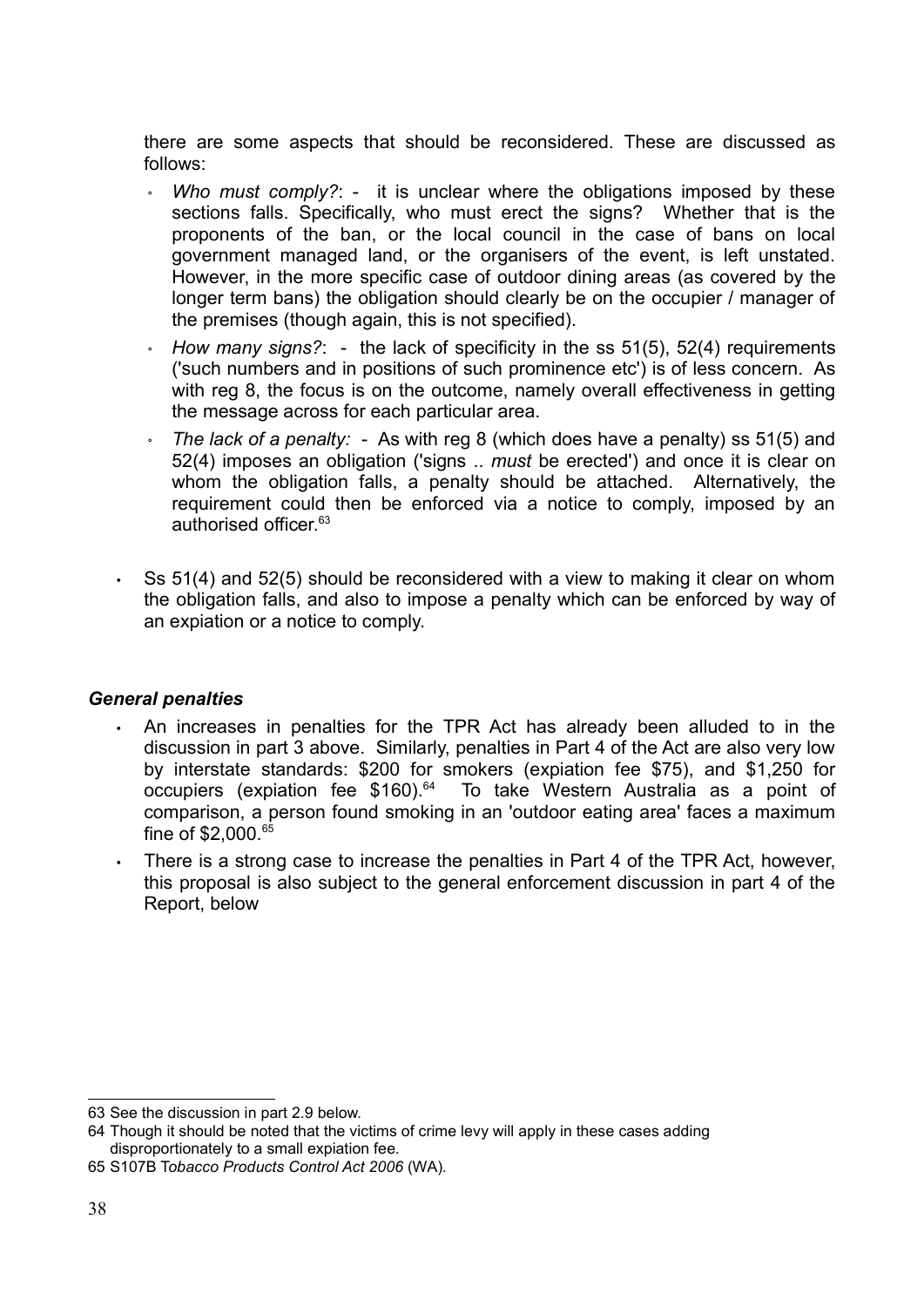there are some aspects that should be reconsidered. These are discussed as follows:

- *Who must comply?*: - it is unclear where the obligations imposed by these sections falls. Specifically, who must erect the signs? Whether that is the proponents of the ban, or the local council in the case of bans on local government managed land, or the organisers of the event, is left unstated. However, in the more specific case of outdoor dining areas (as covered by the longer term bans) the obligation should clearly be on the occupier / manager of the premises (though again, this is not specified).
- *How many signs?*: - the lack of specificity in the ss 51(5), 52(4) requirements ('such numbers and in positions of such prominence etc') is of less concern. As with reg 8, the focus is on the outcome, namely overall effectiveness in getting the message across for each particular area.
- *The lack of a penalty:* - As with reg 8 (which does have a penalty) ss 51(5) and 52(4) imposes an obligation ('signs .. *must* be erected') and once it is clear on whom the obligation falls, a penalty should be attached. Alternatively, the requirement could then be enforced via a notice to comply, imposed by an authorised officer.[63]

- Ss 51(4) and 52(5) should be reconsidered with a view to making it clear on whom the obligation falls, and also to impose a penalty which can be enforced by way of an expiation or a notice to comply.

### *General penalties*

- An increases in penalties for the TPR Act has already been alluded to in the discussion in part 3 above. Similarly, penalties in Part 4 of the Act are also very low by interstate standards: $200 for smokers (expiation fee $75), and $1,250 for occupiers (expiation fee $160).[64] To take Western Australia as a point of comparison, a person found smoking in an 'outdoor eating area' faces a maximum fine of $2,000.[65]
- There is a strong case to increase the penalties in Part 4 of the TPR Act, however, this proposal is also subject to the general enforcement discussion in part 4 of the Report, below

---

63 See the discussion in part 2.9 below.

64 Though it should be noted that the victims of crime levy will apply in these cases adding disproportionately to a small expiation fee.

65 S107B T*obacco Products Control Act 2006* (WA).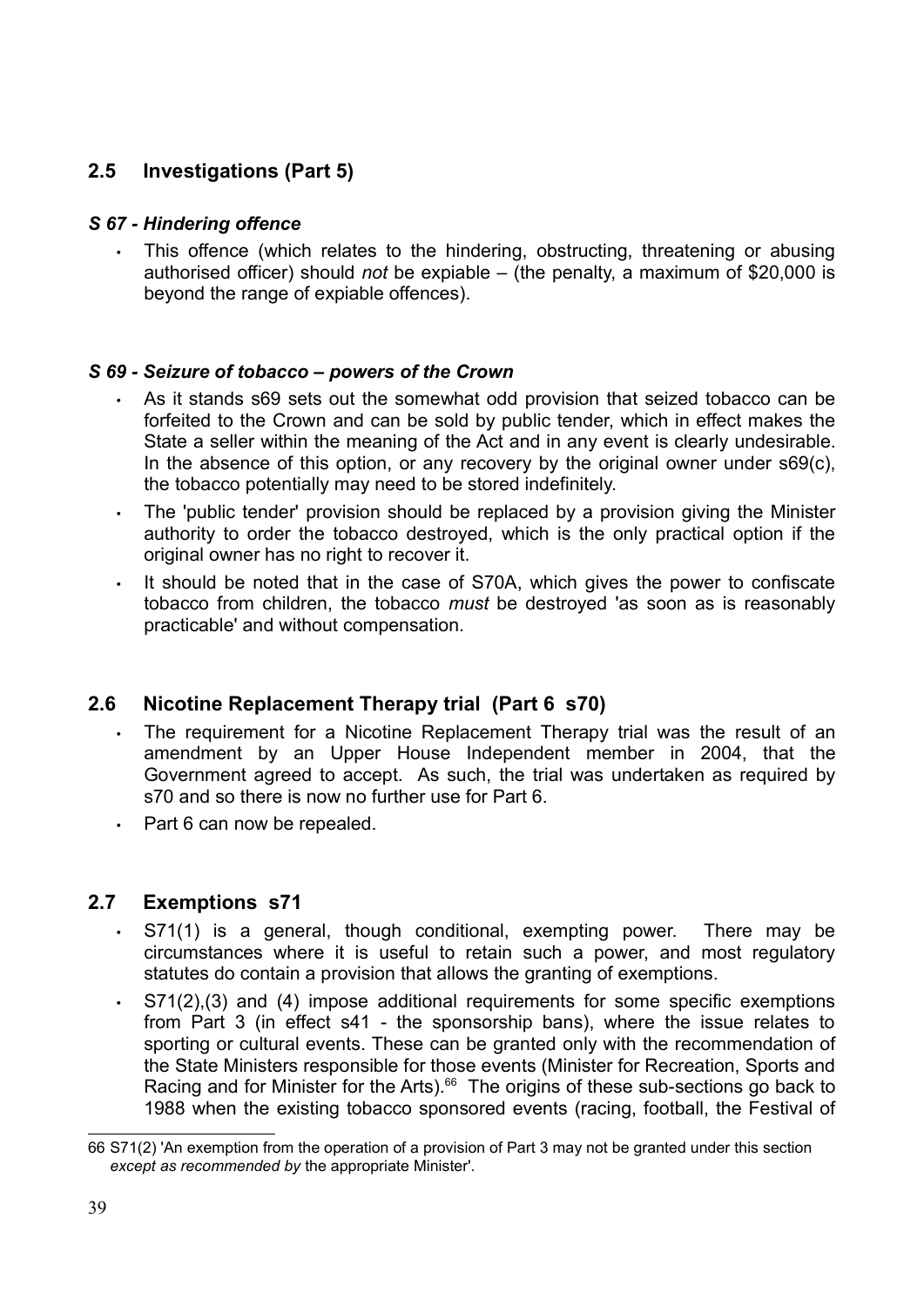## 2.5 Investigations (Part 5)

### *S 67 - Hindering offence*

- This offence (which relates to the hindering, obstructing, threatening or abusing authorised officer) should *not* be expiable – (the penalty, a maximum of $20,000 is beyond the range of expiable offences).

### *S 69 - Seizure of tobacco – powers of the Crown*

- As it stands s69 sets out the somewhat odd provision that seized tobacco can be forfeited to the Crown and can be sold by public tender, which in effect makes the State a seller within the meaning of the Act and in any event is clearly undesirable. In the absence of this option, or any recovery by the original owner under s69(c), the tobacco potentially may need to be stored indefinitely.
- The 'public tender' provision should be replaced by a provision giving the Minister authority to order the tobacco destroyed, which is the only practical option if the original owner has no right to recover it.
- It should be noted that in the case of S70A, which gives the power to confiscate tobacco from children, the tobacco *must* be destroyed 'as soon as is reasonably practicable' and without compensation.

## 2.6 Nicotine Replacement Therapy trial (Part 6 s70)

- The requirement for a Nicotine Replacement Therapy trial was the result of an amendment by an Upper House Independent member in 2004, that the Government agreed to accept. As such, the trial was undertaken as required by s70 and so there is now no further use for Part 6.
- Part 6 can now be repealed.

## 2.7 Exemptions s71

- S71(1) is a general, though conditional, exempting power. There may be circumstances where it is useful to retain such a power, and most regulatory statutes do contain a provision that allows the granting of exemptions.
- S71(2),(3) and (4) impose additional requirements for some specific exemptions from Part 3 (in effect s41 - the sponsorship bans), where the issue relates to sporting or cultural events. These can be granted only with the recommendation of the State Ministers responsible for those events (Minister for Recreation, Sports and Racing and for Minister for the Arts).[66] The origins of these sub-sections go back to 1988 when the existing tobacco sponsored events (racing, football, the Festival of

---

66 S71(2) 'An exemption from the operation of a provision of Part 3 may not be granted under this section *except as recommended by* the appropriate Minister'.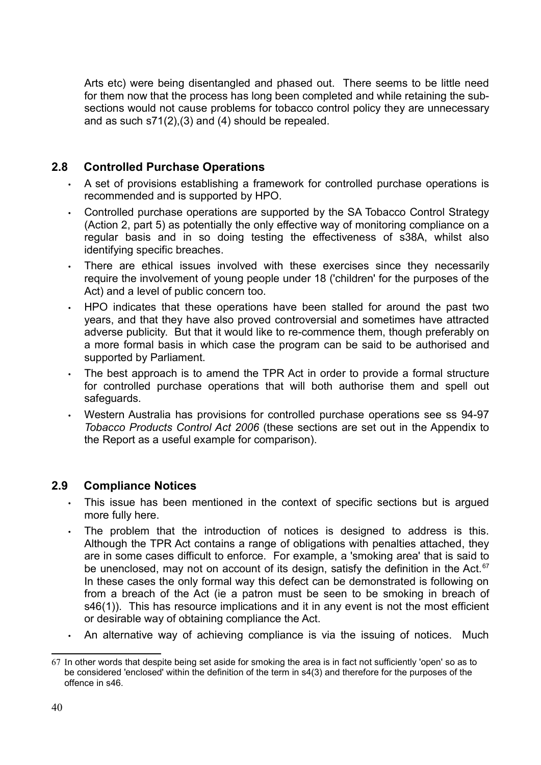Arts etc) were being disentangled and phased out. There seems to be little need for them now that the process has long been completed and while retaining the sub-sections would not cause problems for tobacco control policy they are unnecessary and as such s71(2),(3) and (4) should be repealed.

## 2.8 Controlled Purchase Operations

- A set of provisions establishing a framework for controlled purchase operations is recommended and is supported by HPO.
- Controlled purchase operations are supported by the SA Tobacco Control Strategy (Action 2, part 5) as potentially the only effective way of monitoring compliance on a regular basis and in so doing testing the effectiveness of s38A, whilst also identifying specific breaches.
- There are ethical issues involved with these exercises since they necessarily require the involvement of young people under 18 ('children' for the purposes of the Act) and a level of public concern too.
- HPO indicates that these operations have been stalled for around the past two years, and that they have also proved controversial and sometimes have attracted adverse publicity. But that it would like to re-commence them, though preferably on a more formal basis in which case the program can be said to be authorised and supported by Parliament.
- The best approach is to amend the TPR Act in order to provide a formal structure for controlled purchase operations that will both authorise them and spell out safeguards.
- Western Australia has provisions for controlled purchase operations see ss 94-97 *Tobacco Products Control Act 2006* (these sections are set out in the Appendix to the Report as a useful example for comparison).

## 2.9 Compliance Notices

- This issue has been mentioned in the context of specific sections but is argued more fully here.
- The problem that the introduction of notices is designed to address is this. Although the TPR Act contains a range of obligations with penalties attached, they are in some cases difficult to enforce. For example, a 'smoking area' that is said to be unenclosed, may not on account of its design, satisfy the definition in the Act.[67] In these cases the only formal way this defect can be demonstrated is following on from a breach of the Act (ie a patron must be seen to be smoking in breach of s46(1)). This has resource implications and it in any event is not the most efficient or desirable way of obtaining compliance the Act.
- An alternative way of achieving compliance is via the issuing of notices. Much

---

67 In other words that despite being set aside for smoking the area is in fact not sufficiently 'open' so as to be considered 'enclosed' within the definition of the term in s4(3) and therefore for the purposes of the offence in s46.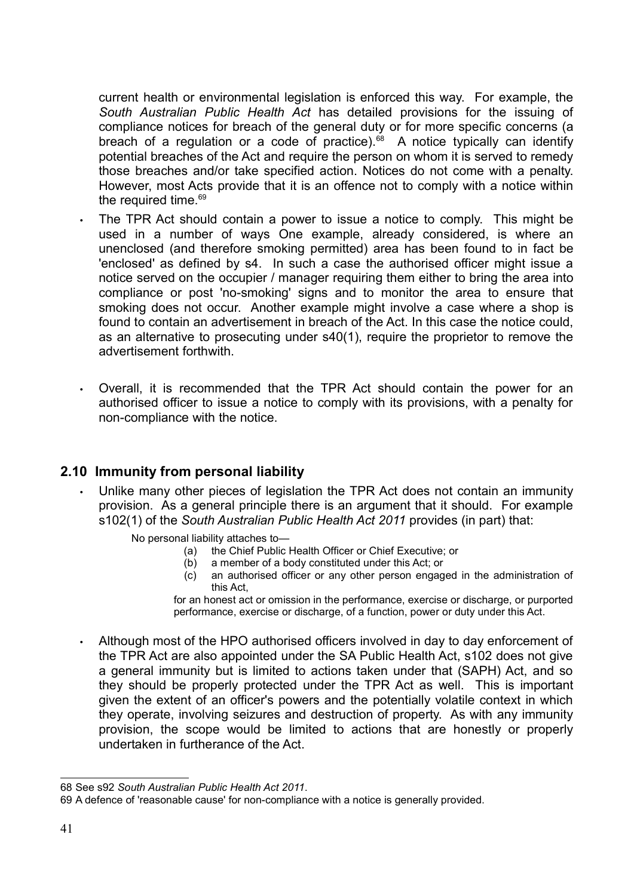current health or environmental legislation is enforced this way. For example, the *South Australian Public Health Act* has detailed provisions for the issuing of compliance notices for breach of the general duty or for more specific concerns (a breach of a regulation or a code of practice).[68] A notice typically can identify potential breaches of the Act and require the person on whom it is served to remedy those breaches and/or take specified action. Notices do not come with a penalty. However, most Acts provide that it is an offence not to comply with a notice within the required time.[69]

- The TPR Act should contain a power to issue a notice to comply. This might be used in a number of ways One example, already considered, is where an unenclosed (and therefore smoking permitted) area has been found to in fact be 'enclosed' as defined by s4. In such a case the authorised officer might issue a notice served on the occupier / manager requiring them either to bring the area into compliance or post 'no-smoking' signs and to monitor the area to ensure that smoking does not occur. Another example might involve a case where a shop is found to contain an advertisement in breach of the Act. In this case the notice could, as an alternative to prosecuting under s40(1), require the proprietor to remove the advertisement forthwith.

- Overall, it is recommended that the TPR Act should contain the power for an authorised officer to issue a notice to comply with its provisions, with a penalty for non-compliance with the notice.

## 2.10 Immunity from personal liability

- Unlike many other pieces of legislation the TPR Act does not contain an immunity provision. As a general principle there is an argument that it should. For example s102(1) of the *South Australian Public Health Act 2011* provides (in part) that:

  > No personal liability attaches to—
  >
  > (a) the Chief Public Health Officer or Chief Executive; or
  >
  > (b) a member of a body constituted under this Act; or
  >
  > (c) an authorised officer or any other person engaged in the administration of this Act,
  >
  > for an honest act or omission in the performance, exercise or discharge, or purported performance, exercise or discharge, of a function, power or duty under this Act.

- Although most of the HPO authorised officers involved in day to day enforcement of the TPR Act are also appointed under the SA Public Health Act, s102 does not give a general immunity but is limited to actions taken under that (SAPH) Act, and so they should be properly protected under the TPR Act as well. This is important given the extent of an officer's powers and the potentially volatile context in which they operate, involving seizures and destruction of property. As with any immunity provision, the scope would be limited to actions that are honestly or properly undertaken in furtherance of the Act.

---

68 See s92 *South Australian Public Health Act 2011*.

69 A defence of 'reasonable cause' for non-compliance with a notice is generally provided.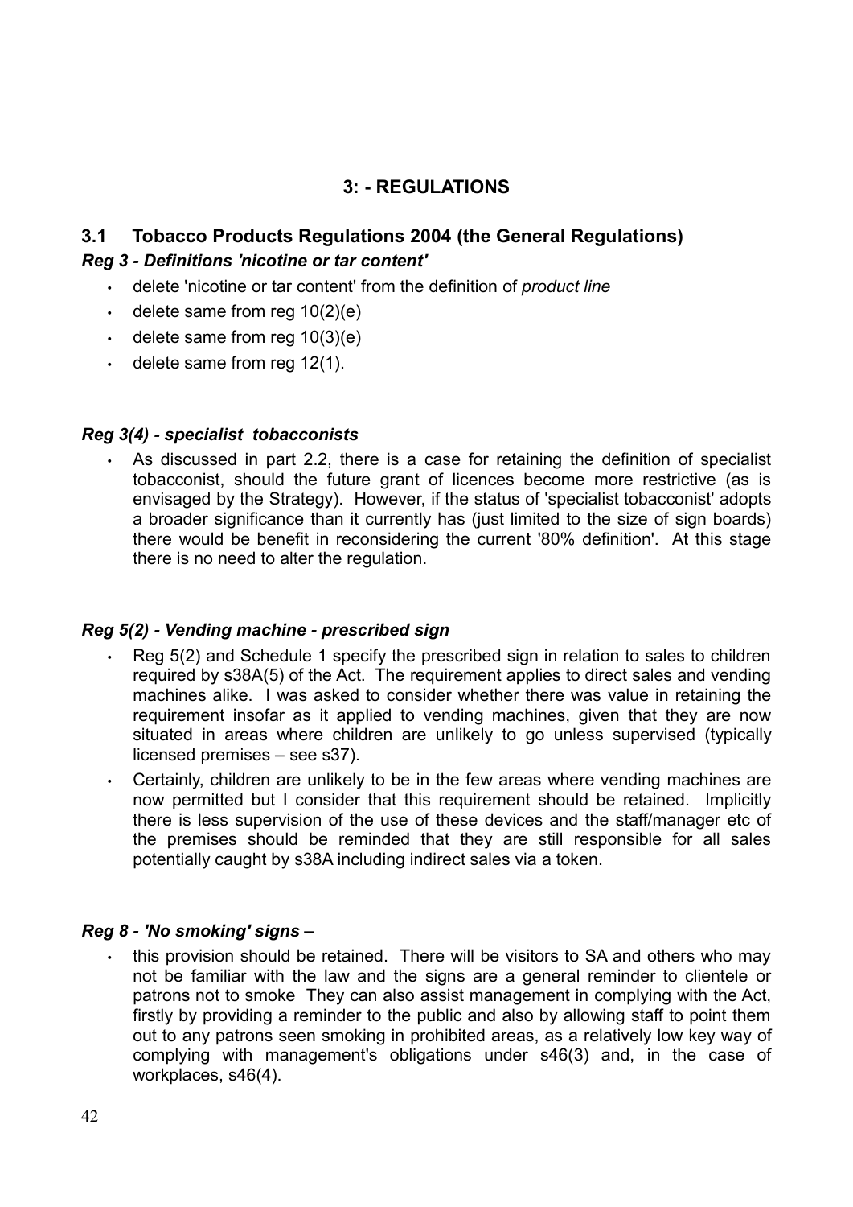## 3: - REGULATIONS

### 3.1 Tobacco Products Regulations 2004 (the General Regulations)

#### *Reg 3 - Definitions 'nicotine or tar content'*

- delete 'nicotine or tar content' from the definition of *product line*
- delete same from reg 10(2)(e)
- delete same from reg 10(3)(e)
- delete same from reg 12(1).

#### *Reg 3(4) - specialist tobacconists*

- As discussed in part 2.2, there is a case for retaining the definition of specialist tobacconist, should the future grant of licences become more restrictive (as is envisaged by the Strategy). However, if the status of 'specialist tobacconist' adopts a broader significance than it currently has (just limited to the size of sign boards) there would be benefit in reconsidering the current '80% definition'. At this stage there is no need to alter the regulation.

#### *Reg 5(2) - Vending machine - prescribed sign*

- Reg 5(2) and Schedule 1 specify the prescribed sign in relation to sales to children required by s38A(5) of the Act. The requirement applies to direct sales and vending machines alike. I was asked to consider whether there was value in retaining the requirement insofar as it applied to vending machines, given that they are now situated in areas where children are unlikely to go unless supervised (typically licensed premises – see s37).
- Certainly, children are unlikely to be in the few areas where vending machines are now permitted but I consider that this requirement should be retained. Implicitly there is less supervision of the use of these devices and the staff/manager etc of the premises should be reminded that they are still responsible for all sales potentially caught by s38A including indirect sales via a token.

#### *Reg 8 - 'No smoking' signs –*

- this provision should be retained. There will be visitors to SA and others who may not be familiar with the law and the signs are a general reminder to clientele or patrons not to smoke They can also assist management in complying with the Act, firstly by providing a reminder to the public and also by allowing staff to point them out to any patrons seen smoking in prohibited areas, as a relatively low key way of complying with management's obligations under s46(3) and, in the case of workplaces, s46(4).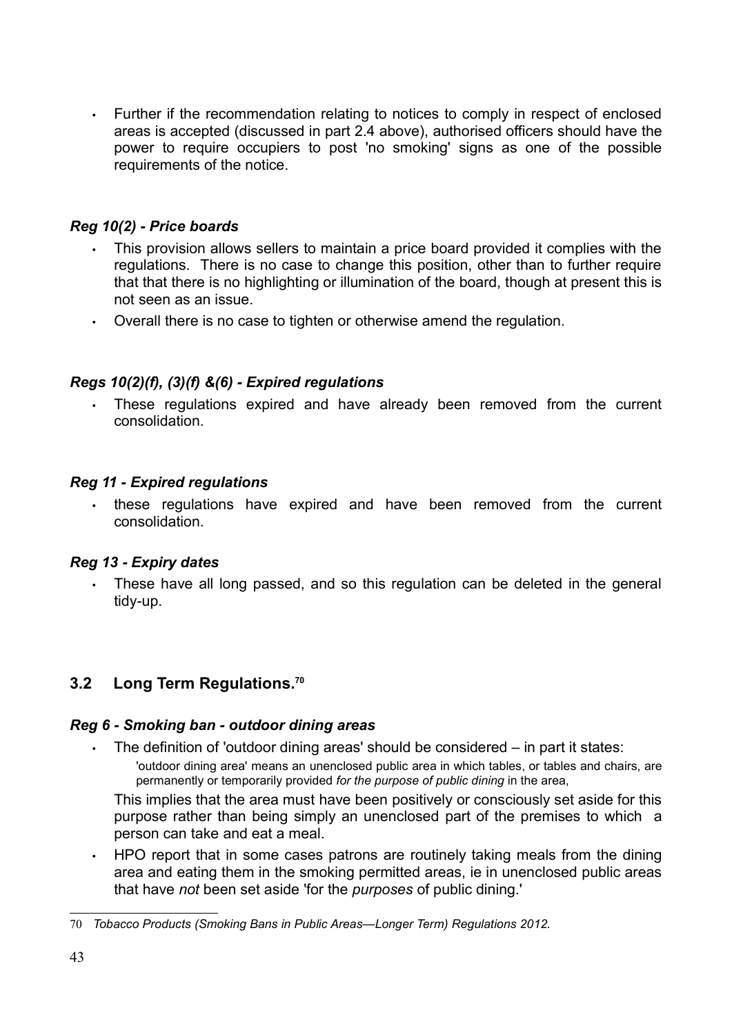- Further if the recommendation relating to notices to comply in respect of enclosed areas is accepted (discussed in part 2.4 above), authorised officers should have the power to require occupiers to post 'no smoking' signs as one of the possible requirements of the notice.

#### *Reg 10(2) - Price boards*

- This provision allows sellers to maintain a price board provided it complies with the regulations. There is no case to change this position, other than to further require that that there is no highlighting or illumination of the board, though at present this is not seen as an issue.
- Overall there is no case to tighten or otherwise amend the regulation.

#### *Regs 10(2)(f), (3)(f) &(6) - Expired regulations*

- These regulations expired and have already been removed from the current consolidation.

#### *Reg 11 - Expired regulations*

- these regulations have expired and have been removed from the current consolidation.

#### *Reg 13 - Expiry dates*

- These have all long passed, and so this regulation can be deleted in the general tidy-up.

## 3.2 Long Term Regulations.[70]

#### *Reg 6 - Smoking ban - outdoor dining areas*

- The definition of 'outdoor dining areas' should be considered – in part it states:

  'outdoor dining area' means an unenclosed public area in which tables, or tables and chairs, are permanently or temporarily provided *for the purpose of public dining* in the area,

  This implies that the area must have been positively or consciously set aside for this purpose rather than being simply an unenclosed part of the premises to which a person can take and eat a meal.
- HPO report that in some cases patrons are routinely taking meals from the dining area and eating them in the smoking permitted areas, ie in unenclosed public areas that have *not* been set aside 'for the *purposes* of public dining.'

---

70 *Tobacco Products (Smoking Bans in Public Areas—Longer Term) Regulations 2012.*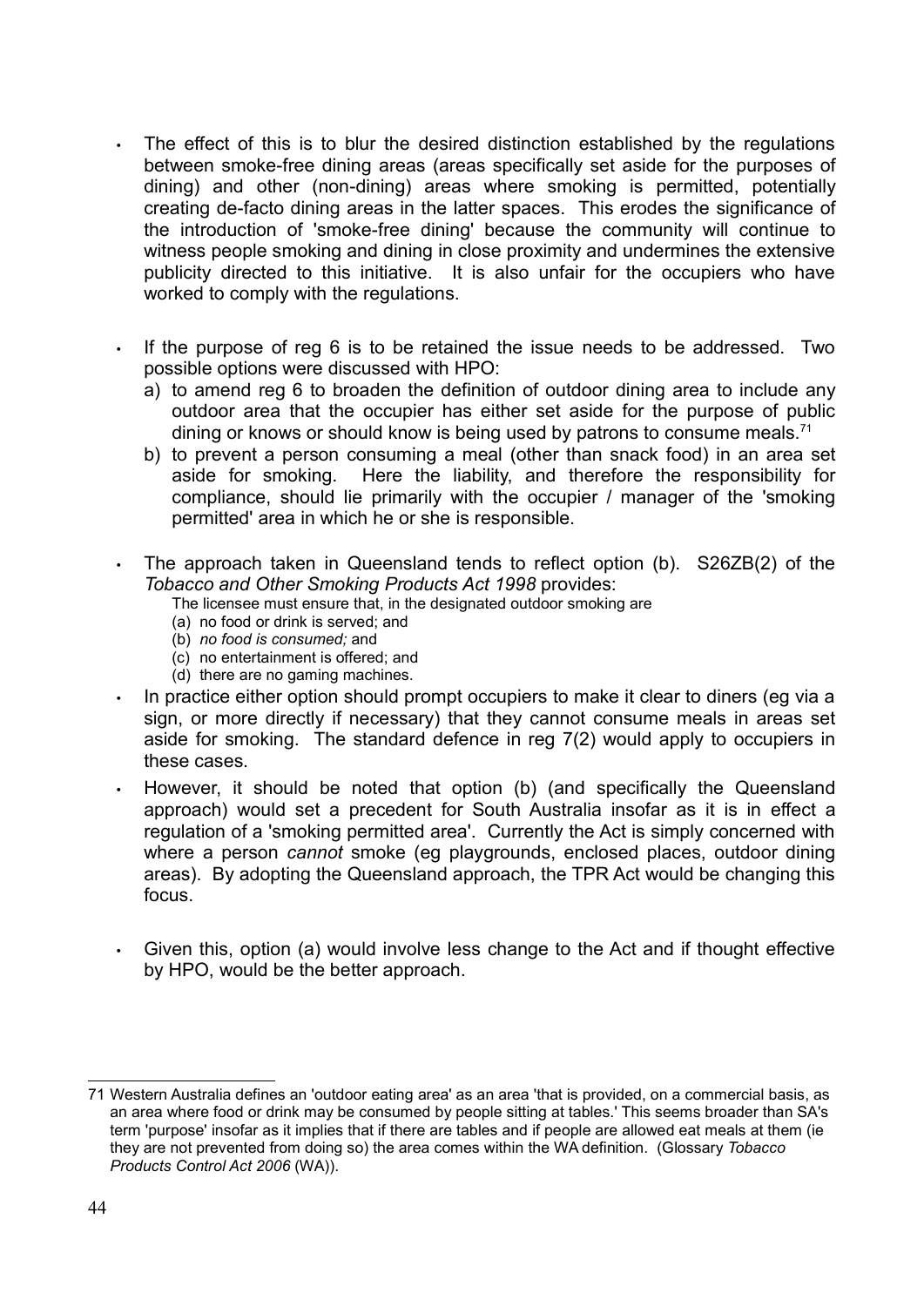- The effect of this is to blur the desired distinction established by the regulations between smoke-free dining areas (areas specifically set aside for the purposes of dining) and other (non-dining) areas where smoking is permitted, potentially creating de-facto dining areas in the latter spaces. This erodes the significance of the introduction of 'smoke-free dining' because the community will continue to witness people smoking and dining in close proximity and undermines the extensive publicity directed to this initiative. It is also unfair for the occupiers who have worked to comply with the regulations.

- If the purpose of reg 6 is to be retained the issue needs to be addressed. Two possible options were discussed with HPO:
  a) to amend reg 6 to broaden the definition of outdoor dining area to include any outdoor area that the occupier has either set aside for the purpose of public dining or knows or should know is being used by patrons to consume meals.[71]
  b) to prevent a person consuming a meal (other than snack food) in an area set aside for smoking. Here the liability, and therefore the responsibility for compliance, should lie primarily with the occupier / manager of the 'smoking permitted' area in which he or she is responsible.

- The approach taken in Queensland tends to reflect option (b). S26ZB(2) of the *Tobacco and Other Smoking Products Act 1998* provides:

  The licensee must ensure that, in the designated outdoor smoking are
  (a) no food or drink is served; and
  (b) *no food is consumed;* and
  (c) no entertainment is offered; and
  (d) there are no gaming machines.

- In practice either option should prompt occupiers to make it clear to diners (eg via a sign, or more directly if necessary) that they cannot consume meals in areas set aside for smoking. The standard defence in reg 7(2) would apply to occupiers in these cases.

- However, it should be noted that option (b) (and specifically the Queensland approach) would set a precedent for South Australia insofar as it is in effect a regulation of a 'smoking permitted area'. Currently the Act is simply concerned with where a person *cannot* smoke (eg playgrounds, enclosed places, outdoor dining areas). By adopting the Queensland approach, the TPR Act would be changing this focus.

- Given this, option (a) would involve less change to the Act and if thought effective by HPO, would be the better approach.

---

71 Western Australia defines an 'outdoor eating area' as an area 'that is provided, on a commercial basis, as an area where food or drink may be consumed by people sitting at tables.' This seems broader than SA's term 'purpose' insofar as it implies that if there are tables and if people are allowed eat meals at them (ie they are not prevented from doing so) the area comes within the WA definition. (Glossary *Tobacco Products Control Act 2006* (WA)).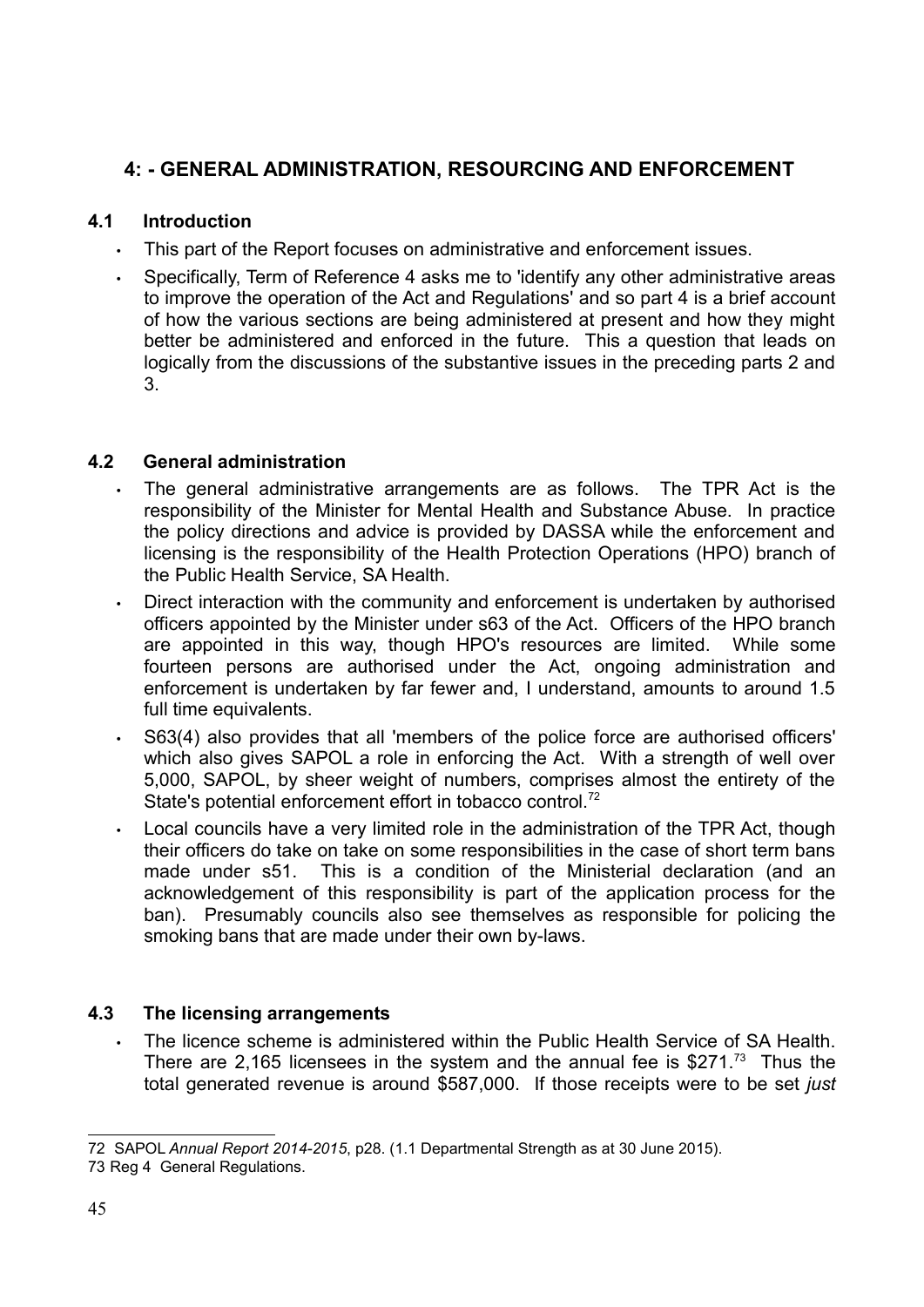## 4: - GENERAL ADMINISTRATION, RESOURCING AND ENFORCEMENT

### 4.1 Introduction

- This part of the Report focuses on administrative and enforcement issues.
- Specifically, Term of Reference 4 asks me to 'identify any other administrative areas to improve the operation of the Act and Regulations' and so part 4 is a brief account of how the various sections are being administered at present and how they might better be administered and enforced in the future. This a question that leads on logically from the discussions of the substantive issues in the preceding parts 2 and 3.

### 4.2 General administration

- The general administrative arrangements are as follows. The TPR Act is the responsibility of the Minister for Mental Health and Substance Abuse. In practice the policy directions and advice is provided by DASSA while the enforcement and licensing is the responsibility of the Health Protection Operations (HPO) branch of the Public Health Service, SA Health.
- Direct interaction with the community and enforcement is undertaken by authorised officers appointed by the Minister under s63 of the Act. Officers of the HPO branch are appointed in this way, though HPO's resources are limited. While some fourteen persons are authorised under the Act, ongoing administration and enforcement is undertaken by far fewer and, I understand, amounts to around 1.5 full time equivalents.
- S63(4) also provides that all 'members of the police force are authorised officers' which also gives SAPOL a role in enforcing the Act. With a strength of well over 5,000, SAPOL, by sheer weight of numbers, comprises almost the entirety of the State's potential enforcement effort in tobacco control.[72]
- Local councils have a very limited role in the administration of the TPR Act, though their officers do take on take on some responsibilities in the case of short term bans made under s51. This is a condition of the Ministerial declaration (and an acknowledgement of this responsibility is part of the application process for the ban). Presumably councils also see themselves as responsible for policing the smoking bans that are made under their own by-laws.

### 4.3 The licensing arrangements

- The licence scheme is administered within the Public Health Service of SA Health. There are 2,165 licensees in the system and the annual fee is \$271.[73] Thus the total generated revenue is around \$587,000. If those receipts were to be set *just*

---

72 SAPOL *Annual Report 2014-2015*, p28. (1.1 Departmental Strength as at 30 June 2015).

73 Reg 4 General Regulations.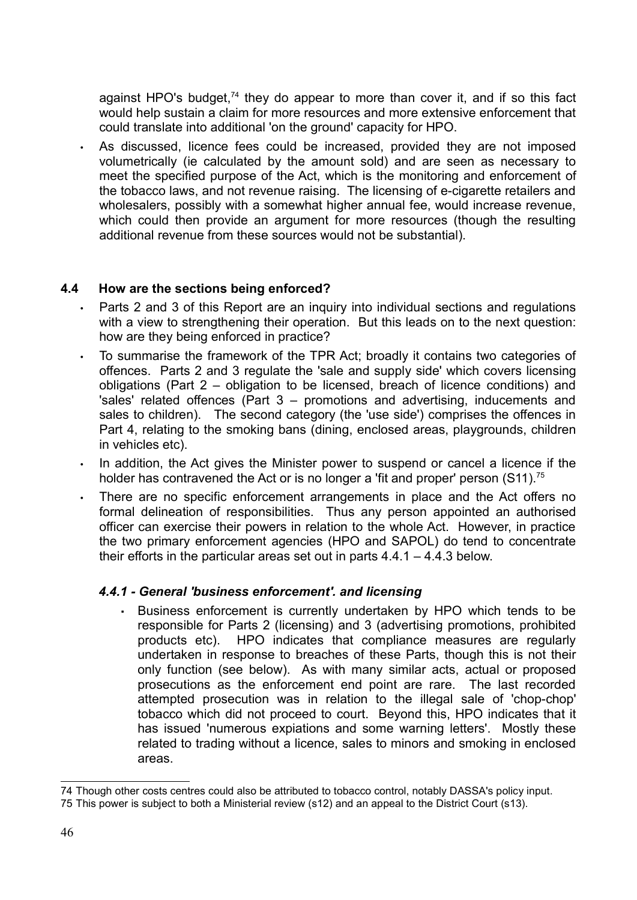against HPO's budget,[74] they do appear to more than cover it, and if so this fact would help sustain a claim for more resources and more extensive enforcement that could translate into additional 'on the ground' capacity for HPO.

- As discussed, licence fees could be increased, provided they are not imposed volumetrically (ie calculated by the amount sold) and are seen as necessary to meet the specified purpose of the Act, which is the monitoring and enforcement of the tobacco laws, and not revenue raising. The licensing of e-cigarette retailers and wholesalers, possibly with a somewhat higher annual fee, would increase revenue, which could then provide an argument for more resources (though the resulting additional revenue from these sources would not be substantial).

### 4.4 How are the sections being enforced?

- Parts 2 and 3 of this Report are an inquiry into individual sections and regulations with a view to strengthening their operation. But this leads on to the next question: how are they being enforced in practice?
- To summarise the framework of the TPR Act; broadly it contains two categories of offences. Parts 2 and 3 regulate the 'sale and supply side' which covers licensing obligations (Part 2 – obligation to be licensed, breach of licence conditions) and 'sales' related offences (Part 3 – promotions and advertising, inducements and sales to children). The second category (the 'use side') comprises the offences in Part 4, relating to the smoking bans (dining, enclosed areas, playgrounds, children in vehicles etc).
- In addition, the Act gives the Minister power to suspend or cancel a licence if the holder has contravened the Act or is no longer a 'fit and proper' person (S11).[75]
- There are no specific enforcement arrangements in place and the Act offers no formal delineation of responsibilities. Thus any person appointed an authorised officer can exercise their powers in relation to the whole Act. However, in practice the two primary enforcement agencies (HPO and SAPOL) do tend to concentrate their efforts in the particular areas set out in parts 4.4.1 – 4.4.3 below.

#### *4.4.1 - General 'business enforcement'. and licensing*

- Business enforcement is currently undertaken by HPO which tends to be responsible for Parts 2 (licensing) and 3 (advertising promotions, prohibited products etc). HPO indicates that compliance measures are regularly undertaken in response to breaches of these Parts, though this is not their only function (see below). As with many similar acts, actual or proposed prosecutions as the enforcement end point are rare. The last recorded attempted prosecution was in relation to the illegal sale of 'chop-chop' tobacco which did not proceed to court. Beyond this, HPO indicates that it has issued 'numerous expiations and some warning letters'. Mostly these related to trading without a licence, sales to minors and smoking in enclosed areas.

---

74 Though other costs centres could also be attributed to tobacco control, notably DASSA's policy input.

75 This power is subject to both a Ministerial review (s12) and an appeal to the District Court (s13).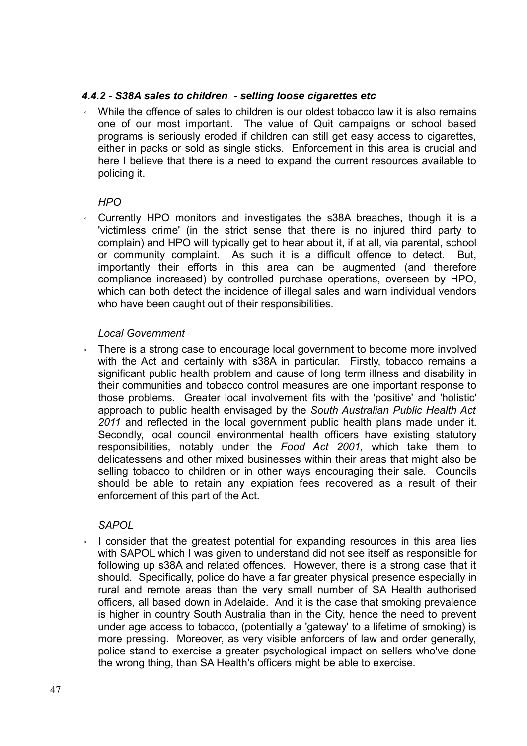#### *4.4.2 - S38A sales to children - selling loose cigarettes etc*

- While the offence of sales to children is our oldest tobacco law it is also remains one of our most important. The value of Quit campaigns or school based programs is seriously eroded if children can still get easy access to cigarettes, either in packs or sold as single sticks. Enforcement in this area is crucial and here I believe that there is a need to expand the current resources available to policing it.

*HPO*

- Currently HPO monitors and investigates the s38A breaches, though it is a 'victimless crime' (in the strict sense that there is no injured third party to complain) and HPO will typically get to hear about it, if at all, via parental, school or community complaint. As such it is a difficult offence to detect. But, importantly their efforts in this area can be augmented (and therefore compliance increased) by controlled purchase operations, overseen by HPO, which can both detect the incidence of illegal sales and warn individual vendors who have been caught out of their responsibilities.

*Local Government*

- There is a strong case to encourage local government to become more involved with the Act and certainly with s38A in particular. Firstly, tobacco remains a significant public health problem and cause of long term illness and disability in their communities and tobacco control measures are one important response to those problems. Greater local involvement fits with the 'positive' and 'holistic' approach to public health envisaged by the *South Australian Public Health Act 2011* and reflected in the local government public health plans made under it. Secondly, local council environmental health officers have existing statutory responsibilities, notably under the *Food Act 2001,* which take them to delicatessens and other mixed businesses within their areas that might also be selling tobacco to children or in other ways encouraging their sale. Councils should be able to retain any expiation fees recovered as a result of their enforcement of this part of the Act.

*SAPOL*

- I consider that the greatest potential for expanding resources in this area lies with SAPOL which I was given to understand did not see itself as responsible for following up s38A and related offences. However, there is a strong case that it should. Specifically, police do have a far greater physical presence especially in rural and remote areas than the very small number of SA Health authorised officers, all based down in Adelaide. And it is the case that smoking prevalence is higher in country South Australia than in the City, hence the need to prevent under age access to tobacco, (potentially a 'gateway' to a lifetime of smoking) is more pressing. Moreover, as very visible enforcers of law and order generally, police stand to exercise a greater psychological impact on sellers who've done the wrong thing, than SA Health's officers might be able to exercise.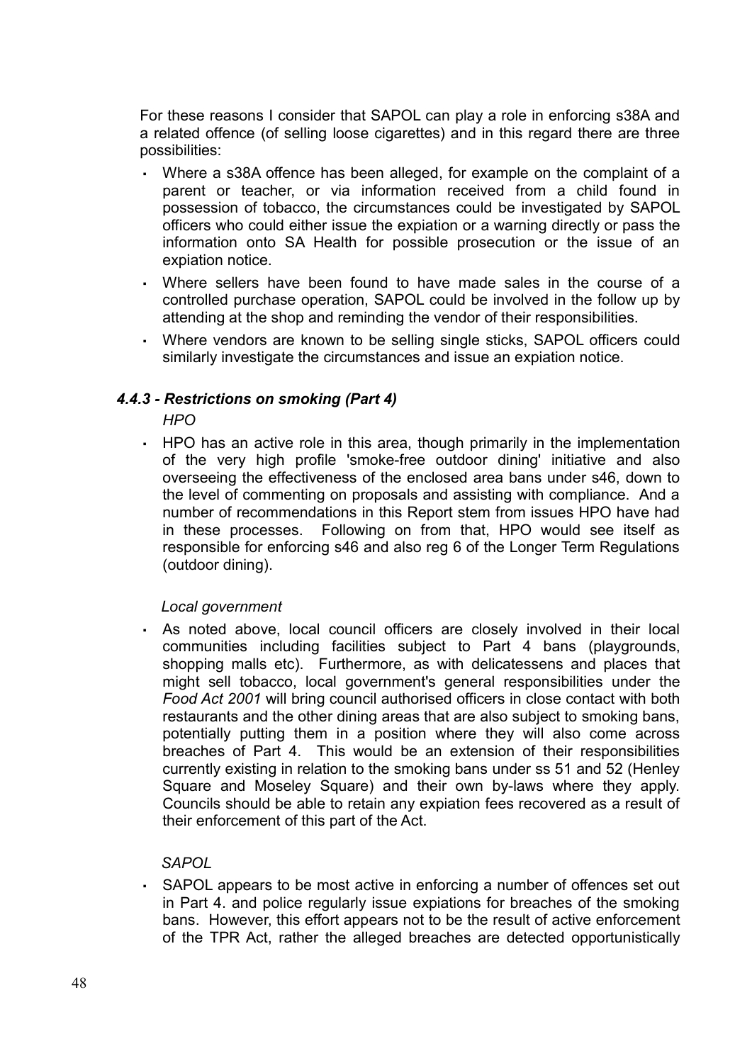For these reasons I consider that SAPOL can play a role in enforcing s38A and a related offence (of selling loose cigarettes) and in this regard there are three possibilities:

- Where a s38A offence has been alleged, for example on the complaint of a parent or teacher, or via information received from a child found in possession of tobacco, the circumstances could be investigated by SAPOL officers who could either issue the expiation or a warning directly or pass the information onto SA Health for possible prosecution or the issue of an expiation notice.
- Where sellers have been found to have made sales in the course of a controlled purchase operation, SAPOL could be involved in the follow up by attending at the shop and reminding the vendor of their responsibilities.
- Where vendors are known to be selling single sticks, SAPOL officers could similarly investigate the circumstances and issue an expiation notice.

#### *4.4.3 - Restrictions on smoking (Part 4)*

*HPO*

- HPO has an active role in this area, though primarily in the implementation of the very high profile 'smoke-free outdoor dining' initiative and also overseeing the effectiveness of the enclosed area bans under s46, down to the level of commenting on proposals and assisting with compliance. And a number of recommendations in this Report stem from issues HPO have had in these processes. Following on from that, HPO would see itself as responsible for enforcing s46 and also reg 6 of the Longer Term Regulations (outdoor dining).

*Local government*

- As noted above, local council officers are closely involved in their local communities including facilities subject to Part 4 bans (playgrounds, shopping malls etc). Furthermore, as with delicatessens and places that might sell tobacco, local government's general responsibilities under the *Food Act 2001* will bring council authorised officers in close contact with both restaurants and the other dining areas that are also subject to smoking bans, potentially putting them in a position where they will also come across breaches of Part 4. This would be an extension of their responsibilities currently existing in relation to the smoking bans under ss 51 and 52 (Henley Square and Moseley Square) and their own by-laws where they apply. Councils should be able to retain any expiation fees recovered as a result of their enforcement of this part of the Act.

*SAPOL*

- SAPOL appears to be most active in enforcing a number of offences set out in Part 4. and police regularly issue expiations for breaches of the smoking bans. However, this effort appears not to be the result of active enforcement of the TPR Act, rather the alleged breaches are detected opportunistically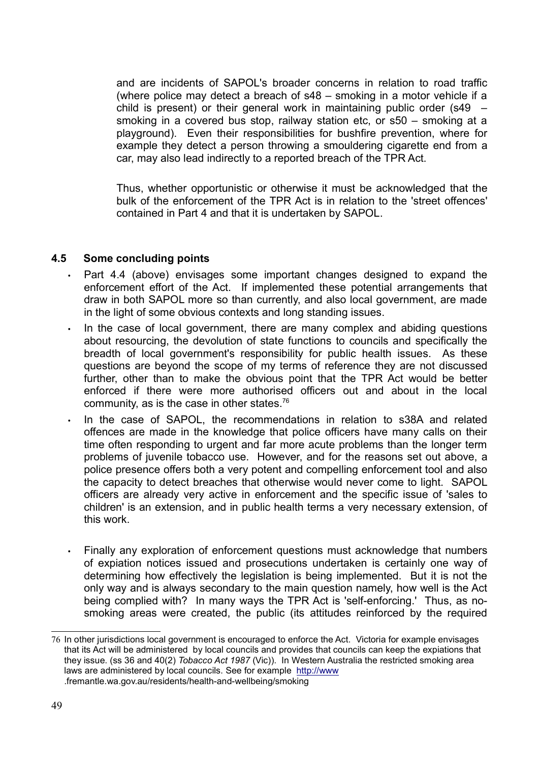and are incidents of SAPOL's broader concerns in relation to road traffic (where police may detect a breach of s48 – smoking in a motor vehicle if a child is present) or their general work in maintaining public order (s49 – smoking in a covered bus stop, railway station etc, or s50 – smoking at a playground). Even their responsibilities for bushfire prevention, where for example they detect a person throwing a smouldering cigarette end from a car, may also lead indirectly to a reported breach of the TPR Act.

Thus, whether opportunistic or otherwise it must be acknowledged that the bulk of the enforcement of the TPR Act is in relation to the 'street offences' contained in Part 4 and that it is undertaken by SAPOL.

### 4.5 Some concluding points

- Part 4.4 (above) envisages some important changes designed to expand the enforcement effort of the Act. If implemented these potential arrangements that draw in both SAPOL more so than currently, and also local government, are made in the light of some obvious contexts and long standing issues.
- In the case of local government, there are many complex and abiding questions about resourcing, the devolution of state functions to councils and specifically the breadth of local government's responsibility for public health issues. As these questions are beyond the scope of my terms of reference they are not discussed further, other than to make the obvious point that the TPR Act would be better enforced if there were more authorised officers out and about in the local community, as is the case in other states.[76]
- In the case of SAPOL, the recommendations in relation to s38A and related offences are made in the knowledge that police officers have many calls on their time often responding to urgent and far more acute problems than the longer term problems of juvenile tobacco use. However, and for the reasons set out above, a police presence offers both a very potent and compelling enforcement tool and also the capacity to detect breaches that otherwise would never come to light. SAPOL officers are already very active in enforcement and the specific issue of 'sales to children' is an extension, and in public health terms a very necessary extension, of this work.
- Finally any exploration of enforcement questions must acknowledge that numbers of expiation notices issued and prosecutions undertaken is certainly one way of determining how effectively the legislation is being implemented. But it is not the only way and is always secondary to the main question namely, how well is the Act being complied with? In many ways the TPR Act is 'self-enforcing.' Thus, as no-smoking areas were created, the public (its attitudes reinforced by the required

---

76 In other jurisdictions local government is encouraged to enforce the Act. Victoria for example envisages that its Act will be administered by local councils and provides that councils can keep the expiations that they issue. (ss 36 and 40(2) *Tobacco Act 1987* (Vic)). In Western Australia the restricted smoking area laws are administered by local councils. See for example http://www.fremantle.wa.gov.au/residents/health-and-wellbeing/smoking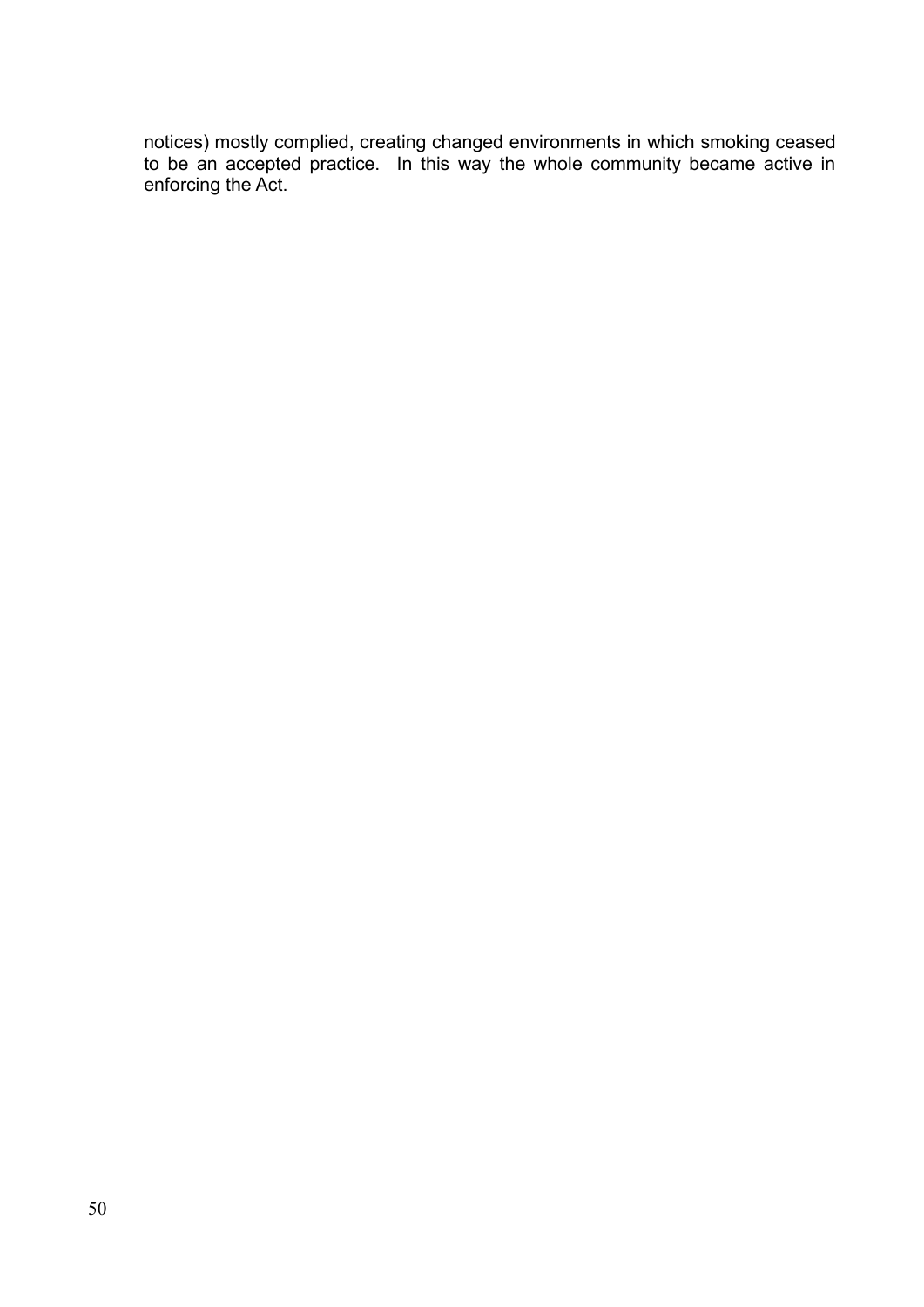notices) mostly complied, creating changed environments in which smoking ceased to be an accepted practice. In this way the whole community became active in enforcing the Act.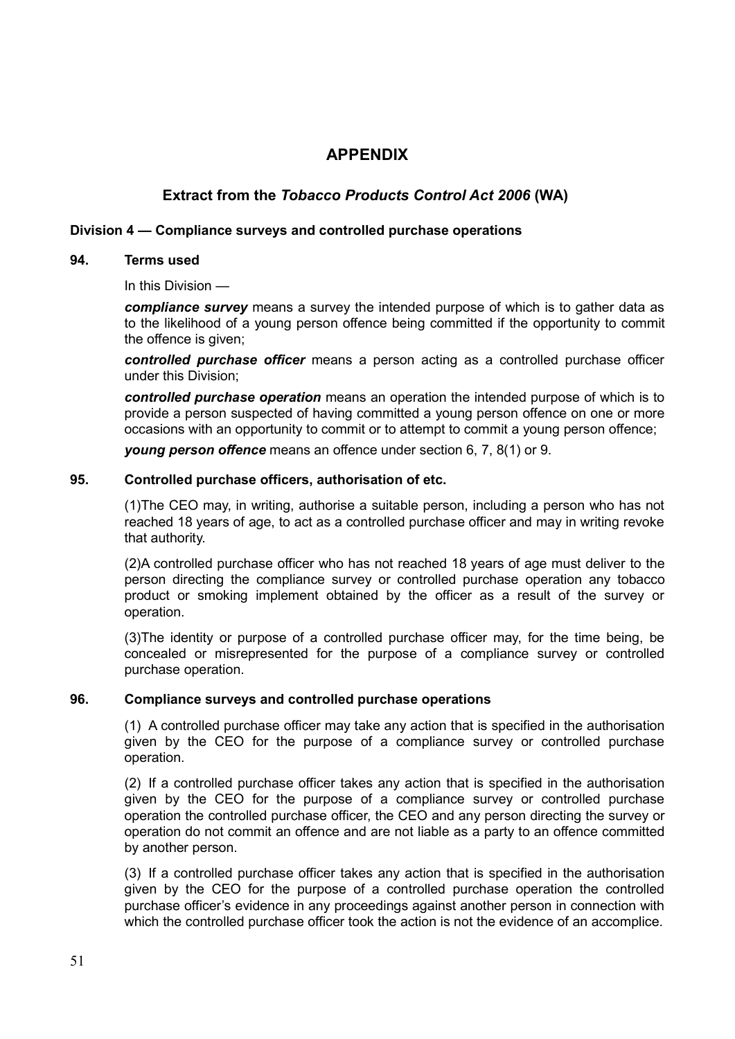# APPENDIX

## Extract from the *Tobacco Products Control Act 2006* (WA)

### Division 4 — Compliance surveys and controlled purchase operations

#### 94. Terms used

In this Division —

***compliance survey*** means a survey the intended purpose of which is to gather data as to the likelihood of a young person offence being committed if the opportunity to commit the offence is given;

***controlled purchase officer*** means a person acting as a controlled purchase officer under this Division;

***controlled purchase operation*** means an operation the intended purpose of which is to provide a person suspected of having committed a young person offence on one or more occasions with an opportunity to commit or to attempt to commit a young person offence;

***young person offence*** means an offence under section 6, 7, 8(1) or 9.

#### 95. Controlled purchase officers, authorisation of etc.

(1)The CEO may, in writing, authorise a suitable person, including a person who has not reached 18 years of age, to act as a controlled purchase officer and may in writing revoke that authority.

(2)A controlled purchase officer who has not reached 18 years of age must deliver to the person directing the compliance survey or controlled purchase operation any tobacco product or smoking implement obtained by the officer as a result of the survey or operation.

(3)The identity or purpose of a controlled purchase officer may, for the time being, be concealed or misrepresented for the purpose of a compliance survey or controlled purchase operation.

#### 96. Compliance surveys and controlled purchase operations

(1) A controlled purchase officer may take any action that is specified in the authorisation given by the CEO for the purpose of a compliance survey or controlled purchase operation.

(2) If a controlled purchase officer takes any action that is specified in the authorisation given by the CEO for the purpose of a compliance survey or controlled purchase operation the controlled purchase officer, the CEO and any person directing the survey or operation do not commit an offence and are not liable as a party to an offence committed by another person.

(3) If a controlled purchase officer takes any action that is specified in the authorisation given by the CEO for the purpose of a controlled purchase operation the controlled purchase officer's evidence in any proceedings against another person in connection with which the controlled purchase officer took the action is not the evidence of an accomplice.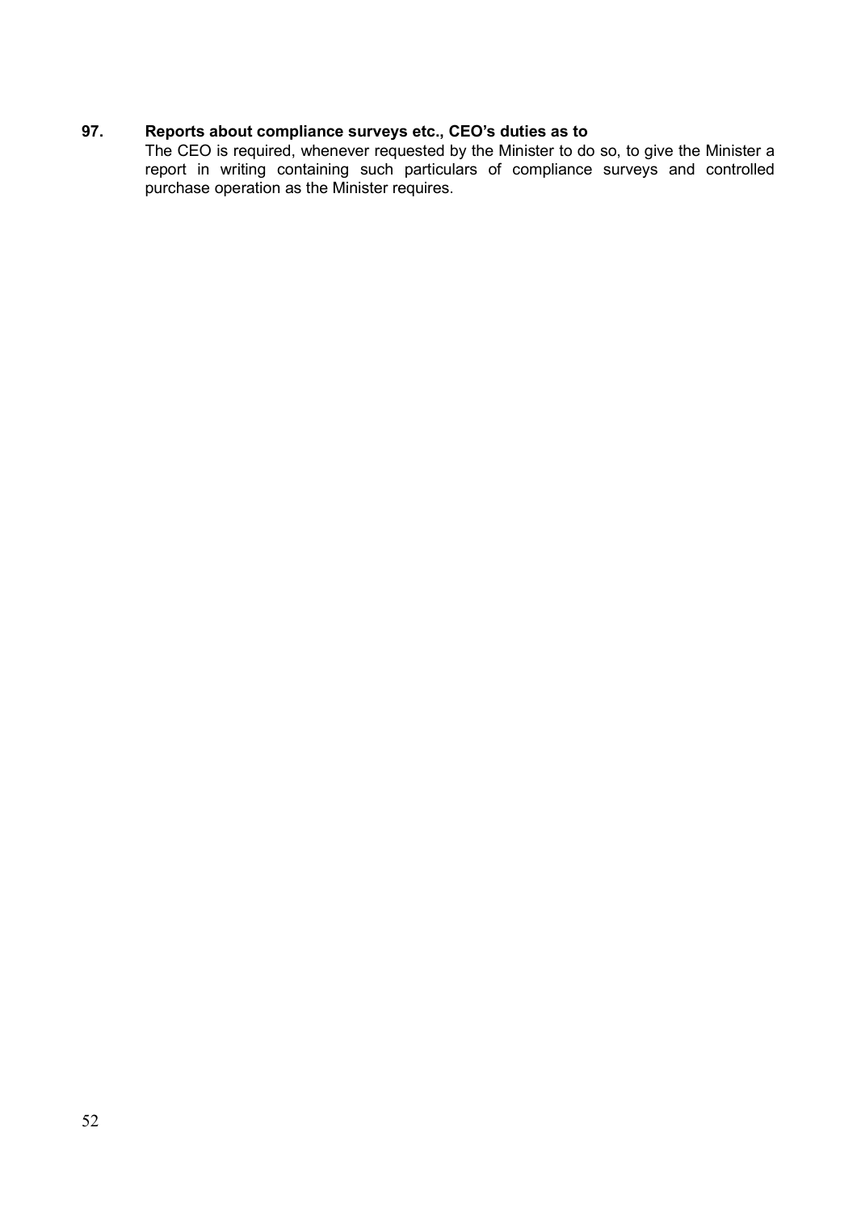### 97. Reports about compliance surveys etc., CEO's duties as to

The CEO is required, whenever requested by the Minister to do so, to give the Minister a report in writing containing such particulars of compliance surveys and controlled purchase operation as the Minister requires.